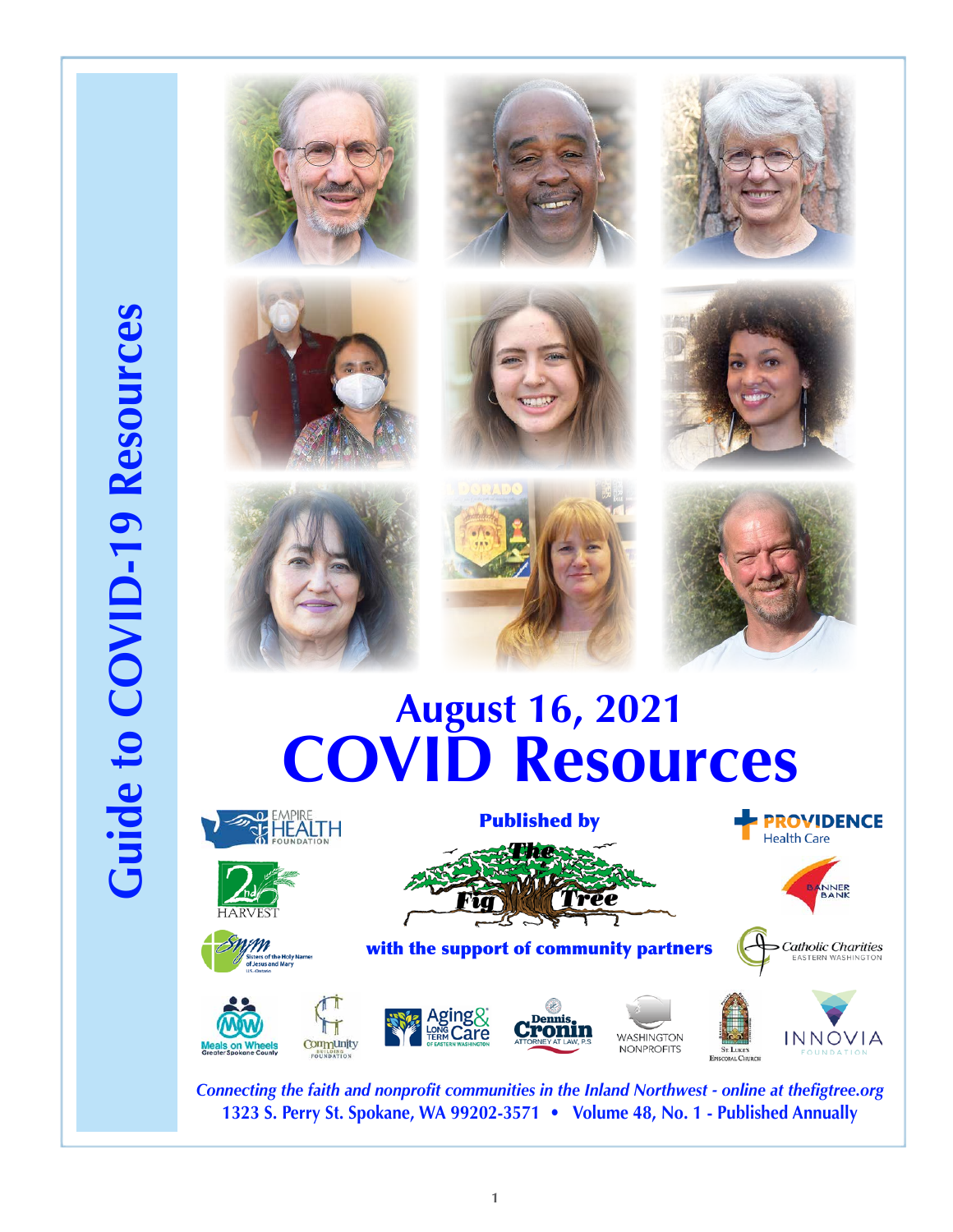Guide to COVID-19 Resources

# August 16, 2021
# COVID Resources

**Published by**

The Fig Tree

**with the support of community partners**

Empire Health Foundation · 2nd Harvest · Sisters of the Holy Names of Jesus and Mary · Providence Health Care · Banner Bank · Catholic Charities Eastern Washington · Meals on Wheels Greater Spokane County · Community Building Foundation · Aging & Long Term Care of Eastern Washington · Dennis Cronin Attorney at Law, P.S. · Washington Nonprofits · St. Luke's Episcopal Church · Innovia Foundation

*Connecting the faith and nonprofit communities in the Inland Northwest - online at thefigtree.org*

**1323 S. Perry St. Spokane, WA 99202-3571 • Volume 48, No. 1 - Published Annually**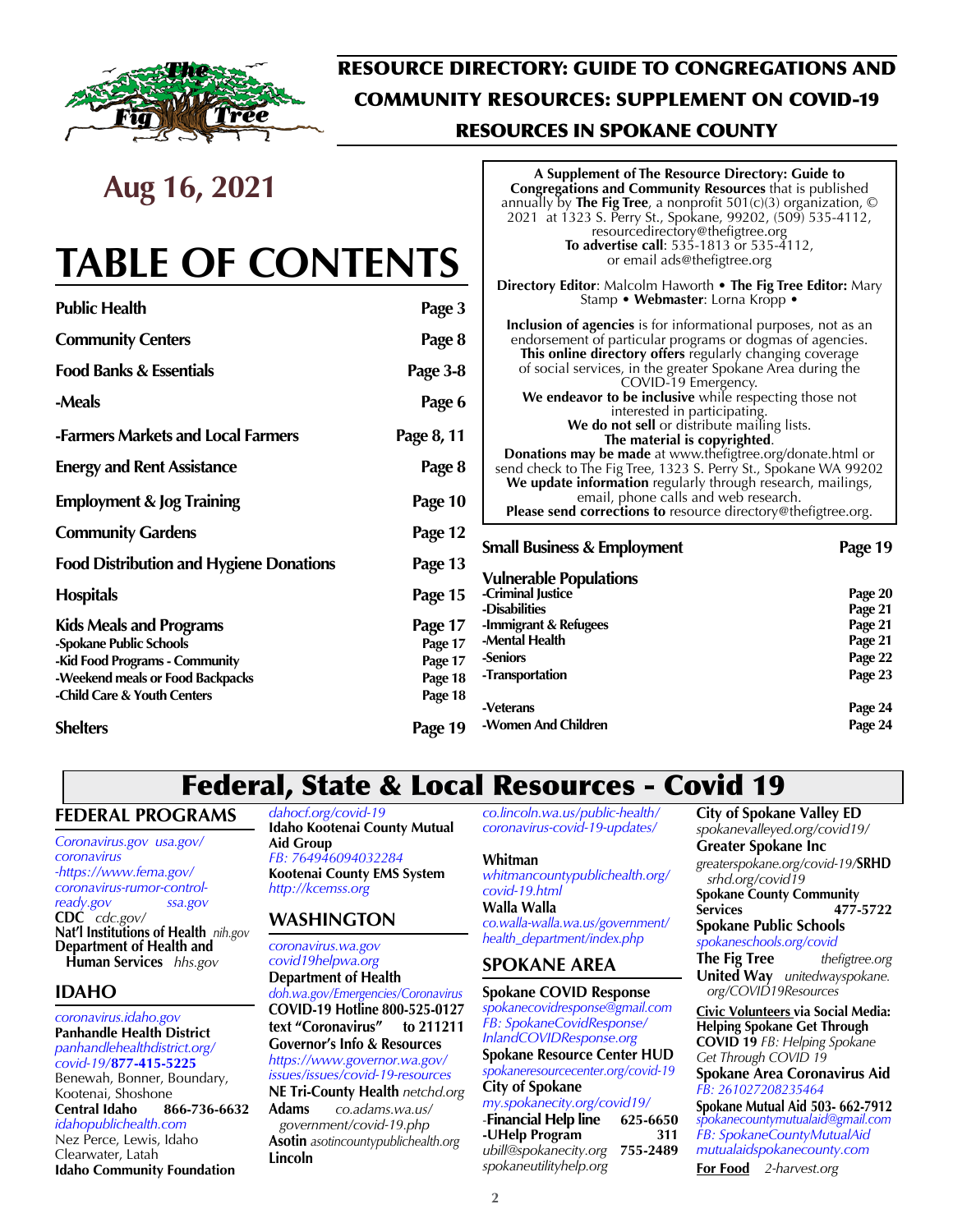# RESOURCE DIRECTORY: GUIDE TO CONGREGATIONS AND COMMUNITY RESOURCES: SUPPLEMENT ON COVID-19 RESOURCES IN SPOKANE COUNTY

## Aug 16, 2021

# TABLE OF CONTENTS

| | |
|---|---|
| **Public Health** | **Page 3** |
| **Community Centers** | **Page 8** |
| **Food Banks & Essentials** | **Page 3-8** |
| **-Meals** | **Page 6** |
| **-Farmers Markets and Local Farmers** | **Page 8, 11** |
| **Energy and Rent Assistance** | **Page 8** |
| **Employment & Jog Training** | **Page 10** |
| **Community Gardens** | **Page 12** |
| **Food Distribution and Hygiene Donations** | **Page 13** |
| **Hospitals** | **Page 15** |
| **Kids Meals and Programs** | **Page 17** |
| -Spokane Public Schools | Page 17 |
| -Kid Food Programs - Community | Page 17 |
| -Weekend meals or Food Backpacks | Page 18 |
| -Child Care & Youth Centers | Page 18 |
| **Shelters** | **Page 19** |
| **Small Business & Employment** | **Page 19** |
| **Vulnerable Populations** | |
| -Criminal Justice | Page 20 |
| -Disabilities | Page 21 |
| -Immigrant & Refugees | Page 21 |
| -Mental Health | Page 21 |
| -Seniors | Page 22 |
| -Transportation | Page 23 |
| -Veterans | Page 24 |
| -Women And Children | Page 24 |

A Supplement of **The Resource Directory: Guide to Congregations and Community Resources** that is published annually by **The Fig Tree**, a nonprofit 501(c)(3) organization, © 2021 at 1323 S. Perry St., Spokane, 99202, (509) 535-4112, resourcedirectory@thefigtree.org
**To advertise call**: 535-1813 or 535-4112, or email ads@thefigtree.org

**Directory Editor**: Malcolm Haworth • **The Fig Tree Editor:** Mary Stamp • **Webmaster**: Lorna Kropp •

**Inclusion of agencies** is for informational purposes, not as an endorsement of particular programs or dogmas of agencies. **This online directory offers** regularly changing coverage of social services, in the greater Spokane Area during the COVID-19 Emergency.
**We endeavor to be inclusive** while respecting those not interested in participating.
**We do not sell** or distribute mailing lists.
**The material is copyrighted**.
**Donations may be made** at www.thefigtree.org/donate.html or send check to The Fig Tree, 1323 S. Perry St., Spokane WA 99202
**We update information** regularly through research, mailings, email, phone calls and web research.
**Please send corrections to** resource directory@thefigtree.org.

# Federal, State & Local Resources - Covid 19

## FEDERAL PROGRAMS

*Coronavirus.gov usa.gov/coronavirus*
*-https://www.fema.gov/coronavirus-rumor-control-ready.gov ssa.gov*
**CDC** *cdc.gov/*
**Nat'l Institutions of Health** *nih.gov*
**Department of Health and Human Services** *hhs.gov*

## IDAHO

*coronavirus.idaho.gov*
**Panhandle Health District**
*panhandlehealthdistrict.org/covid-19/***877-415-5225**
Benewah, Bonner, Boundary, Kootenai, Shoshone
**Central Idaho 866-736-6632**
*idahopublichealth.com*
Nez Perce, Lewis, Idaho Clearwater, Latah
**Idaho Community Foundation**
*dahocf.org/covid-19*
**Idaho Kootenai County Mutual Aid Group**
*FB: 764946094032284*
**Kootenai County EMS System**
*http://kcemss.org*

## WASHINGTON

*coronavirus.wa.gov*
*covid19helpwa.org*
**Department of Health**
*doh.wa.gov/Emergencies/Coronavirus*
**COVID-19 Hotline 800-525-0127**
**text "Coronavirus" to 211211**
**Governor's Info & Resources**
*https://www.governor.wa.gov/issues/issues/covid-19-resources*
**NE Tri-County Health** *netchd.org*
**Adams** *co.adams.wa.us/government/covid-19.php*
**Asotin** *asotincountypublichealth.org*
**Lincoln**
*co.lincoln.wa.us/public-health/coronavirus-covid-19-updates/*

**Whitman**
*whitmancountypublichealth.org/covid-19.html*
**Walla Walla**
*co.walla-walla.wa.us/government/health_department/index.php*

## SPOKANE AREA

**Spokane COVID Response**
*spokanecovidresponse@gmail.com*
*FB: SpokaneCovidResponse/InlandCOVIDResponse.org*
**Spokane Resource Center HUD**
*spokaneresourcecenter.org/covid-19*
**City of Spokane**
*my.spokanecity.org/covid19/*
-**Financial Help line 625-6650**
**-UHelp Program 311**
*ubill@spokanecity.org* **755-2489**
*spokaneutilityhelp.org*
**City of Spokane Valley ED**
*spokanevalleyed.org/covid19/*
**Greater Spokane Inc**
*greaterspokane.org/covid-19/***SRHD**
*srhd.org/covid19*
**Spokane County Community Services 477-5722**
**Spokane Public Schools**
*spokaneschools.org/covid*
**The Fig Tree** *thefigtree.org*
**United Way** *unitedwayspokane.org/COVID19Resources*

**Civic Volunteers via Social Media:**
**Helping Spokane Get Through COVID 19** *FB: Helping Spokane Get Through COVID 19*
**Spokane Area Coronavirus Aid**
*FB: 261027208235464*
**Spokane Mutual Aid 503- 662-7912**
*spokanecountymutualaid@gmail.com*
*FB: SpokaneCountyMutualAid*
*mutualaidspokanecounty.com*
**For Food** *2-harvest.org*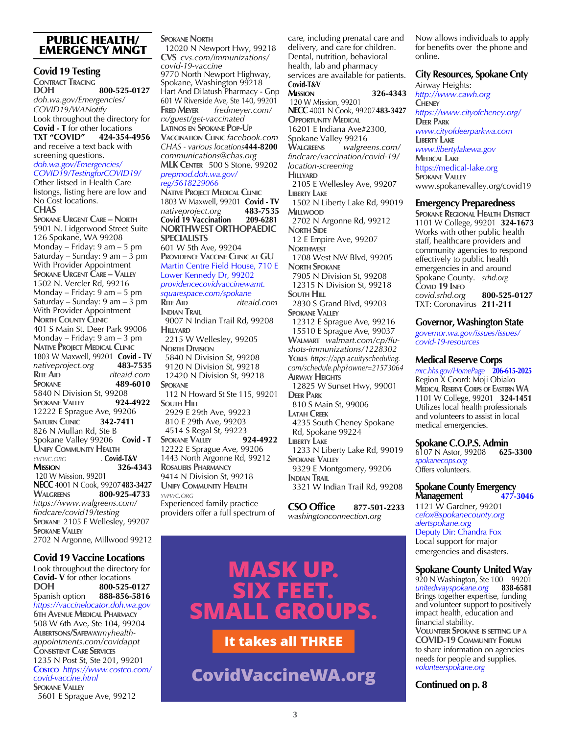## PUBLIC HEALTH/ EMERGENCY MNGT

### Covid 19 Testing

**CONTRACT TRACING**

**DOH** **800-525-0127**
*doh.wa.gov/Emergencies/COVID19/WANotify*

Look throughout the directory for **Covid - T** for other locations

**TXT "COVID"** **424-354-4956**
and receive a text back with screening questions.
*doh.wa.gov/Emergencies/COVID19/TestingforCOVID19/*

Other listsed in Health Care listongs, listing here are low and No Cost locations.

**CHAS**

**SPOKANE URGENT CARE – NORTH**
5901 N. Lidgerwood Street Suite 126 Spokane, WA 99208
Monday – Friday: 9 am – 5 pm
Saturday – Sunday: 9 am – 3 pm
With Provider Appointment

**SPOKANE URGENT CARE – VALLEY**
1502 N. Vercler Rd, 99216
Monday – Friday: 9 am – 5 pm
Saturday – Sunday: 9 am – 3 pm
With Provider Appointment

**NORTH COUNTY CLINIC**
401 S Main St, Deer Park 99006
Monday – Friday: 9 am – 3 pm

**NATIVE PROJECT MEDICAL CLINIC**
1803 W Maxwell, 99201 **Covid - TV**
*nativeproject.org* **483-7535**

**RITE AID** *riteaid.com*

**SPOKANE** **489-6010**
5840 N Division St, 99208

**SPOKANE VALLEY** **924-4922**
12222 E Sprague Ave, 99206

**SATURN CLINIC** **342-7411**
826 N Mullan Rd, Ste B
Spokane Valley 99206 **Covid - T**

**UNIFY COMMUNITY HEALTH**
*YVFWC.ORG* **. Covid-T&V**

**MISSION** **326-4343**
120 W Mission, 99201

**NECC** 4001 N Cook, 99207 **483-3427**

**WALGREENS** **800-925-4733**
*https://www.walgreens.com/findcare/covid19/testing*

**SPOKANE** 2105 E Wellesley, 99207

**SPOKANE VALLEY**
2702 N Argonne, Millwood 99212

### Covid 19 Vaccine Locations

Look throughout the directory for **Covid- V** for other locations

**DOH** **800-525-0127**
Spanish option **888-856-5816**
*https://vaccinelocator.doh.wa.gov*

**6TH AVENUE MEDICAL PHARMACY**
508 W 6th Ave, Ste 104, 99204

**ALBERTSONS/SAFEWAY** *myhealth-appointments.com/covidappt*

**CONSISTENT CARE SERVICES**
1235 N Post St, Ste 201, 99201

**COSTCO** *https://www.costco.com/covid-vaccine.html*

**SPOKANE VALLEY**
5601 E Sprague Ave, 99212

**SPOKANE NORTH**
12020 N Newport Hwy, 99218

**CVS** *cvs.com/immunizations/covid-19-vaccine*
9770 North Newport Highway, Spokane, Washington 99218

Hart And Dilatush Pharmacy - Gnp
601 W Riverside Ave, Ste 140, 99201

**FRED MEYER** *fredmeyer.com/rx/guest/get-vaccinated*

**LATINOS EN SPOKANE POP-UP VACCINATION CLINIC** *facebook.com*

*CHAS - various locations* **444-8200**
*communications@chas.org*

**MLK CENTER** 500 S Stone, 99202
*prepmod.doh.wa.gov/reg/5618229066*

**NATIVE PROJECT MEDICAL CLINIC**
1803 W Maxwell, 99201 **Covid - TV**
*nativeproject.org* **483-7535**
**Covid 19 Vaccination** **209-6281**

**NORTHWEST ORTHOPAEDIC SPECIALISTS**
601 W 5th Ave, 99204

**PROVIDENCE VACCINE CLINIC AT GU**
Martin Centre Field House, 710 E Lower Kennedy Dr, 99202
*providencecovidvaccinewamt.squarespace.com/spokane*

**RITE AID** *riteaid.com*

**INDIAN TRAIL**
9007 N Indian Trail Rd, 99208

**HILLYARD**
2215 W Wellesley, 99205

**NORTH DIVISION**
5840 N Division St, 99208
9120 N Division St, 99218
12420 N Division St, 99218

**SPOKANE**
112 N Howard St Ste 115, 99201

**SOUTH HILL**
2929 E 29th Ave, 99223
810 E 29th Ave, 99203
4514 S Regal St, 99223

**SPOKANE VALLEY** **924-4922**
12222 E Sprague Ave, 99206
1443 North Argonne Rd, 99212

**ROSAUERS PHARMANCY**
9414 N Division St, 99218

**UNIFY COMMUNITY HEALTH**
*YVFWC.ORG*

Experienced family practice providers offer a full spectrum of care, including prenatal care and delivery, and care for children. Dental, nutrition, behavioral health, lab and pharmacy services are available for patients.

**Covid-T&V**

**MISSION** **326-4343**
120 W Mission, 99201

**NECC** 4001 N Cook, 99207 **483-3427**

**OPPORTUNITY MEDICAL**
16201 E Indiana Ave#2300, Spokane Valley 99216

**WALGREENS** *walgreens.com/findcare/vaccination/covid-19/location-screening*

**HILLYARD**
2105 E Wellesley Ave, 99207

**LIBERTY LAKE**
1502 N Liberty Lake Rd, 99019

**MILLWOOD**
2702 N Argonne Rd, 99212

**NORTH SIDE**
12 E Empire Ave, 99207

**NORTHWEST**
1708 West NW Blvd, 99205

**NORTH SPOKANE**
7905 N Division St, 99208
12315 N Division St, 99218

**SOUTH HILL**
2830 S Grand Blvd, 99203

**SPOKANE VALLEY**
12312 E Sprague Ave, 99216
15510 E Sprague Ave, 99037

**WALMART** *walmart.com/cp/flu-shots-immunizations/1228302*

**YOKES** *https://app.acuityscheduling.com/schedule.php?owner=21573064*

**AIRWAY HEIGHTS**
12825 W Sunset Hwy, 99001

**DEER PARK**
810 S Main St, 99006

**LATAH CREEK**
4235 South Cheney Spokane Rd, Spokane 99224

**LIBERTY LAKE**
1233 N Liberty Lake Rd, 99019

**SPOKANE VALLEY**
9329 E Montgomery, 99206

**INDIAN TRAIL**
3321 W Indian Trail Rd, 99208

### CSO Office **877-501-2233**

*washingtonconnection.org*

Now allows individuals to apply for benefits over the phone and online.

MASK UP.
SIX FEET.
SMALL GROUPS.

It takes all THREE

CovidVaccineWA.org

### City Resources, Spokane Cnty

Airway Heights:
*http://www.cawh.org*

**CHENEY**
*https://www.cityofcheney.org/*

**DEER PARK**
*www.cityofdeerparkwa.com*

**LIBERTY LAKE**
*www.libertylakewa.gov*

**MEDICAL LAKE**
https://medical-lake.org

**SPOKANE VALLEY**
www.spokanevalley.org/covid19

### Emergency Preparedness

**SPOKANE REGIONAL HEALTH DISTRICT**
1101 W College, 99201 **324-1673**
Works with other public health staff, healthcare providers and community agencies to respond effectively to public health emergencies in and around Spokane County. *srhd.org*

**COVID 19 INFO**
*covid.srhd.org* **800-525-0127**
TXT: Coronavirus **211-211**

### Governor, Washington State

*governor.wa.gov/issues/issues/covid-19-resources*

### Medical Reserve Corps

*mrc.hhs.gov/HomePage* **206-615-2025**
Region X Coord: Moji Obiako

**MEDICAL RESERVE CORPS OF EASTERN WA**
1101 W College, 99201 **324-1451**
Utilizes local health professionals and volunteers to assist in local medical emergencies.

### Spokane C.O.P.S. Admin

6107 N Astor, 99208 **625-3300**
*spokanecops.org*
Offers volunteers.

### Spokane County Emergency Management **477-3046**

1121 W Gardner, 99201
*cefox@spokanecounty.org*
*alertspokane.org*
Deputy Dir: Chandra Fox
Local support for major emergencies and disasters.

### Spokane County United Way

920 N Washington, Ste 100 99201
*unitedwayspokane.org* **838-6581**
Brings together expertise, funding and volunteer support to positively impact health, education and financial stability.

**VOLUNTEER SPOKANE IS SETTING UP A COVID-19 COMMUNITY FORUM** to share information on agencies needs for people and supplies.
*volunteerspokane.org*

**Continued on p. 8**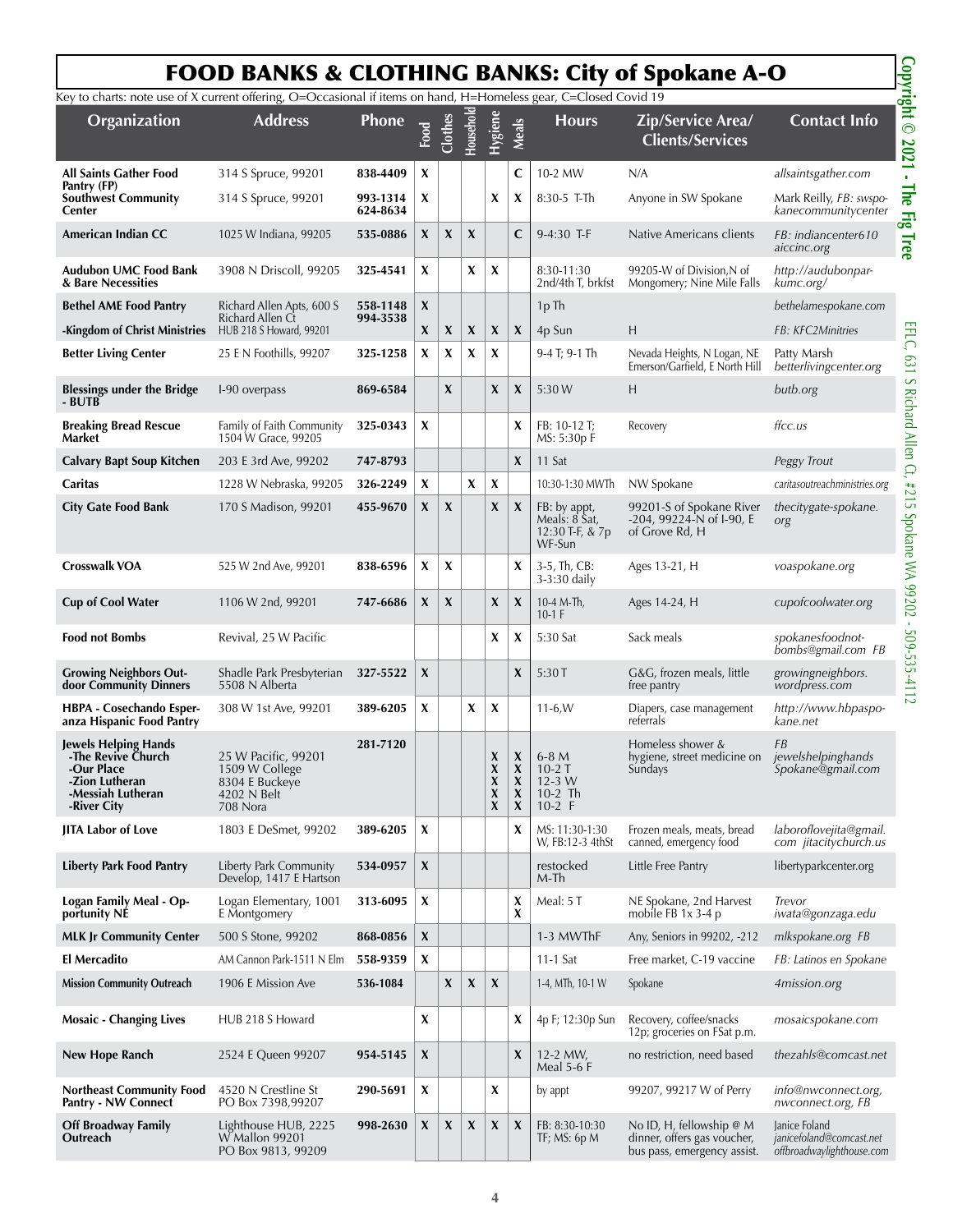# FOOD BANKS & CLOTHING BANKS: City of Spokane A-O

Key to charts: note use of X current offering, O=Occasional if items on hand, H=Homeless gear, C=Closed Covid 19

| Organization | Address | Phone | Food | Clothes | Household | Hygiene | Meals | Hours | Zip/Service Area/ Clients/Services | Contact Info |
|---|---|---|---|---|---|---|---|---|---|---|
| **All Saints Gather Food Pantry (FP)** | 314 S Spruce, 99201 | **838-4409** | X | | | | C | 10-2 MW | N/A | *allsaintsgather.com* |
| **Southwest Community Center** | 314 S Spruce, 99201 | **993-1314 624-8634** | X | | | X | X | 8:30-5 T-Th | Anyone in SW Spokane | Mark Reilly, *FB: swspokanecommunitycenter* |
| **American Indian CC** | 1025 W Indiana, 99205 | **535-0886** | X | X | X | | C | 9-4:30 T-F | Native Americans clients | *FB: indiancenter610 aiccinc.org* |
| **Audubon UMC Food Bank & Bare Necessities** | 3908 N Driscoll, 99205 | **325-4541** | X | | X | X | | 8:30-11:30 2nd/4th T, brkfst | 99205-W of Division,N of Mongomery; Nine Mile Falls | *http://audubonparkumc.org/* |
| **Bethel AME Food Pantry** | Richard Allen Apts, 600 S Richard Allen Ct | **558-1148** | X | | | | | 1p Th | | *bethelamespokane.com* |
| **-Kingdom of Christ Ministries** | HUB 218 S Howard, 99201 | **994-3538** | X | X | X | X | X | 4p Sun | H | *FB: KFC2Minitries* |
| **Better Living Center** | 25 E N Foothills, 99207 | **325-1258** | X | X | X | X | | 9-4 T; 9-1 Th | Nevada Heights, N Logan, NE Emerson/Garfield, E North Hill | Patty Marsh *betterlivingcenter.org* |
| **Blessings under the Bridge - BUTB** | I-90 overpass | **869-6584** | | X | | X | X | 5:30 W | H | *butb.org* |
| **Breaking Bread Rescue Market** | Family of Faith Community 1504 W Grace, 99205 | **325-0343** | X | | | | X | FB: 10-12 T; MS: 5:30p F | Recovery | *ffcc.us* |
| **Calvary Bapt Soup Kitchen** | 203 E 3rd Ave, 99202 | **747-8793** | | | | | X | 11 Sat | | *Peggy Trout* |
| **Caritas** | 1228 W Nebraska, 99205 | **326-2249** | X | | X | X | | 10:30-1:30 MWTh | NW Spokane | *caritasoutreachministries.org* |
| **City Gate Food Bank** | 170 S Madison, 99201 | **455-9670** | X | X | | X | X | FB: by appt, Meals: 8 Sat, 12:30 T-F, & 7p WF-Sun | 99201-S of Spokane River -204, 99224-N of I-90, E of Grove Rd, H | *thecitygate-spokane.org* |
| **Crosswalk VOA** | 525 W 2nd Ave, 99201 | **838-6596** | X | X | | | X | 3-5, Th, CB: 3-3:30 daily | Ages 13-21, H | *voaspokane.org* |
| **Cup of Cool Water** | 1106 W 2nd, 99201 | **747-6686** | X | X | | X | X | 10-4 M-Th, 10-1 F | Ages 14-24, H | *cupofcoolwater.org* |
| **Food not Bombs** | Revival, 25 W Pacific | | | | | X | X | 5:30 Sat | Sack meals | *spokanesfoodnotbombs@gmail.com FB* |
| **Growing Neighbors Outdoor Community Dinners** | Shadle Park Presbyterian 5508 N Alberta | **327-5522** | X | | | | X | 5:30 T | G&G, frozen meals, little free pantry | *growingneighbors.wordpress.com* |
| **HBPA - Cosechando Esperanza Hispanic Food Pantry** | 308 W 1st Ave, 99201 | **389-6205** | X | | X | X | | 11-6,W | Diapers, case management referrals | *http://www.hbpaspokane.net* |
| **Jewels Helping Hands** | | **281-7120** | | | | | | | Homeless shower & hygiene, street medicine on Sundays | *FB jewelshelpinghands Spokane@gmail.com* |
| **-The Revive Church** | 25 W Pacific, 99201 | | | | | X | X | 6-8 M | | |
| **-Our Place** | 1509 W College | | | | | X | X | 10-2 T | | |
| **-Zion Lutheran** | 8304 E Buckeye | | | | | X | X | 12-3 W | | |
| **-Messiah Lutheran** | 4202 N Belt | | | | | X | X | 10-2 Th | | |
| **-River City** | 708 Nora | | | | | X | X | 10-2 F | | |
| **JITA Labor of Love** | 1803 E DeSmet, 99202 | **389-6205** | X | | | | X | MS: 11:30-1:30 W, FB:12-3 4thSt | Frozen meals, meats, bread canned, emergency food | *laboroflovejita@gmail.com jitacitychurch.us* |
| **Liberty Park Food Pantry** | Liberty Park Community Develop, 1417 E Hartson | **534-0957** | X | | | | | restocked M-Th | Little Free Pantry | libertyparkcenter.org |
| **Logan Family Meal - Opportunity NE** | Logan Elementary, 1001 E Montgomery | **313-6095** | X | | | | X X | Meal: 5 T | NE Spokane, 2nd Harvest mobile FB 1x 3-4 p | *Trevor iwata@gonzaga.edu* |
| **MLK Jr Community Center** | 500 S Stone, 99202 | **868-0856** | X | | | | | 1-3 MWThF | Any, Seniors in 99202, -212 | *mlkspokane.org FB* |
| **El Mercadito** | AM Cannon Park-1511 N Elm | **558-9359** | X | | | | | 11-1 Sat | Free market, C-19 vaccine | *FB: Latinos en Spokane* |
| **Mission Community Outreach** | 1906 E Mission Ave | **536-1084** | | X | X | X | | 1-4, MTh, 10-1 W | Spokane | *4mission.org* |
| **Mosaic - Changing Lives** | HUB 218 S Howard | | X | | | | X | 4p F; 12:30p Sun | Recovery, coffee/snacks 12p; groceries on FSat p.m. | *mosaicspokane.com* |
| **New Hope Ranch** | 2524 E Queen 99207 | **954-5145** | X | | | | X | 12-2 MW, Meal 5-6 F | no restriction, need based | *thezahls@comcast.net* |
| **Northeast Community Food Pantry - NW Connect** | 4520 N Crestline St PO Box 7398,99207 | **290-5691** | X | | | X | | by appt | 99207, 99217 W of Perry | *info@nwconnect.org, nwconnect.org, FB* |
| **Off Broadway Family Outreach** | Lighthouse HUB, 2225 W Mallon 99201 PO Box 9813, 99209 | **998-2630** | X | X | X | X | X | FB: 8:30-10:30 TF; MS: 6p M | No ID, H, fellowship @ M dinner, offers gas voucher, bus pass, emergency assist. | Janice Foland *janicefoland@comcast.net offbroadwaylighthouse.com* |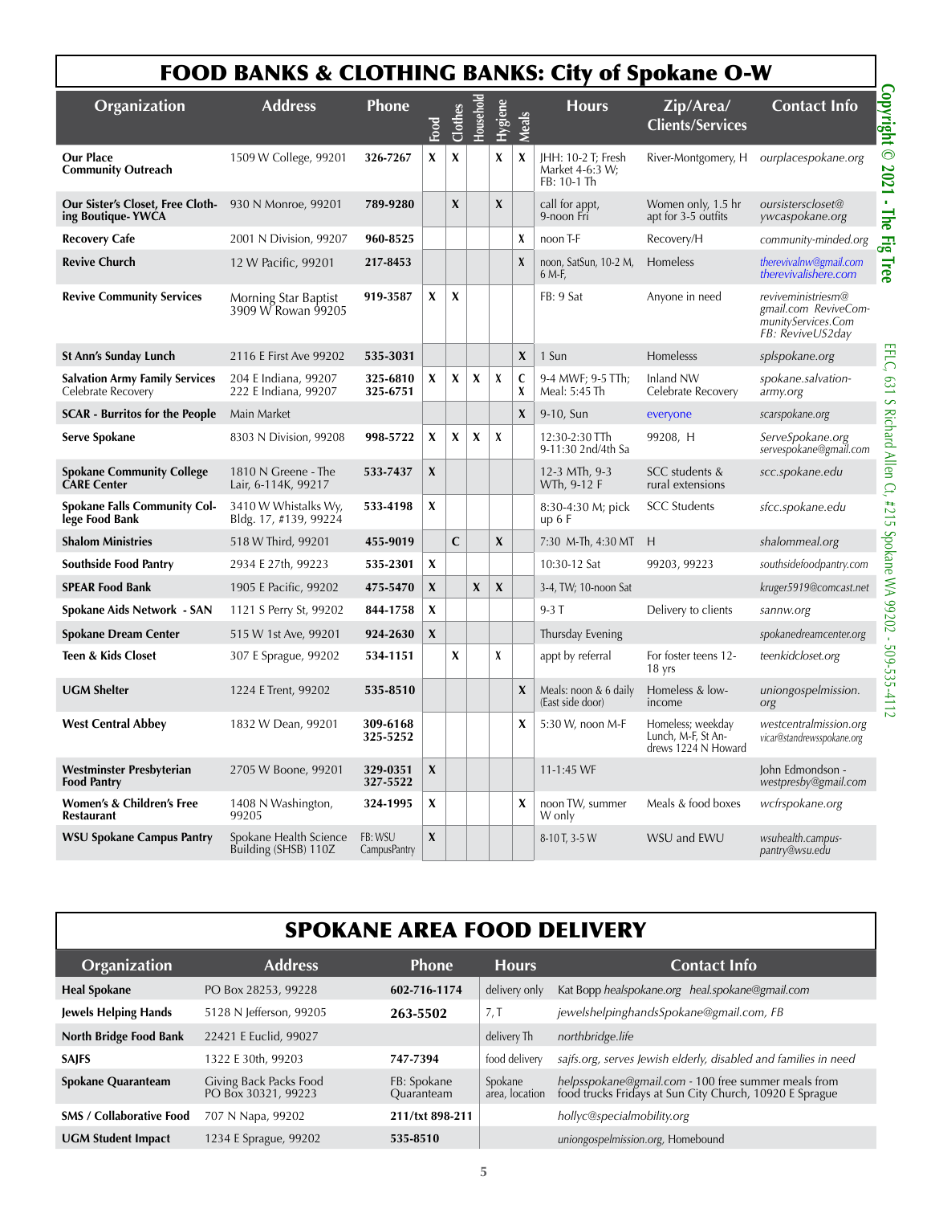# FOOD BANKS & CLOTHING BANKS: City of Spokane O-W

| Organization | Address | Phone | Food | Clothes | Household | Hygiene | Meals | Hours | Zip/Area/ Clients/Services | Contact Info |
|---|---|---|---|---|---|---|---|---|---|---|
| **Our Place Community Outreach** | 1509 W College, 99201 | 326-7267 | X | X | | X | X | JHH: 10-2 T; Fresh Market 4-6:3 W; FB: 10-1 Th | River-Montgomery, H | *ourplacespokane.org* |
| **Our Sister's Closet, Free Clothing Boutique- YWCA** | 930 N Monroe, 99201 | 789-9280 | | X | | X | | call for appt, 9-noon Fri | Women only, 1.5 hr apt for 3-5 outfits | *oursisterscloset@ ywcaspokane.org* |
| **Recovery Cafe** | 2001 N Division, 99207 | 960-8525 | | | | | X | noon T-F | Recovery/H | *community-minded.org* |
| **Revive Church** | 12 W Pacific, 99201 | 217-8453 | | | | | X | noon, SatSun, 10-2 M, 6 M-F, | Homeless | *therevivalnw@gmail.com therevivalishere.com* |
| **Revive Community Services** | Morning Star Baptist 3909 W Rowan 99205 | 919-3587 | X | X | | | | FB: 9 Sat | Anyone in need | *reviveministriesm@ gmail.com ReviveCommunityServices.Com FB: ReviveUS2day* |
| **St Ann's Sunday Lunch** | 2116 E First Ave 99202 | 535-3031 | | | | | X | 1 Sun | Homelesss | *splspokane.org* |
| **Salvation Army Family Services** Celebrate Recovery | 204 E Indiana, 99207 222 E Indiana, 99207 | 325-6810 325-6751 | X | X | X | X | C X | 9-4 MWF; 9-5 TTh; Meal: 5:45 Th | Inland NW Celebrate Recovery | *spokane.salvationarmy.org* |
| **SCAR - Burritos for the People** | Main Market | | | | | | X | 9-10, Sun | everyone | *scarspokane.org* |
| **Serve Spokane** | 8303 N Division, 99208 | 998-5722 | X | X | X | X | | 12:30-2:30 TTh 9-11:30 2nd/4th Sa | 99208, H | *ServeSpokane.org servespokane@gmail.com* |
| **Spokane Community College CARE Center** | 1810 N Greene - The Lair, 6-114K, 99217 | 533-7437 | X | | | | | 12-3 MTh, 9-3 WTh, 9-12 F | SCC students & rural extensions | *scc.spokane.edu* |
| **Spokane Falls Community College Food Bank** | 3410 W Whistalks Wy, Bldg. 17, #139, 99224 | 533-4198 | X | | | | | 8:30-4:30 M; pick up 6 F | SCC Students | *sfcc.spokane.edu* |
| **Shalom Ministries** | 518 W Third, 99201 | 455-9019 | | C | | X | | 7:30 M-Th, 4:30 MT | H | *shalommeal.org* |
| **Southside Food Pantry** | 2934 E 27th, 99223 | 535-2301 | X | | | | | 10:30-12 Sat | 99203, 99223 | *southsidefoodpantry.com* |
| **SPEAR Food Bank** | 1905 E Pacific, 99202 | 475-5470 | X | | X | X | | 3-4, TW; 10-noon Sat | | *kruger5919@comcast.net* |
| **Spokane Aids Network - SAN** | 1121 S Perry St, 99202 | 844-1758 | X | | | | | 9-3 T | Delivery to clients | *sannw.org* |
| **Spokane Dream Center** | 515 W 1st Ave, 99201 | 924-2630 | X | | | | | Thursday Evening | | *spokanedreamcenter.org* |
| **Teen & Kids Closet** | 307 E Sprague, 99202 | 534-1151 | | X | | X | | appt by referral | For foster teens 12-18 yrs | *teenkidcloset.org* |
| **UGM Shelter** | 1224 E Trent, 99202 | 535-8510 | | | | | X | Meals: noon & 6 daily (East side door) | Homeless & low-income | *uniongospelmission.org* |
| **West Central Abbey** | 1832 W Dean, 99201 | 309-6168 325-5252 | | | | | X | 5:30 W, noon M-F | Homeless; weekday Lunch, M-F, St Andrews 1224 N Howard | *westcentralmission.org vicar@standrewsspokane.org* |
| **Westminster Presbyterian Food Pantry** | 2705 W Boone, 99201 | 329-0351 327-5522 | X | | | | | 11-1:45 WF | | John Edmondson - *westpresby@gmail.com* |
| **Women's & Children's Free Restaurant** | 1408 N Washington, 99205 | 324-1995 | X | | | | X | noon TW, summer W only | Meals & food boxes | *wcfrspokane.org* |
| **WSU Spokane Campus Pantry** | Spokane Health Science Building (SHSB) 110Z | FB: WSU CampusPantry | X | | | | | 8-10 T, 3-5 W | WSU and EWU | *wsuhealth.campuspantry@wsu.edu* |

# SPOKANE AREA FOOD DELIVERY

| Organization | Address | Phone | Hours | Contact Info |
|---|---|---|---|---|
| **Heal Spokane** | PO Box 28253, 99228 | 602-716-1174 | delivery only | Kat Bopp *healspokane.org heal.spokane@gmail.com* |
| **Jewels Helping Hands** | 5128 N Jefferson, 99205 | 263-5502 | 7, T | *jewelshelpinghandsSpokane@gmail.com, FB* |
| **North Bridge Food Bank** | 22421 E Euclid, 99027 | | delivery Th | *northbridge.life* |
| **SAJFS** | 1322 E 30th, 99203 | 747-7394 | food delivery | *sajfs.org, serves Jewish elderly, disabled and families in need* |
| **Spokane Quaranteam** | Giving Back Packs Food PO Box 30321, 99223 | FB: Spokane Quaranteam | Spokane area, location | *helpsspokane@gmail.com* - 100 free summer meals from food trucks Fridays at Sun City Church, 10920 E Sprague |
| **SMS / Collaborative Food** | 707 N Napa, 99202 | 211/txt 898-211 | | *hollyc@specialmobility.org* |
| **UGM Student Impact** | 1234 E Sprague, 99202 | 535-8510 | | *uniongospelmission.org*, Homebound |

Copyright © 2021 - The Fig Tree

EFLC, 631 S Richard Allen Ct, #215 Spokane WA 99202 - 509-535-4112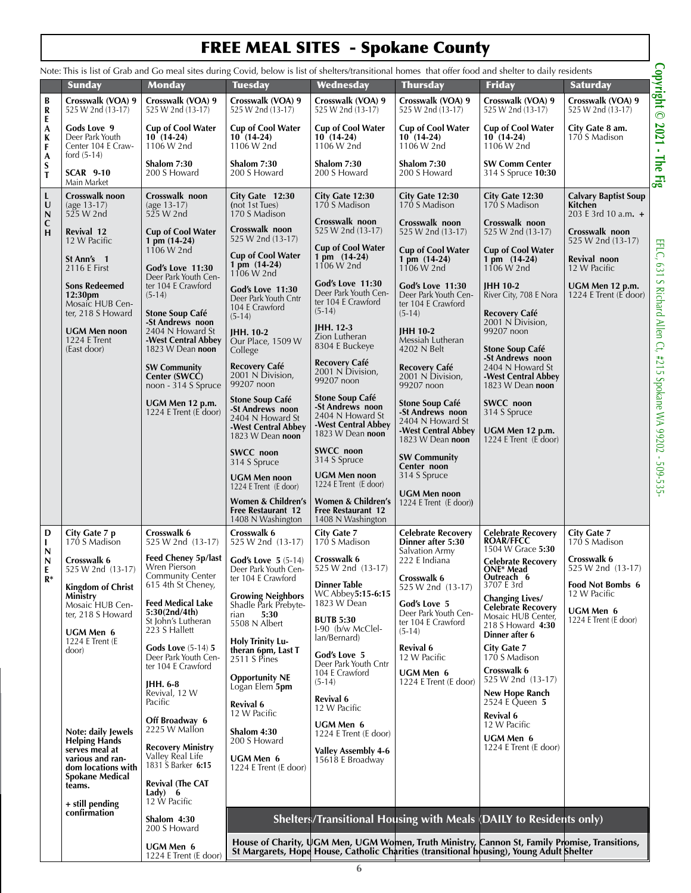# FREE MEAL SITES - Spokane County

Note: This is list of Grab and Go meal sites during Covid, below is list of shelters/transitional homes that offer food and shelter to daily residents

| | Sunday | Monday | Tuesday | Wednesday | Thursday | Friday | Saturday |
|---|---|---|---|---|---|---|---|
| BREAKFAST | **Crosswalk (VOA) 9** 525 W 2nd (13-17)<br><br>**Gods Love 9** Deer Park Youth Center 104 E Crawford (5-14)<br><br>**SCAR 9-10** Main Market | **Crosswalk (VOA) 9** 525 W 2nd (13-17)<br><br>**Cup of Cool Water 10 (14-24)** 1106 W 2nd<br><br>**Shalom 7:30** 200 S Howard | **Crosswalk (VOA) 9** 525 W 2nd (13-17)<br><br>**Cup of Cool Water 10 (14-24)** 1106 W 2nd<br><br>**Shalom 7:30** 200 S Howard | **Crosswalk (VOA) 9** 525 W 2nd (13-17)<br><br>**Cup of Cool Water 10 (14-24)** 1106 W 2nd<br><br>**Shalom 7:30** 200 S Howard | **Crosswalk (VOA) 9** 525 W 2nd (13-17)<br><br>**Cup of Cool Water 10 (14-24)** 1106 W 2nd<br><br>**Shalom 7:30** 200 S Howard | **Crosswalk (VOA) 9** 525 W 2nd (13-17)<br><br>**Cup of Cool Water 10 (14-24)** 1106 W 2nd<br><br>**SW Comm Center** 314 S Spruce **10:30** | **Crosswalk (VOA) 9** 525 W 2nd (13-17)<br><br>**City Gate 8 am.** 170 S Madison |
| LUNCH | **Crosswalk noon** (age 13-17) 525 W 2nd<br><br>**Revival 12** 12 W Pacific<br><br>**St Ann's 1** 2116 E First<br><br>**Sons Redeemed 12:30pm** Mosaic HUB Center, 218 S Howard<br><br>**UGM Men noon** 1224 E Trent (East door) | **Crosswalk noon** (age 13-17) 525 W 2nd<br><br>**Cup of Cool Water 1 pm (14-24)** 1106 W 2nd<br><br>**God's Love 11:30** Deer Park Youth Center 104 E Crawford (5-14)<br><br>**Stone Soup Café -St Andrews noon** 2404 N Howard St **-West Central Abbey** 1823 W Dean **noon**<br><br>**SW Community Center (SWCC)** noon - 314 S Spruce<br><br>**UGM Men 12 p.m.** 1224 E Trent (E door) | **City Gate 12:30** (not 1st Tues) 170 S Madison<br><br>**Crosswalk noon** 525 W 2nd (13-17)<br><br>**Cup of Cool Water 1 pm (14-24)** 1106 W 2nd<br><br>**God's Love 11:30** Deer Park Youth Cntr 104 E Crawford (5-14)<br><br>**JHH. 10-2** Our Place, 1509 W College<br><br>**Recovery Café** 2001 N Division, 99207 noon<br><br>**Stone Soup Café -St Andrews noon** 2404 N Howard St **-West Central Abbey** 1823 W Dean **noon**<br><br>**SWCC noon** 314 S Spruce<br><br>**UGM Men noon** 1224 E Trent (E door)<br><br>**Women & Children's Free Restaurant 12** 1408 N Washington | **City Gate 12:30** 170 S Madison<br><br>**Crosswalk noon** 525 W 2nd (13-17)<br><br>**Cup of Cool Water 1 pm (14-24)** 1106 W 2nd<br><br>**God's Love 11:30** Deer Park Youth Center 104 E Crawford (5-14)<br><br>**JHH. 12-3** Zion Lutheran 8304 E Buckeye<br><br>**Recovery Café** 2001 N Division, 99207 noon<br><br>**Stone Soup Café -St Andrews noon** 2404 N Howard St **-West Central Abbey** 1823 W Dean **noon**<br><br>**SWCC noon** 314 S Spruce<br><br>**UGM Men noon** 1224 E Trent (E door)<br><br>**Women & Children's Free Restaurant 12** 1408 N Washington | **City Gate 12:30** 170 S Madison<br><br>**Crosswalk noon** 525 W 2nd (13-17)<br><br>**Cup of Cool Water 1 pm (14-24)** 1106 W 2nd<br><br>**God's Love 11:30** Deer Park Youth Center 104 E Crawford (5-14)<br><br>**JHH 10-2** Messiah Lutheran 4202 N Belt<br><br>**Recovery Café** 2001 N Division, 99207 noon<br><br>**Stone Soup Café -St Andrews noon** 2404 N Howard St **-West Central Abbey** 1823 W Dean **noon**<br><br>**SW Community Center noon** 314 S Spruce<br><br>**UGM Men noon** 1224 E Trent (E door)) | **City Gate 12:30** 170 S Madison<br><br>**Crosswalk noon** 525 W 2nd (13-17)<br><br>**Cup of Cool Water 1 pm (14-24)** 1106 W 2nd<br><br>**JHH 10-2** River City, 708 E Nora<br><br>**Recovery Café** 2001 N Division, 99207 noon<br><br>**Stone Soup Café -St Andrews noon** 2404 N Howard St **-West Central Abbey** 1823 W Dean **noon**<br><br>**SWCC noon** 314 S Spruce<br><br>**UGM Men 12 p.m.** 1224 E Trent (E door) | **Calvary Baptist Soup Kitchen** 203 E 3rd 10 a.m. **+**<br><br>**Crosswalk noon** 525 W 2nd (13-17)<br><br>**Revival noon** 12 W Pacific<br><br>**UGM Men 12 p.m.** 1224 E Trent (E door) |
| DINNER* | **City Gate 7 p** 170 S Madison<br><br>**Crosswalk 6** 525 W 2nd (13-17)<br><br>**Kingdom of Christ Ministry** Mosaic HUB Center, 218 S Howard<br><br>**UGM Men 6** 1224 E Trent (E door)<br><br>**Note: daily Jewels Helping Hands serves meal at various and random locations with Spokane Medical teams.**<br><br>**+ still pending confirmation** | **Crosswalk 6** 525 W 2nd (13-17)<br><br>**Feed Cheney 5p/last** Wren Pierson Community Center 615 4th St Cheney,<br><br>**Feed Medical Lake 5:30(2nd/4th)** St John's Lutheran 223 S Hallett<br><br>**Gods Love** (5-14) **5** Deer Park Youth Center 104 E Crawford<br><br>**JHH. 6-8** Revival, 12 W Pacific<br><br>**Off Broadway 6** 2225 W Mallon<br><br>**Recovery Ministry** Valley Real Life 1831 S Barker **6:15**<br><br>**Revival (The CAT Lady) 6** 12 W Pacific<br><br>**Shalom 4:30** 200 S Howard<br><br>**UGM Men 6** 1224 E Trent (E door) | **Crosswalk 6** 525 W 2nd (13-17)<br><br>**God's Love 5** (5-14) Deer Park Youth Center 104 E Crawford<br><br>**Growing Neighbors** Shadle Park Prebyterian **5:30** 5508 N Albert<br><br>**Holy Trinity Lutheran 6pm, Last T** 2511 S Pines<br><br>**Opportunity NE** Logan Elem **5pm**<br><br>**Revival 6** 12 W Pacific<br><br>**Shalom 4:30** 200 S Howard<br><br>**UGM Men 6** 1224 E Trent (E door) | **City Gate 7** 170 S Madison<br><br>**Crosswalk 6** 525 W 2nd (13-17)<br><br>**Dinner Table** WC Abbey**5:15-6:15** 1823 W Dean<br><br>**BUTB 5:30** I-90 (b/w McClellan/Bernard)<br><br>**God's Love 5** Deer Park Youth Cntr 104 E Crawford (5-14)<br><br>**Revival 6** 12 W Pacific<br><br>**UGM Men 6** 1224 E Trent (E door)<br><br>**Valley Assembly 4-6** 15618 E Broadway | **Celebrate Recovery Dinner after 5:30** Salvation Army 222 E Indiana<br><br>**Crosswalk 6** 525 W 2nd (13-17)<br><br>**God's Love 5** Deer Park Youth Center 104 E Crawford (5-14)<br><br>**Revival 6** 12 W Pacific<br><br>**UGM Men 6** 1224 E Trent (E door) | **Celebrate Recovery ROAR/FFCC** 1504 W Grace **5:30**<br><br>**Celebrate Recovery ONE* Mead Outreach 6** 3707 E 3rd<br><br>**Changing Lives/ Celebrate Recovery** Mosaic HUB Center, 218 S Howard **4:30 Dinner after 6**<br><br>**City Gate 7** 170 S Madison<br><br>**Crosswalk 6** 525 W 2nd (13-17)<br><br>**New Hope Ranch** 2524 E Queen **5**<br><br>**Revival 6** 12 W Pacific<br><br>**UGM Men 6** 1224 E Trent (E door) | **City Gate 7** 170 S Madison<br><br>**Crosswalk 6** 525 W 2nd (13-17)<br><br>**Food Not Bombs 6** 12 W Pacific<br><br>**UGM Men 6** 1224 E Trent (E door) |

## Shelters/Transitional Housing with Meals (DAILY to Residents only)

**House of Charity, UGM Men, UGM Women, Truth Ministry, Cannon St, Family Promise, Transitions, St Margarets, Hope House, Catholic Charities (transitional housing), Young Adult Shelter**

Copyright © 2021 - The Fig

EFLC, 631 S Richard Allen Ct, #215 Spokane WA 99202 - 509-535-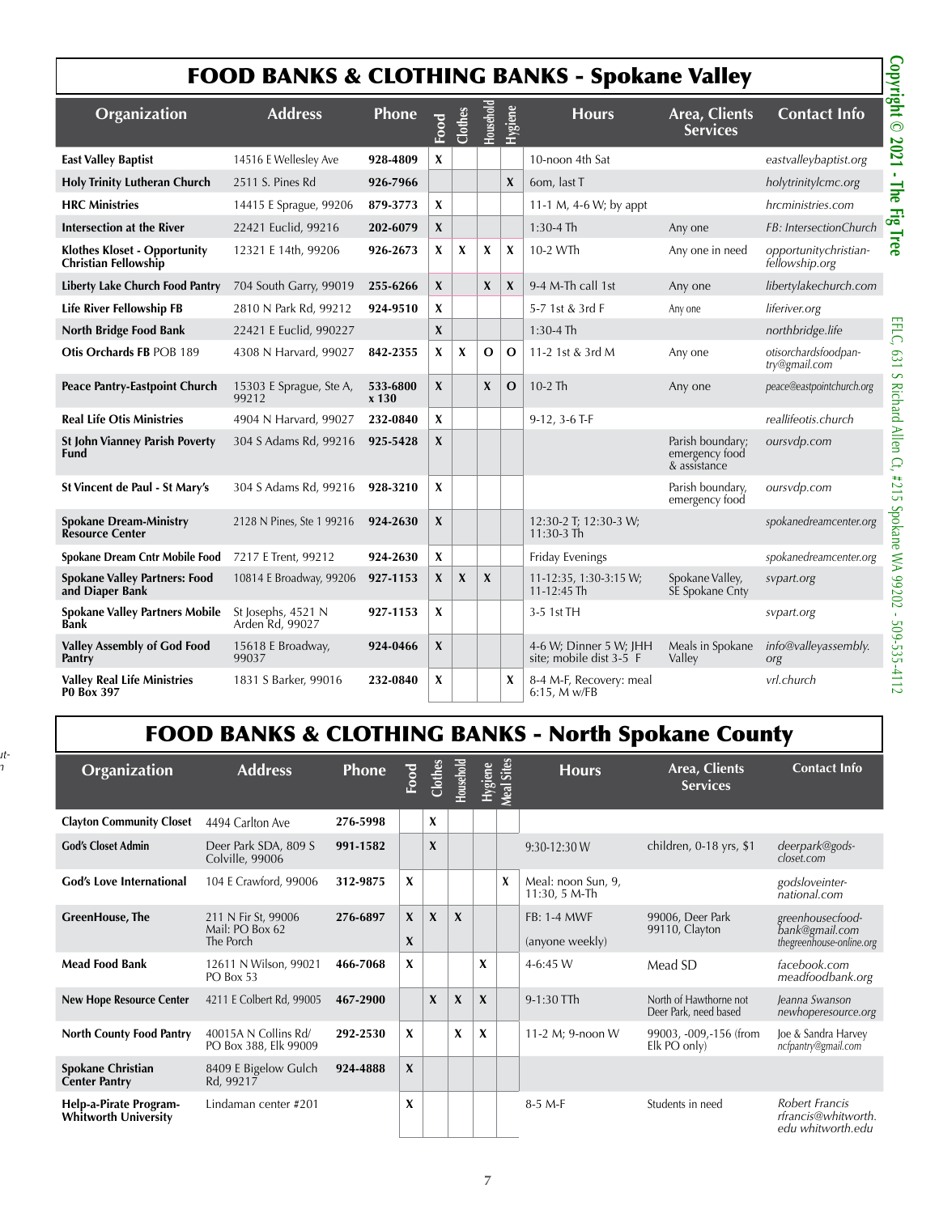# FOOD BANKS & CLOTHING BANKS - Spokane Valley

| Organization | Address | Phone | Food | Clothes | Household | Hygiene | Hours | Area, Clients Services | Contact Info |
|---|---|---|---|---|---|---|---|---|---|
| **East Valley Baptist** | 14516 E Wellesley Ave | 928-4809 | X | | | | 10-noon 4th Sat | | *eastvalleybaptist.org* |
| **Holy Trinity Lutheran Church** | 2511 S. Pines Rd | 926-7966 | | | | X | 6om, last T | | *holytrinitylcmc.org* |
| **HRC Ministries** | 14415 E Sprague, 99206 | 879-3773 | X | | | | 11-1 M, 4-6 W; by appt | | *hrcministries.com* |
| **Intersection at the River** | 22421 Euclid, 99216 | 202-6079 | X | | | | 1:30-4 Th | Any one | *FB: IntersectionChurch* |
| **Klothes Kloset - Opportunity Christian Fellowship** | 12321 E 14th, 99206 | 926-2673 | X | X | X | X | 10-2 WTh | Any one in need | *opportunitychristian-fellowship.org* |
| **Liberty Lake Church Food Pantry** | 704 South Garry, 99019 | 255-6266 | X | | X | X | 9-4 M-Th call 1st | Any one | *libertylakechurch.com* |
| **Life River Fellowship FB** | 2810 N Park Rd, 99212 | 924-9510 | X | | | | 5-7 1st & 3rd F | Any one | *liferiver.org* |
| **North Bridge Food Bank** | 22421 E Euclid, 990227 | | X | | | | 1:30-4 Th | | *northbridge.life* |
| **Otis Orchards FB** POB 189 | 4308 N Harvard, 99027 | 842-2355 | X | X | O | O | 11-2 1st & 3rd M | Any one | *otisorchardsfoodpantry@gmail.com* |
| **Peace Pantry-Eastpoint Church** | 15303 E Sprague, Ste A, 99212 | 533-6800 x 130 | X | | X | O | 10-2 Th | Any one | *peace@eastpointchurch.org* |
| **Real Life Otis Ministries** | 4904 N Harvard, 99027 | 232-0840 | X | | | | 9-12, 3-6 T-F | | *reallifeotis.church* |
| **St John Vianney Parish Poverty Fund** | 304 S Adams Rd, 99216 | 925-5428 | X | | | | | Parish boundary; emergency food & assistance | *oursvdp.com* |
| **St Vincent de Paul - St Mary's** | 304 S Adams Rd, 99216 | 928-3210 | X | | | | | Parish boundary, emergency food | *oursvdp.com* |
| **Spokane Dream-Ministry Resource Center** | 2128 N Pines, Ste 1 99216 | 924-2630 | X | | | | 12:30-2 T; 12:30-3 W; 11:30-3 Th | | *spokanedreamcenter.org* |
| **Spokane Dream Cntr Mobile Food** | 7217 E Trent, 99212 | 924-2630 | X | | | | Friday Evenings | | *spokanedreamcenter.org* |
| **Spokane Valley Partners: Food and Diaper Bank** | 10814 E Broadway, 99206 | 927-1153 | X | X | X | | 11-12:35, 1:30-3:15 W; 11-12:45 Th | Spokane Valley, SE Spokane Cnty | *svpart.org* |
| **Spokane Valley Partners Mobile Bank** | St Josephs, 4521 N Arden Rd, 99027 | 927-1153 | X | | | | 3-5 1st TH | | *svpart.org* |
| **Valley Assembly of God Food Pantry** | 15618 E Broadway, 99037 | 924-0466 | X | | | | 4-6 W; Dinner 5 W; JHH site; mobile dist 3-5 F | Meals in Spokane Valley | *info@valleyassembly.org* |
| **Valley Real Life Ministries P0 Box 397** | 1831 S Barker, 99016 | 232-0840 | X | | | X | 8-4 M-F, Recovery: meal 6:15, M w/FB | | *vrl.church* |

# FOOD BANKS & CLOTHING BANKS - North Spokane County

| Organization | Address | Phone | Food | Clothes | Household | Hygiene | Meal Sites | Hours | Area, Clients Services | Contact Info |
|---|---|---|---|---|---|---|---|---|---|---|
| **Clayton Community Closet** | 4494 Carlton Ave | 276-5998 | | X | | | | | | |
| **God's Closet Admin** | Deer Park SDA, 809 S Colville, 99006 | 991-1582 | | X | | | | 9:30-12:30 W | children, 0-18 yrs, $1 | *deerpark@gods-closet.com* |
| **God's Love International** | 104 E Crawford, 99006 | 312-9875 | X | | | | X | Meal: noon Sun, 9, 11:30, 5 M-Th | | *godsloveinternational.com* |
| **GreenHouse, The** | 211 N Fir St, 99006 Mail: PO Box 62 The Porch | 276-6897 | X X | X | X | | | FB: 1-4 MWF (anyone weekly) | 99006, Deer Park 99110, Clayton | *greenhousecfoodbank@gmail.com thegreenhouse-online.org* |
| **Mead Food Bank** | 12611 N Wilson, 99021 PO Box 53 | 466-7068 | X | | | X | | 4-6:45 W | Mead SD | *facebook.com meadfoodbank.org* |
| **New Hope Resource Center** | 4211 E Colbert Rd, 99005 | 467-2900 | | X | X | X | | 9-1:30 TTh | North of Hawthorne not Deer Park, need based | *Jeanna Swanson newhoperesource.org* |
| **North County Food Pantry** | 40015A N Collins Rd/ PO Box 388, Elk 99009 | 292-2530 | X | | X | X | | 11-2 M; 9-noon W | 99003, -009,-156 (from Elk PO only) | *Joe & Sandra Harvey ncfpantry@gmail.com* |
| **Spokane Christian Center Pantry** | 8409 E Bigelow Gulch Rd, 99217 | 924-4888 | X | | | | | | | |
| **Help-a-Pirate Program- Whitworth University** | Lindaman center #201 | | X | | | | | 8-5 M-F | Students in need | *Robert Francis rfrancis@whitworth.edu whitworth.edu* |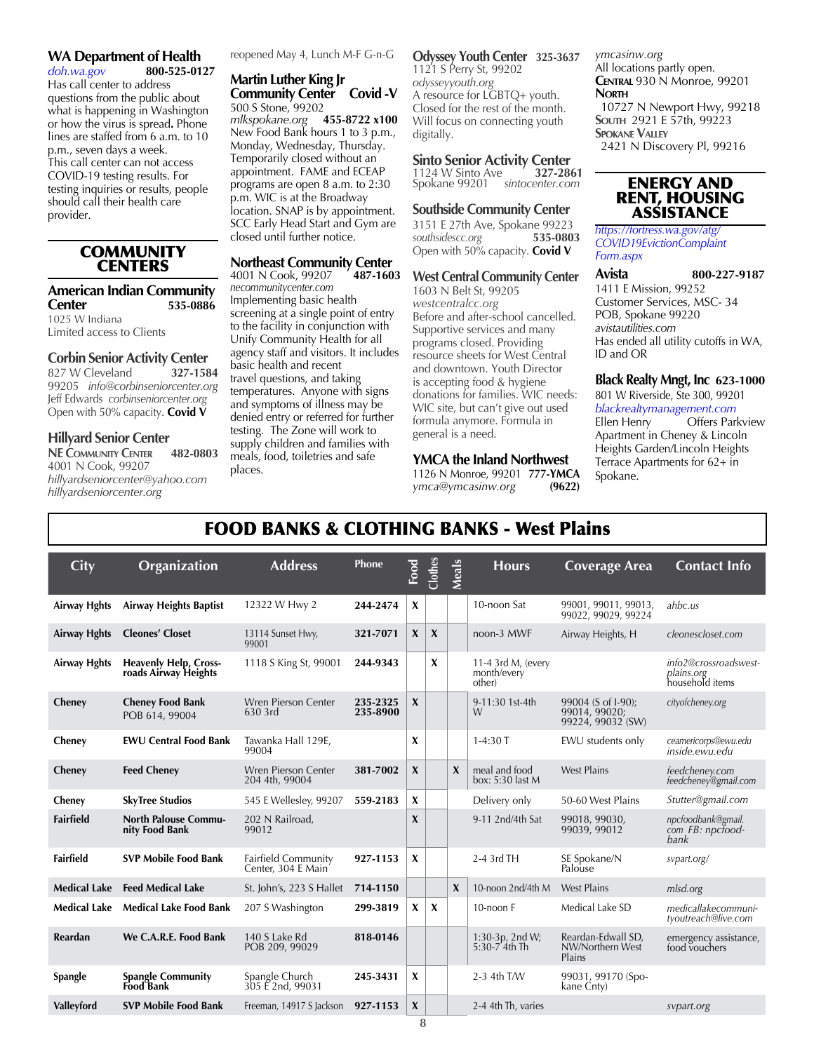**WA Department of Health**
*doh.wa.gov* **800-525-0127**
Has call center to address questions from the public about what is happening in Washington or how the virus is spread. Phone lines are staffed from 6 a.m. to 10 p.m., seven days a week.
This call center can not access COVID-19 testing results. For testing inquiries or results, people should call their health care provider.

## COMMUNITY CENTERS

**American Indian Community Center** **535-0886**
1025 W Indiana
Limited access to Clients

**Corbin Senior Activity Center**
827 W Cleveland **327-1584**
99205 *info@corbinseniorcenter.org*
Jeff Edwards *corbinseniorcenter.org*
Open with 50% capacity. **Covid V**

**Hillyard Senior Center**
**NE Community Center** **482-0803**
4001 N Cook, 99207
*hillyardseniorcenter@yahoo.com*
*hillyardseniorcenter.org*
reopened May 4, Lunch M-F G-n-G

**Martin Luther King Jr Community Center** **Covid -V**
500 S Stone, 99202
*mlkspokane.org* **455-8722 x100**
New Food Bank hours 1 to 3 p.m., Monday, Wednesday, Thursday. Temporarily closed without an appointment. FAME and ECEAP programs are open 8 a.m. to 2:30 p.m. WIC is at the Broadway location. SNAP is by appointment. SCC Early Head Start and Gym are closed until further notice.

**Northeast Community Center**
4001 N Cook, 99207 **487-1603**
*necommunitycenter.com*
Implementing basic health screening at a single point of entry to the facility in conjunction with Unify Community Health for all agency staff and visitors. It includes basic health and recent travel questions, and taking temperatures. Anyone with signs and symptoms of illness may be denied entry or referred for further testing. The Zone will work to supply children and families with meals, food, toiletries and safe places.

**Odyssey Youth Center** **325-3637**
1121 S Perry St, 99202
*odysseyyouth.org*
A resource for LGBTQ+ youth. Closed for the rest of the month. Will focus on connecting youth digitally.

**Sinto Senior Activity Center**
1124 W Sinto Ave **327-2861**
Spokane 99201 *sintocenter.com*

**Southside Community Center**
3151 E 27th Ave, Spokane 99223
*southsidescc.org* **535-0803**
Open with 50% capacity. **Covid V**

**West Central Community Center**
1603 N Belt St, 99205
*westcentralcc.org*
Before and after-school cancelled. Supportive services and many programs closed. Providing resource sheets for West Central and downtown. Youth Director is accepting food & hygiene donations for families. WIC needs: WIC site, but can't give out used formula anymore. Formula in general is a need.

**YMCA the Inland Northwest**
1126 N Monroe, 99201 **777-YMCA**
*ymca@ymcasinw.org* **(9622)**
*ymcasinw.org*
All locations partly open.
**Central** 930 N Monroe, 99201
**North**
10727 N Newport Hwy, 99218
**South** 2921 E 57th, 99223
**Spokane Valley**
2421 N Discovery Pl, 99216

## ENERGY AND RENT, HOUSING ASSISTANCE

*https://fortress.wa.gov/atg/COVID19EvictionComplaintForm.aspx*

**Avista** **800-227-9187**
1411 E Mission, 99252
Customer Services, MSC- 34
POB, Spokane 99220
*avistautilities.com*
Has ended all utility cutoffs in WA, ID and OR

**Black Realty Mngt, Inc** **623-1000**
801 W Riverside, Ste 300, 99201
*blackrealtymanagement.com*
Ellen Henry Offers Parkview Apartment in Cheney & Lincoln Heights Garden/Lincoln Heights Terrace Apartments for 62+ in Spokane.

## FOOD BANKS & CLOTHING BANKS - West Plains

| City | Organization | Address | Phone | Food | Clothes | Meals | Hours | Coverage Area | Contact Info |
|---|---|---|---|---|---|---|---|---|---|
| Airway Hghts | Airway Heights Baptist | 12322 W Hwy 2 | 244-2474 | X | | | 10-noon Sat | 99001, 99011, 99013, 99022, 99029, 99224 | ahbc.us |
| Airway Hghts | Cleones' Closet | 13114 Sunset Hwy, 99001 | 321-7071 | X | X | | noon-3 MWF | Airway Heights, H | cleonescloset.com |
| Airway Hghts | Heavenly Help, Crossroads Airway Heights | 1118 S King St, 99001 | 244-9343 | | X | | 11-4 3rd M, (every month/every other) | | info2@crossroadswest-plains.org household items |
| Cheney | Cheney Food Bank POB 614, 99004 | Wren Pierson Center 630 3rd | 235-2325 235-8900 | X | | | 9-11:30 1st-4th W | 99004 (S of I-90); 99014, 99020; 99224, 99032 (SW) | cityofcheney.org |
| Cheney | EWU Central Food Bank | Tawanka Hall 129E, 99004 | | X | | | 1-4:30 T | EWU students only | ceamericorps@ewu.edu inside.ewu.edu |
| Cheney | Feed Cheney | Wren Pierson Center 204 4th, 99004 | 381-7002 | X | | X | meal and food box: 5:30 last M | West Plains | feedcheney.com feedcheney@gmail.com |
| Cheney | SkyTree Studios | 545 E Wellesley, 99207 | 559-2183 | X | | | Delivery only | 50-60 West Plains | Stutter@gmail.com |
| Fairfield | North Palouse Community Food Bank | 202 N Railroad, 99012 | | X | | | 9-11 2nd/4th Sat | 99018, 99030, 99039, 99012 | npcfoodbank@gmail.com FB: npcfood-bank |
| Fairfield | SVP Mobile Food Bank | Fairfield Community Center, 304 E Main | 927-1153 | X | | | 2-4 3rd TH | SE Spokane/N Palouse | svpart.org/ |
| Medical Lake | Feed Medical Lake | St. John's, 223 S Hallet | 714-1150 | | | X | 10-noon 2nd/4th M | West Plains | mlsd.org |
| Medical Lake | Medical Lake Food Bank | 207 S Washington | 299-3819 | X | X | | 10-noon F | Medical Lake SD | medicallakecommunityoutreach@live.com |
| Reardan | We C.A.R.E. Food Bank | 140 S Lake Rd POB 209, 99029 | 818-0146 | | | | 1:30-3p, 2nd W; 5:30-7 4th Th | Reardan-Edwall SD, NW/Northern West Plains | emergency assistance, food vouchers |
| Spangle | Spangle Community Food Bank | Spangle Church 305 E 2nd, 99031 | 245-3431 | X | | | 2-3 4th T/W | 99031, 99170 (Spokane Cnty) | |
| Valleyford | SVP Mobile Food Bank | Freeman, 14917 S Jackson | 927-1153 | X | | | 2-4 4th Th, varies | | svpart.org |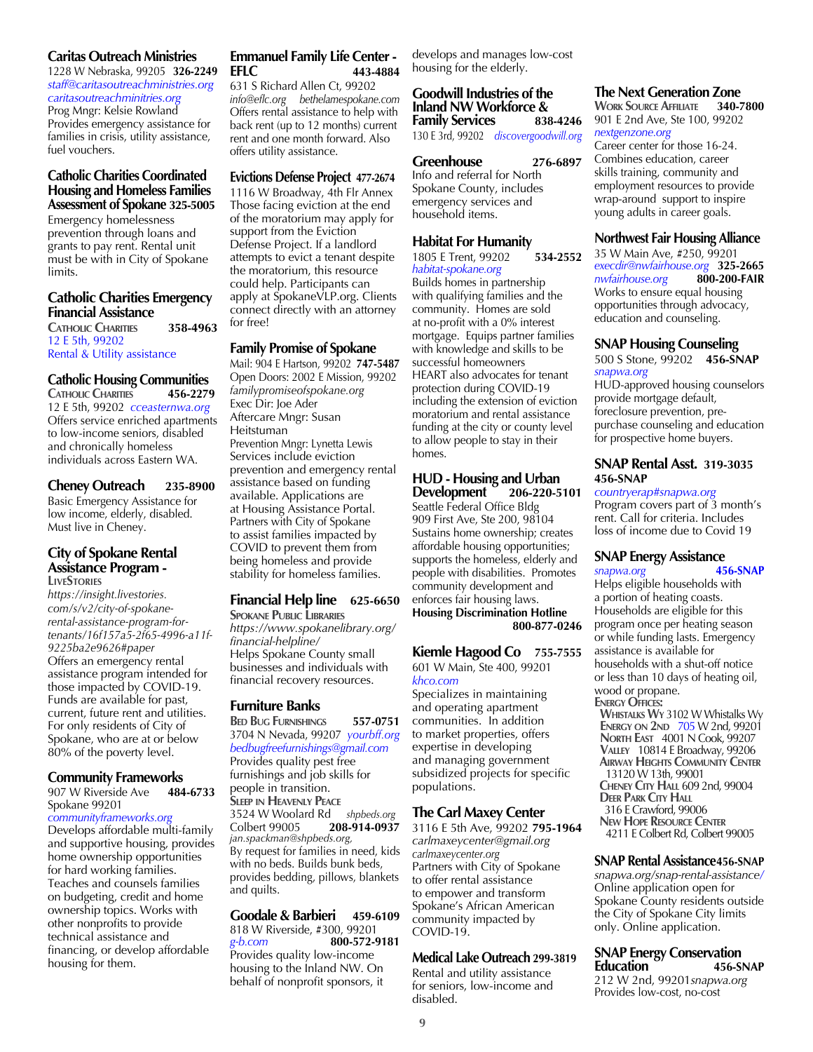### Caritas Outreach Ministries

1228 W Nebraska, 99205 **326-2249**
*staff@caritasoutreachministries.org*
*caritasoutreachminitries.org*
Prog Mngr: Kelsie Rowland
Provides emergency assistance for families in crisis, utility assistance, fuel vouchers.

### Catholic Charities Coordinated Housing and Homeless Families Assessment of Spokane **325-5005**

Emergency homelessness prevention through loans and grants to pay rent. Rental unit must be with in City of Spokane limits.

### Catholic Charities Emergency Financial Assistance

Catholic Charities **358-4963**
12 E 5th, 99202
Rental & Utility assistance

### Catholic Housing Communities

Catholic Charities **456-2279**
12 E 5th, 99202 *cceasternwa.org*
Offers service enriched apartments to low-income seniors, disabled and chronically homeless individuals across Eastern WA.

### Cheney Outreach **235-8900**

Basic Emergency Assistance for low income, elderly, disabled. Must live in Cheney.

### City of Spokane Rental Assistance Program -

LiveStories
*https://insight.livestories.com/s/v2/city-of-spokane-rental-assistance-program-for-tenants/16f157a5-2f65-4996-a11f-9225ba2e9626#paper*
Offers an emergency rental assistance program intended for those impacted by COVID-19. Funds are available for past, current, future rent and utilities. For only residents of City of Spokane, who are at or below 80% of the poverty level.

### Community Frameworks

907 W Riverside Ave **484-6733**
Spokane 99201
*communityframeworks.org*
Develops affordable multi-family and supportive housing, provides home ownership opportunities for hard working families. Teaches and counsels families on budgeting, credit and home ownership topics. Works with other nonprofits to provide technical assistance and financing, or develop affordable housing for them.

### Emmanuel Family Life Center - EFLC **443-4884**

631 S Richard Allen Ct, 99202
*info@eflc.org* *bethelamespokane.com*
Offers rental assistance to help with back rent (up to 12 months) current rent and one month forward. Also offers utility assistance.

### Evictions Defense Project **477-2674**

1116 W Broadway, 4th Flr Annex
Those facing eviction at the end of the moratorium may apply for support from the Eviction Defense Project. If a landlord attempts to evict a tenant despite the moratorium, this resource could help. Participants can apply at SpokaneVLP.org. Clients connect directly with an attorney for free!

### Family Promise of Spokane

Mail: 904 E Hartson, 99202 **747-5487**
Open Doors: 2002 E Mission, 99202
*familypromiseofspokane.org*
Exec Dir: Joe Ader
Aftercare Mngr: Susan Heitstuman
Prevention Mngr: Lynetta Lewis
Services include eviction prevention and emergency rental assistance based on funding available. Applications are at Housing Assistance Portal. Partners with City of Spokane to assist families impacted by COVID to prevent them from being homeless and provide stability for homeless families.

### Financial Help line **625-6650**

Spokane Public Libraries
*https://www.spokanelibrary.org/financial-helpline/*
Helps Spokane County small businesses and individuals with financial recovery resources.

### Furniture Banks

Bed Bug Furnishings **557-0751**
3704 N Nevada, 99207 *yourbff.org*
*bedbugfreefurnishings@gmail.com*
Provides quality pest free furnishings and job skills for people in transition.

Sleep in Heavenly Peace
3524 W Woolard Rd *shpbeds.org*
Colbert 99005 **208-914-0937**
*jan.spackman@shpbeds.org,*
By request for families in need, kids with no beds. Builds bunk beds, provides bedding, pillows, blankets and quilts.

### Goodale & Barbieri **459-6109**

818 W Riverside, #300, 99201
*g-b.com* **800-572-9181**
Provides quality low-income housing to the Inland NW. On behalf of nonprofit sponsors, it develops and manages low-cost housing for the elderly.

### Goodwill Industries of the Inland NW Workforce & Family Services **838-4246**

130 E 3rd, 99202 *discovergoodwill.org*

### Greenhouse **276-6897**

Info and referral for North Spokane County, includes emergency services and household items.

### Habitat For Humanity

1805 E Trent, 99202 **534-2552**
*habitat-spokane.org*
Builds homes in partnership with qualifying families and the community. Homes are sold at no-profit with a 0% interest mortgage. Equips partner families with knowledge and skills to be successful homeowners
HEART also advocates for tenant protection during COVID-19 including the extension of eviction moratorium and rental assistance funding at the city or county level to allow people to stay in their homes.

### HUD - Housing and Urban Development **206-220-5101**

Seattle Federal Office Bldg
909 First Ave, Ste 200, 98104
Sustains home ownership; creates affordable housing opportunities; supports the homeless, elderly and people with disabilities. Promotes community development and enforces fair housing laws.
**Housing Discrimination Hotline 800-877-0246**

### Kiemle Hagood Co **755-7555**

601 W Main, Ste 400, 99201
*khco.com*
Specializes in maintaining and operating apartment communities. In addition to market properties, offers expertise in developing and managing government subsidized projects for specific populations.

### The Carl Maxey Center

3116 E 5th Ave, 99202 **795-1964**
*carlmaxeycenter@gmail.org*
*carlmaxeycenter.org*
Partners with City of Spokane to offer rental assistance to empower and transform Spokane's African American community impacted by COVID-19.

### Medical Lake Outreach **299-3819**

Rental and utility assistance for seniors, low-income and disabled.

### The Next Generation Zone

Work Source Affiliate **340-7800**
901 E 2nd Ave, Ste 100, 99202
*nextgenzone.org*
Career center for those 16-24. Combines education, career skills training, community and employment resources to provide wrap-around support to inspire young adults in career goals.

### Northwest Fair Housing Alliance

35 W Main Ave, #250, 99201
*execdir@nwfairhouse.org* **325-2665**
*nwfairhouse.org* **800-200-FAIR**
Works to ensure equal housing opportunities through advocacy, education and counseling.

### SNAP Housing Counseling

500 S Stone, 99202 **456-SNAP**
*snapwa.org*
HUD-approved housing counselors provide mortgage default, foreclosure prevention, pre-purchase counseling and education for prospective home buyers.

### SNAP Rental Asst. **319-3035 456-SNAP**

*countryerap#snapwa.org*
Program covers part of 3 month's rent. Call for criteria. Includes loss of income due to Covid 19

### SNAP Energy Assistance

*snapwa.org* **456-SNAP**
Helps eligible households with a portion of heating coasts. Households are eligible for this program once per heating season or while funding lasts. Emergency assistance is available for households with a shut-off notice or less than 10 days of heating oil, wood or propane.

Energy Offices:
- Whistalks Wy 3102 W Whistalks Wy
- Energy on 2nd 705 W 2nd, 99201
- North East 4001 N Cook, 99207
- Valley 10814 E Broadway, 99206
- Airway Heights Community Center 13120 W 13th, 99001
- Cheney City Hall 609 2nd, 99004
- Deer Park City Hall 316 E Crawford, 99006
- New Hope Resource Center 4211 E Colbert Rd, Colbert 99005

### SNAP Rental Assistance **456-SNAP**

*snapwa.org/snap-rental-assistance/*
Online application open for Spokane County residents outside the City of Spokane City limits only. Online application.

### SNAP Energy Conservation Education **456-SNAP**

212 W 2nd, 99201*snapwa.org*
Provides low-cost, no-cost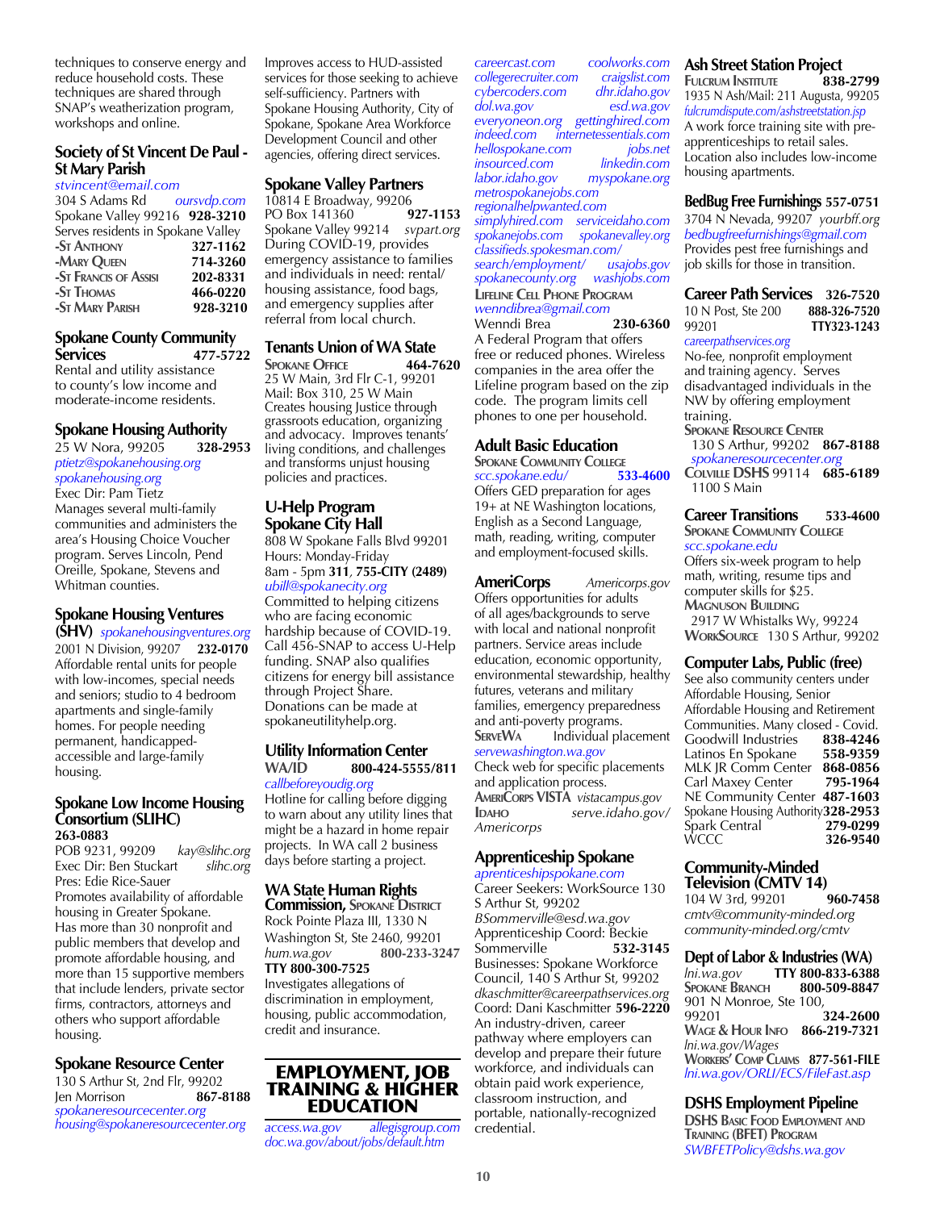techniques to conserve energy and reduce household costs. These techniques are shared through SNAP's weatherization program, workshops and online.

### Society of St Vincent De Paul - St Mary Parish

*stvincent@email.com*
304 S Adams Rd *oursvdp.com*
Spokane Valley 99216 **928-3210**
Serves residents in Spokane Valley

| | |
|---|---|
| -St Anthony | **327-1162** |
| -Mary Queen | **714-3260** |
| -St Francis of Assisi | **202-8331** |
| -St Thomas | **466-0220** |
| -St Mary Parish | **928-3210** |

### Spokane County Community Services **477-5722**

Rental and utility assistance to county's low income and moderate-income residents.

### Spokane Housing Authority

25 W Nora, 99205 **328-2953**
*ptietz@spokanehousing.org*
*spokanehousing.org*
Exec Dir: Pam Tietz
Manages several multi-family communities and administers the area's Housing Choice Voucher program. Serves Lincoln, Pend Oreille, Spokane, Stevens and Whitman counties.

### Spokane Housing Ventures (SHV)

*spokanehousingventures.org*
2001 N Division, 99207 **232-0170**
Affordable rental units for people with low-incomes, special needs and seniors; studio to 4 bedroom apartments and single-family homes. For people needing permanent, handicapped-accessible and large-family housing.

### Spokane Low Income Housing Consortium (SLIHC)

**263-0883**
POB 9231, 99209 *kay@slihc.org*
Exec Dir: Ben Stuckart *slihc.org*
Pres: Edie Rice-Sauer
Promotes availability of affordable housing in Greater Spokane. Has more than 30 nonprofit and public members that develop and promote affordable housing, and more than 15 supportive members that include lenders, private sector firms, contractors, attorneys and others who support affordable housing.

### Spokane Resource Center

130 S Arthur St, 2nd Flr, 99202
Jen Morrison **867-8188**
*spokaneresourcecenter.org*
*housing@spokaneresourcecenter.org*

Improves access to HUD-assisted services for those seeking to achieve self-sufficiency. Partners with Spokane Housing Authority, City of Spokane, Spokane Area Workforce Development Council and other agencies, offering direct services.

### Spokane Valley Partners

10814 E Broadway, 99206
PO Box 141360 **927-1153**
Spokane Valley 99214 *svpart.org*
During COVID-19, provides emergency assistance to families and individuals in need: rental/housing assistance, food bags, and emergency supplies after referral from local church.

### Tenants Union of WA State

Spokane Office **464-7620**
25 W Main, 3rd Flr C-1, 99201
Mail: Box 310, 25 W Main
Creates housing Justice through grassroots education, organizing and advocacy. Improves tenants' living conditions, and challenges and transforms unjust housing policies and practices.

### U-Help Program Spokane City Hall

808 W Spokane Falls Blvd 99201
Hours: Monday-Friday
8am - 5pm **311**, **755-CITY (2489)**
*ubill@spokanecity.org*
Committed to helping citizens who are facing economic hardship because of COVID-19. Call 456-SNAP to access U-Help funding. SNAP also qualifies citizens for energy bill assistance through Project Share. Donations can be made at spokaneutilityhelp.org.

### Utility Information Center

WA/ID **800-424-5555/811**
*callbeforeyoudig.org*
Hotline for calling before digging to warn about any utility lines that might be a hazard in home repair projects. In WA call 2 business days before starting a project.

### WA State Human Rights Commission, Spokane District

Rock Pointe Plaza III, 1330 N Washington St, Ste 2460, 99201
*hum.wa.gov* **800-233-3247**
**TTY 800-300-7525**
Investigates allegations of discrimination in employment, housing, public accommodation, credit and insurance.

## EMPLOYMENT, JOB TRAINING & HIGHER EDUCATION

*access.wa.gov* *allegisgroup.com*
*doc.wa.gov/about/jobs/default.htm*
*careercast.com* *coolworks.com*
*collegerecruiter.com* *craigslist.com*
*cybercoders.com* *dhr.idaho.gov*
*dol.wa.gov* *esd.wa.gov*
*everyoneon.org* *gettinghired.com*
*indeed.com* *internetessentials.com*
*hellospokane.com* *jobs.net*
*insourced.com* *linkedin.com*
*labor.idaho.gov* *myspokane.org*
*metrospokanejobs.com*
*regionalhelpwanted.com*
*simplyhired.com* *serviceidaho.com*
*spokanejobs.com* *spokanevalley.org*
*classifieds.spokesman.com/search/employment/* *usajobs.gov*
*spokanecounty.org* *washjobs.com*

Lifeline Cell Phone Program
*wenndibrea@gmail.com*
Wenndi Brea **230-6360**
A Federal Program that offers free or reduced phones. Wireless companies in the area offer the Lifeline program based on the zip code. The program limits cell phones to one per household.

### Adult Basic Education

Spokane Community College
*scc.spokane.edu/* **533-4600**
Offers GED preparation for ages 19+ at NE Washington locations, English as a Second Language, math, reading, writing, computer and employment-focused skills.

### AmeriCorps

*Americorps.gov*
Offers opportunities for adults of all ages/backgrounds to serve with local and national nonprofit partners. Service areas include education, economic opportunity, environmental stewardship, healthy futures, veterans and military families, emergency preparedness and anti-poverty programs.
ServeWa Individual placement
*servewashington.wa.gov*
Check web for specific placements and application process.
AmeriCorps VISTA *vistacampus.gov*
Idaho *serve.idaho.gov/Americorps*

### Apprenticeship Spokane

*apprenticeshipspokane.com*
Career Seekers: WorkSource 130 S Arthur St, 99202
*BSommerville@esd.wa.gov*
Apprenticeship Coord: Beckie Sommerville **532-3145**
Businesses: Spokane Workforce Council, 140 S Arthur St, 99202
*dkaschmitter@careerpathservices.org*
Coord: Dani Kaschmitter **596-2220**
An industry-driven, career pathway where employers can develop and prepare their future workforce, and individuals can obtain paid work experience, classroom instruction, and portable, nationally-recognized credential.

### Ash Street Station Project

Fulcrum Institute **838-2799**
1935 N Ash/Mail: 211 Augusta, 99205
*fulcrumdispute.com/ashstreetstation.jsp*
A work force training site with pre-apprenticeships to retail sales. Location also includes low-income housing apartments.

### BedBug Free Furnishings **557-0751**

3704 N Nevada, 99207 *yourbff.org*
*bedbugfreefurnishings@gmail.com*
Provides pest free furnishings and job skills for those in transition.

### Career Path Services **326-7520**

10 N Post, Ste 200 **888-326-7520**
99201 **TTY323-1243**
*careerpathservices.org*
No-fee, nonprofit employment and training agency. Serves disadvantaged individuals in the NW by offering employment training.
Spokane Resource Center
130 S Arthur, 99202 **867-8188**
*spokaneresourcecenter.org*
Colville DSHS 99114 **685-6189**
1100 S Main

### Career Transitions **533-4600**

Spokane Community College
*scc.spokane.edu*
Offers six-week program to help math, writing, resume tips and computer skills for $25.
Magnuson Building
2917 W Whistalks Wy, 99224
WorkSource 130 S Arthur, 99202

### Computer Labs, Public (free)

See also community centers under Affordable Housing, Senior Affordable Housing and Retirement Communities. Many closed - Covid.

| | |
|---|---|
| Goodwill Industries | **838-4246** |
| Latinos En Spokane | **558-9359** |
| MLK JR Comm Center | **868-0856** |
| Carl Maxey Center | **795-1964** |
| NE Community Center | **487-1603** |
| Spokane Housing Authority | **328-2953** |
| Spark Central | **279-0299** |
| WCCC | **326-9540** |

### Community-Minded Television (CMTV 14)

104 W 3rd, 99201 **960-7458**
*cmtv@community-minded.org*
*community-minded.org/cmtv*

### Dept of Labor & Industries (WA)

*lni.wa.gov* **TTY 800-833-6388**
Spokane Branch **800-509-8847**
901 N Monroe, Ste 100,
99201 **324-2600**
Wage & Hour Info **866-219-7321**
*lni.wa.gov/Wages*
Workers' Comp Claims **877-561-FILE**
*lni.wa.gov/ORLI/ECS/FileFast.asp*

### DSHS Employment Pipeline

DSHS Basic Food Employment and Training (BFET) Program
*SWBFETPolicy@dshs.wa.gov*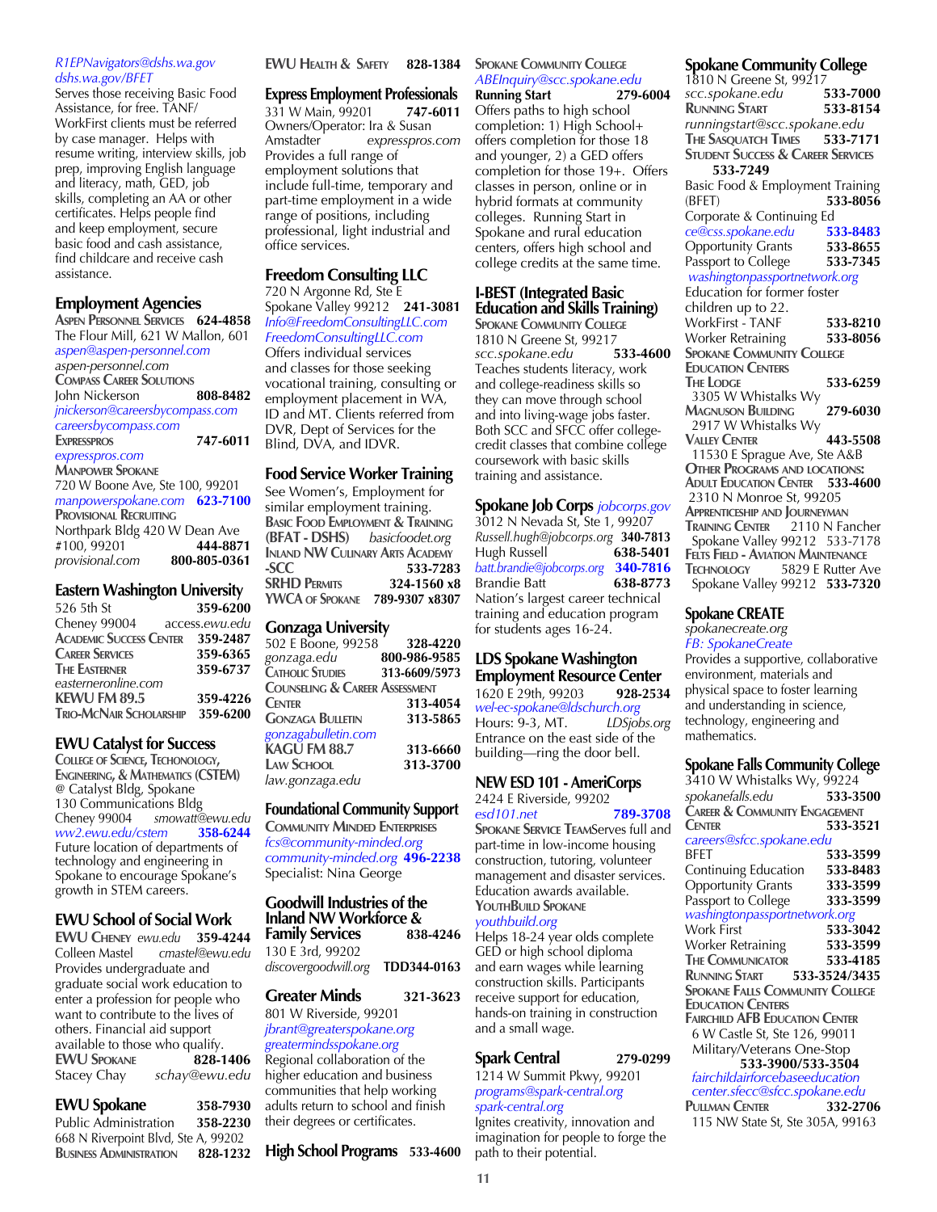*R1EPNavigators@dshs.wa.gov*
*dshs.wa.gov/BFET*
Serves those receiving Basic Food Assistance, for free. TANF/WorkFirst clients must be referred by case manager. Helps with resume writing, interview skills, job prep, improving English language and literacy, math, GED, job skills, completing an AA or other certificates. Helps people find and keep employment, secure basic food and cash assistance, find childcare and receive cash assistance.

## Employment Agencies

**Aspen Personnel Services** **624-4858**
The Flour Mill, 621 W Mallon, 601
*aspen@aspen-personnel.com*
*aspen-personnel.com*
**Compass Career Solutions**
John Nickerson **808-8482**
*jnickerson@careersbycompass.com*
*careersbycompass.com*
**Expresspros** **747-6011**
*expresspros.com*
**Manpower Spokane**
720 W Boone Ave, Ste 100, 99201
*manpowerspokane.com* **623-7100**
**Provisional Recruiting**
Northpark Bldg 420 W Dean Ave #100, 99201
*provisional.com* **800-805-0361**

## Eastern Washington University

526 5th St **359-6200**
Cheney 99004 access.*ewu.edu*
**Academic Success Center** **359-2487**
**Career Services** **359-6365**
**The Easterner** **359-6737**
*easterneronline.com*
**KEWU FM 89.5** **359-4226**
**Trio-McNair Scholarship** **359-6200**

## EWU Catalyst for Success

**College of Science, Techonology, Engineering, & Mathematics (CSTEM)**
@ Catalyst Bldg, Spokane
130 Communications Bldg
Cheney 99004 *smowatt@ewu.edu*
*ww2.ewu.edu/cstem* **358-6244**
Future location of departments of technology and engineering in Spokane to encourage Spokane's growth in STEM careers.

## EWU School of Social Work

**EWU Cheney** *ewu.edu* **359-4244**
Colleen Mastel *cmastel@ewu.edu*
Provides undergraduate and graduate social work education to enter a profession for people who want to contribute to the lives of others. Financial aid support available to those who qualify.
**EWU Spokane** **828-1406**
Stacey Chay *schay@ewu.edu*

## EWU Spokane **358-7930**

Public Administration **358-2230**
668 N Riverpoint Blvd, Ste A, 99202
**Business Administration** **828-1232**
**EWU Health & Safety** **828-1384**

## Express Employment Professionals

331 W Main, 99201 **747-6011**
Owners/Operator: Ira & Susan Amstadter *expresspros.com*
Provides a full range of employment solutions that include full-time, temporary and part-time employment in a wide range of positions, including professional, light industrial and office services.

## Freedom Consulting LLC

720 N Argonne Rd, Ste E
Spokane Valley 99212 **241-3081**
*Info@FreedomConsultingLLC.com*
*FreedomConsultingLLC.com*
Offers individual services and classes for those seeking vocational training, consulting or employment placement in WA, ID and MT. Clients referred from DVR, Dept of Services for the Blind, DVA, and IDVR.

## Food Service Worker Training

See Women's, Employment for similar employment training.
**Basic Food Employment & Training (BFAT - DSHS)** *basicfoodet.org*
**Inland NW Culinary Arts Academy -SCC** **533-7283**
**SRHD Permits** **324-1560 x8**
**YWCA of Spokane** **789-9307 x8307**

## Gonzaga University

502 E Boone, 99258 **328-4220**
*gonzaga.edu* **800-986-9585**
**Catholic Studies** **313-6609/5973**
**Counseling & Career Assessment Center** **313-4054**
**Gonzaga Bulletin** **313-5865**
*gonzagabulletin.com*
**KAGU FM 88.7** **313-6660**
**Law School** **313-3700**
*law.gonzaga.edu*

## Foundational Community Support

**Community Minded Enterprises**
*fcs@community-minded.org*
*community-minded.org* **496-2238**
Specialist: Nina George

## Goodwill Industries of the Inland NW Workforce & Family Services **838-4246**

130 E 3rd, 99202
*discovergoodwill.org* **TDD344-0163**

## Greater Minds **321-3623**

801 W Riverside, 99201
*jbrant@greaterspokane.org*
*greatermindsspokane.org*
Regional collaboration of the higher education and business communities that help working adults return to school and finish their degrees or certificates.

## High School Programs **533-4600**

**Spokane Community College**
*ABEInquiry@scc.spokane.edu*
**Running Start** **279-6004**
Offers paths to high school completion: 1) High School+ offers completion for those 18 and younger, 2) a GED offers completion for those 19+. Offers classes in person, online or in hybrid formats at community colleges. Running Start in Spokane and rural education centers, offers high school and college credits at the same time.

## I-BEST (Integrated Basic Education and Skills Training)

**Spokane Community College**
1810 N Greene St, 99217
*scc.spokane.edu* **533-4600**
Teaches students literacy, work and college-readiness skills so they can move through school and into living-wage jobs faster. Both SCC and SFCC offer college-credit classes that combine college coursework with basic skills training and assistance.

## Spokane Job Corps *jobcorps.gov*

3012 N Nevada St, Ste 1, 99207
*Russell.hugh@jobcorps.org* **340-7813**
Hugh Russell **638-5401**
*batt.brandie@jobcorps.org* **340-7816**
Brandie Batt **638-8773**
Nation's largest career technical training and education program for students ages 16-24.

## LDS Spokane Washington Employment Resource Center

1620 E 29th, 99203 **928-2534**
*wel-ec-spokane@ldschurch.org*
Hours: 9-3, MT. *LDSjobs.org*
Entrance on the east side of the building—ring the door bell.

## NEW ESD 101 - AmeriCorps

2424 E Riverside, 99202
*esd101.net* **789-3708**
**Spokane Service Team** Serves full and part-time in low-income housing construction, tutoring, volunteer management and disaster services. Education awards available.
**YouthBuild Spokane**
*youthbuild.org*
Helps 18-24 year olds complete GED or high school diploma and earn wages while learning construction skills. Participants receive support for education, hands-on training in construction and a small wage.

## Spark Central **279-0299**

1214 W Summit Pkwy, 99201
*programs@spark-central.org*
*spark-central.org*
Ignites creativity, innovation and imagination for people to forge the path to their potential.

## Spokane Community College

1810 N Greene St, 99217
*scc.spokane.edu* **533-7000**
**Running Start** **533-8154**
*runningstart@scc.spokane.edu*
**The Sasquatch Times** **533-7171**
**Student Success & Career Services** **533-7249**
Basic Food & Employment Training (BFET) **533-8056**
Corporate & Continuing Ed
*ce@css.spokane.edu* **533-8483**
Opportunity Grants **533-8655**
Passport to College **533-7345**
*washingtonpassportnetwork.org*
Education for former foster children up to 22.
WorkFirst - TANF **533-8210**
Worker Retraining **533-8056**
**Spokane Community College Education Centers**
**The Lodge** **533-6259**
3305 W Whistalks Wy
**Magnuson Building** **279-6030**
2917 W Whistalks Wy
**Valley Center** **443-5508**
11530 E Sprague Ave, Ste A&B
**Other Programs and locations:**
**Adult Education Center** **533-4600**
2310 N Monroe St, 99205
**Apprenticeship and Journeyman Training Center** 2110 N Fancher
Spokane Valley 99212 533-7178
**Felts Field - Aviation Maintenance Technology** 5829 E Rutter Ave
Spokane Valley 99212 **533-7320**

## Spokane CREATE

*spokanecreate.org*
*FB: SpokaneCreate*
Provides a supportive, collaborative environment, materials and physical space to foster learning and understanding in science, technology, engineering and mathematics.

## Spokane Falls Community College

3410 W Whistalks Wy, 99224
*spokanefalls.edu* **533-3500**
**Career & Community Engagement Center** **533-3521**
*careers@sfcc.spokane.edu*
BFET **533-3599**
Continuing Education **533-8483**
Opportunity Grants **333-3599**
Passport to College **333-3599**
*washingtonpassportnetwork.org*
Work First **533-3042**
Worker Retraining **533-3599**
**The Communicator** **533-4185**
**Running Start** **533-3524/3435**
**Spokane Falls Community College Education Centers**
**Fairchild AFB Education Center**
6 W Castle St, Ste 126, 99011
Military/Veterans One-Stop
**533-3900/533-3504**
*fairchildairforcebaseeducation center.sfecc@sfcc.spokane.edu*
**Pullman Center** **332-2706**
115 NW State St, Ste 305A, 99163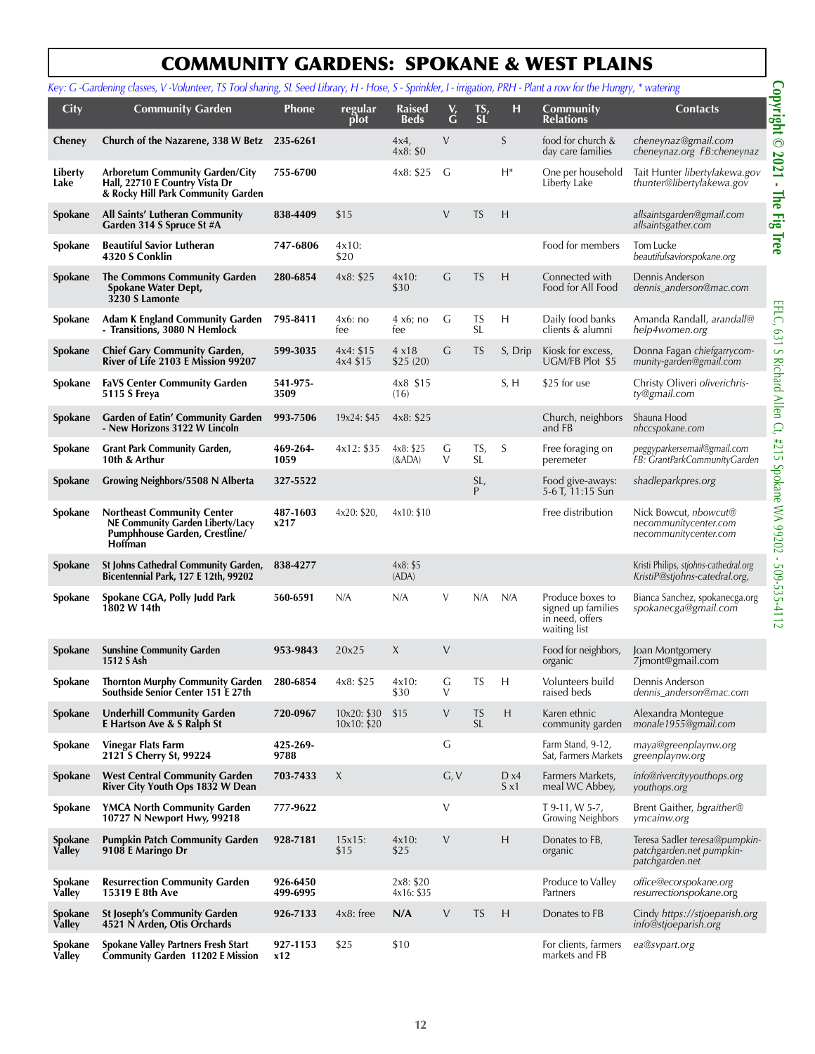# COMMUNITY GARDENS: SPOKANE & WEST PLAINS

*Key: G -Gardening classes, V -Volunteer, TS Tool sharing, SL Seed Library, H - Hose, S - Sprinkler, I - irrigation, PRH - Plant a row for the Hungry, * watering*

| City | Community Garden | Phone | regular plot | Raised Beds | V, G | TS, SL | H | Community Relations | Contacts |
|---|---|---|---|---|---|---|---|---|---|
| **Cheney** | **Church of the Nazarene, 338 W Betz** | **235-6261** | | 4x4, 4x8: $0 | V | | S | food for church & day care families | *cheneynaz@gmail.com cheneynaz.org FB:cheneynaz* |
| **Liberty Lake** | **Arboretum Community Garden/City Hall, 22710 E Country Vista Dr & Rocky Hill Park Community Garden** | **755-6700** | | 4x8: $25 | G | | H* | One per household Liberty Lake | Tait Hunter *libertylakewa.gov thunter@libertylakewa.gov* |
| **Spokane** | **All Saints' Lutheran Community Garden 314 S Spruce St #A** | **838-4409** | $15 | | V | TS | H | | *allsaintsgarden@gmail.com allsaintsgather.com* |
| **Spokane** | **Beautiful Savior Lutheran 4320 S Conklin** | **747-6806** | 4x10: $20 | | | | | Food for members | Tom Lucke *beautifulsaviorspokane.org* |
| **Spokane** | **The Commons Community Garden Spokane Water Dept, 3230 S Lamonte** | **280-6854** | 4x8: $25 | 4x10: $30 | G | TS | H | Connected with Food for All Food | Dennis Anderson *dennis_anderson@mac.com* |
| **Spokane** | **Adam K England Community Garden - Transitions, 3080 N Hemlock** | **795-8411** | 4x6: no fee | 4 x6; no fee | G | TS SL | H | Daily food banks clients & alumni | Amanda Randall, *arandall@ help4women.org* |
| **Spokane** | **Chief Gary Community Garden, River of Life 2103 E Mission 99207** | **599-3035** | 4x4: $15 4x4 $15 | 4 x18 $25 (20) | G | TS | S, Drip | Kiosk for excess, UGM/FB Plot $5 | Donna Fagan *chiefgarrycom-munity-garden@gmail.com* |
| **Spokane** | **FaVS Center Community Garden 5115 S Freya** | **541-975-3509** | | 4x8 $15 (16) | | | S, H | $25 for use | Christy Oliveri *oliverichris-ty@gmail.com* |
| **Spokane** | **Garden of Eatin' Community Garden - New Horizons 3122 W Lincoln** | **993-7506** | 19x24: $45 | 4x8: $25 | | | | Church, neighbors and FB | Shauna Hood *nhccspokane.com* |
| **Spokane** | **Grant Park Community Garden, 10th & Arthur** | **469-264-1059** | 4x12: $35 | 4x8: $25 (&ADA) | G V | TS, SL | S | Free foraging on peremeter | *peggyparkersemail@gmail.com FB: GrantParkCommunityGarden* |
| **Spokane** | **Growing Neighbors/5508 N Alberta** | **327-5522** | | | | SL, P | | Food give-aways: 5-6 T, 11:15 Sun | *shadleparkpres.org* |
| **Spokane** | **Northeast Community Center NE Community Garden Liberty/Lacy Pumphouse Garden, Crestline/ Hoffman** | **487-1603 x217** | 4x20: $20, | 4x10: $10 | | | | Free distribution | Nick Bowcut, *nbowcut@ necommunitycenter.com necommunitycenter.com* |
| **Spokane** | **St Johns Cathedral Community Garden, Bicentennial Park, 127 E 12th, 99202** | **838-4277** | | 4x8: $5 (ADA) | | | | | Kristi Philips, *stjohns-cathedral.org KristiP@stjohns-catedral.org,* |
| **Spokane** | **Spokane CGA, Polly Judd Park 1802 W 14th** | **560-6591** | N/A | N/A | V | N/A | N/A | Produce boxes to signed up families in need, offers waiting list | Bianca Sanchez, spokanecga.org *spokanecga@gmail.com* |
| **Spokane** | **Sunshine Community Garden 1512 S Ash** | **953-9843** | 20x25 | X | V | | | Food for neighbors, organic | Joan Montgomery 7jmont@gmail.com |
| **Spokane** | **Thornton Murphy Community Garden Southside Senior Center 151 E 27th** | **280-6854** | 4x8: $25 | 4x10: $30 | G V | TS | H | Volunteers build raised beds | Dennis Anderson *dennis_anderson@mac.com* |
| **Spokane** | **Underhill Community Garden E Hartson Ave & S Ralph St** | **720-0967** | 10x20: $30 10x10: $20 | $15 | V | TS SL | H | Karen ethnic community garden | Alexandra Montegue *monale1955@gmail.com* |
| **Spokane** | **Vinegar Flats Farm 2121 S Cherry St, 99224** | **425-269-9788** | | | G | | | Farm Stand, 9-12, Sat, Farmers Markets | *maya@greenplaynw.org greenplaynw.org* |
| **Spokane** | **West Central Community Garden River City Youth Ops 1832 W Dean** | **703-7433** | X | | G, V | | D x4 S x1 | Farmers Markets, meal WC Abbey, | *info@rivercityyouthops.org youthops.org* |
| **Spokane** | **YMCA North Community Garden 10727 N Newport Hwy, 99218** | **777-9622** | | | V | | | T 9-11, W 5-7, Growing Neighbors | Brent Gaither, *bgraither@ ymcainw.org* |
| **Spokane Valley** | **Pumpkin Patch Community Garden 9108 E Maringo Dr** | **928-7181** | 15x15: $15 | 4x10: $25 | V | | H | Donates to FB, organic | Teresa Sadler *teresa@pumpkin-patchgarden.net pumpkin-patchgarden.net* |
| **Spokane Valley** | **Resurrection Community Garden 15319 E 8th Ave** | **926-6450 499-6995** | | 2x8: $20 4x16: $35 | | | | Produce to Valley Partners | *office@ecorspokane.org resurrectionspokane.org* |
| **Spokane Valley** | **St Joseph's Community Garden 4521 N Arden, Otis Orchards** | **926-7133** | 4x8: free | **N/A** | V | TS | H | Donates to FB | Cindy *https://stjoeparish.org info@stjoeparish.org* |
| **Spokane Valley** | **Spokane Valley Partners Fresh Start Community Garden 11202 E Mission** | **927-1153 x12** | $25 | $10 | | | | For clients, farmers markets and FB | *ea@svpart.org* |

Copyright © 2021 - The Fig Tree

EFLC, 631 S Richard Allen Ct, #215 Spokane WA 99202 - 509-535-4112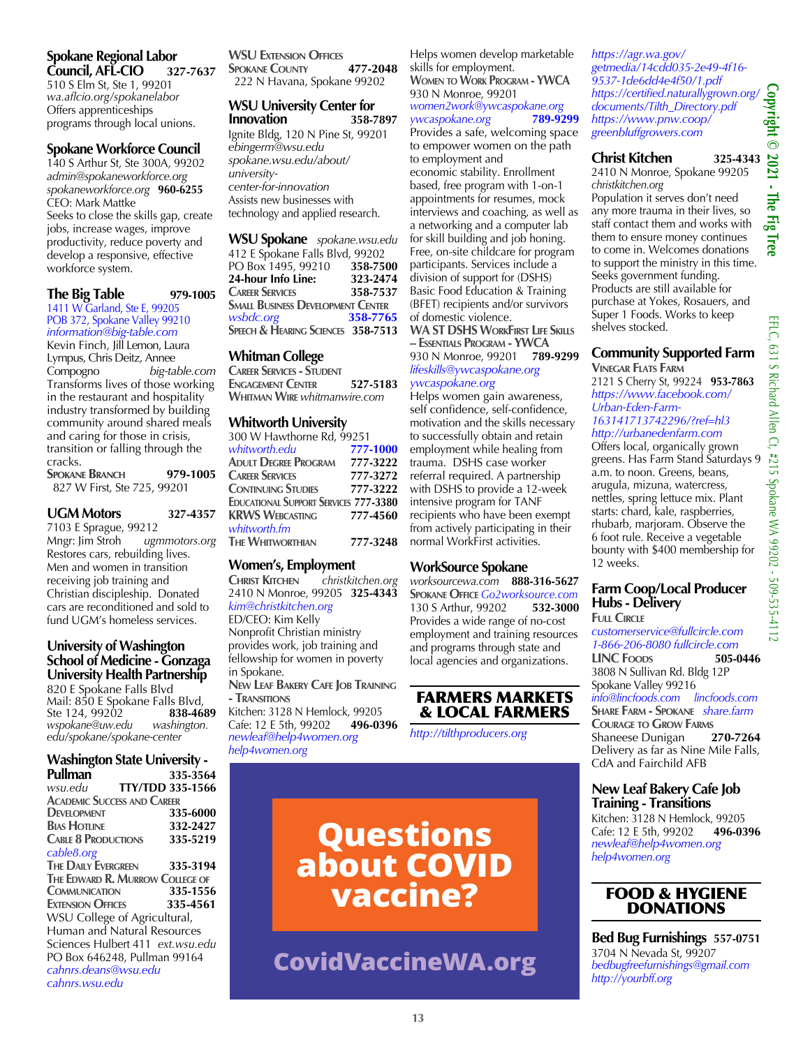### Spokane Regional Labor Council, AFL-CIO 327-7637

510 S Elm St, Ste 1, 99201
*wa.aflcio.org/spokanelabor*
Offers apprenticeships programs through local unions.

### Spokane Workforce Council

140 S Arthur St, Ste 300A, 99202
*admin@spokaneworkforce.org*
*spokaneworkforce.org* **960-6255**
CEO: Mark Mattke
Seeks to close the skills gap, create jobs, increase wages, improve productivity, reduce poverty and develop a responsive, effective workforce system.

### The Big Table 979-1005

1411 W Garland, Ste E, 99205
POB 372, Spokane Valley 99210
*information@big-table.com*
Kevin Finch, Jill Lemon, Laura Lympus, Chris Deitz, Annee Compogno *big-table.com*
Transforms lives of those working in the restaurant and hospitality industry transformed by building community around shared meals and caring for those in crisis, transition or falling through the cracks.
**Spokane Branch 979-1005**
827 W First, Ste 725, 99201

### UGM Motors 327-4357

7103 E Sprague, 99212
Mngr: Jim Stroh *ugmmotors.org*
Restores cars, rebuilding lives. Men and women in transition receiving job training and Christian discipleship. Donated cars are reconditioned and sold to fund UGM's homeless services.

### University of Washington School of Medicine - Gonzaga University Health Partnership

820 E Spokane Falls Blvd
Mail: 850 E Spokane Falls Blvd, Ste 124, 99202 **838-4689**
*wspokane@uw.edu* *washington.edu/spokane/spokane-center*

### Washington State University - Pullman 335-3564

*wsu.edu* **TTY/TDD 335-1566**
**Academic Success and Career Development 335-6000**
**Bias Hotline 332-2427**
**Cable 8 Productions 335-5219**
*cable8.org*
**The Daily Evergreen 335-3194**
**The Edward R. Murrow College of Communication 335-1556**
**Extension Offices 335-4561**
WSU College of Agricultural, Human and Natural Resources Sciences Hulbert 411 *ext.wsu.edu*
PO Box 646248, Pullman 99164
*cahnrs.deans@wsu.edu*
*cahnrs.wsu.edu*

### WSU Extension Offices

**Spokane County 477-2048**
222 N Havana, Spokane 99202

### WSU University Center for Innovation 358-7897

Ignite Bldg, 120 N Pine St, 99201
*ebingerm@wsu.edu*
*spokane.wsu.edu/about/university-center-for-innovation*
Assists new businesses with technology and applied research.

### WSU Spokane *spokane.wsu.edu*

412 E Spokane Falls Blvd, 99202
PO Box 1495, 99210 **358-7500**
**24-hour Info Line: 323-2474**
**Career Services 358-7537**
**Small Business Development Center**
*wsbdc.org* **358-7765**
**Speech & Hearing Sciences 358-7513**

### Whitman College

**Career Services - Student Engagement Center 527-5183**
**Whitman Wire** *whitmanwire.com*

### Whitworth University

300 W Hawthorne Rd, 99251
*whitworth.edu* **777-1000**
**Adult Degree Program 777-3222**
**Career Services 777-3272**
**Continuing Studies 777-3222**
**Educational Support Services 777-3380**
**KRWS Webcasting 777-4560**
*whitworth.fm*
**The Whitworthian 777-3248**

### Women's, Employment

**Christ Kitchen** *christkitchen.org*
2410 N Monroe, 99205 **325-4343**
*kim@christkitchen.org*
ED/CEO: Kim Kelly
Nonprofit Christian ministry provides work, job training and fellowship for women in poverty in Spokane.

**New Leaf Bakery Cafe Job Training - Transitions**
Kitchen: 3128 N Hemlock, 99205
Cafe: 12 E 5th, 99202 **496-0396**
*newleaf@help4women.org*
*help4women.org*
Helps women develop marketable skills for employment.

**Women to Work Program - YWCA**
930 N Monroe, 99201
*women2work@ywcaspokane.org*
*ywcaspokane.org* **789-9299**
Provides a safe, welcoming space to empower women on the path to employment and economic stability. Enrollment based, free program with 1-on-1 appointments for resumes, mock interviews and coaching, as well as a networking and a computer lab for skill building and job honing. Free, on-site childcare for program participants. Services include a division of support for (DSHS) Basic Food Education & Training (BFET) recipients and/or survivors of domestic violence.

**WA ST DSHS WorkFirst Life Skills – Essentials Program - YWCA**
930 N Monroe, 99201 **789-9299**
*lifeskills@ywcaspokane.org*
*ywcaspokane.org*
Helps women gain awareness, self confidence, self-confidence, motivation and the skills necessary to successfully obtain and retain employment while healing from trauma. DSHS case worker referral required. A partnership with DSHS to provide a 12-week intensive program for TANF recipients who have been exempt from actively participating in their normal WorkFirst activities.

### WorkSource Spokane

*worksourcewa.com* **888-316-5627**
**Spokane Office** *Go2worksource.com*
130 S Arthur, 99202 **532-3000**
Provides a wide range of no-cost employment and training resources and programs through state and local agencies and organizations.

**Questions about COVID vaccine?**

**CovidVaccineWA.org**

## FARMERS MARKETS & LOCAL FARMERS

*http://tilthproducers.org*
*https://agr.wa.gov/getmedia/14cdd035-2e49-4f16-9537-1de6dd4e4f50/1.pdf*
*https://certified.naturallygrown.org/documents/Tilth_Directory.pdf*
*https://www.pnw.coop/*
*greenbluffgrowers.com*

### Christ Kitchen 325-4343

2410 N Monroe, Spokane 99205
*christkitchen.org*
Population it serves don't need any more trauma in their lives, so staff contact them and works with them to ensure money continues to come in. Welcomes donations to support the ministry in this time. Seeks government funding. Products are still available for purchase at Yokes, Rosauers, and Super 1 Foods. Works to keep shelves stocked.

### Community Supported Farm

**Vinegar Flats Farm**
2121 S Cherry St, 99224 **953-7863**
*https://www.facebook.com/Urban-Eden-Farm-163141713742296/?ref=hl3*
*http://urbanedenfarm.com*
Offers local, organically grown greens. Has Farm Stand Saturdays 9 a.m. to noon. Greens, beans, arugula, mizuna, watercress, nettles, spring lettuce mix. Plant starts: chard, kale, raspberries, rhubarb, marjoram. Observe the 6 foot rule. Receive a vegetable bounty with $400 membership for 12 weeks.

### Farm Coop/Local Producer Hubs - Delivery

**Full Circle**
*customerservice@fullcircle.com*
*1-866-206-8080 fullcircle.com*
**LINC Foods 505-0446**
3808 N Sullivan Rd. Bldg 12P
Spokane Valley 99216
*info@lincfoods.com* *lincfoods.com*
**Share Farm - Spokane** *share.farm*
**Courage to Grow Farms**
Shaneese Dunigan **270-7264**
Delivery as far as Nine Mile Falls, CdA and Fairchild AFB

### New Leaf Bakery Cafe Job Training - Transitions

Kitchen: 3128 N Hemlock, 99205
Cafe: 12 E 5th, 99202 **496-0396**
*newleaf@help4women.org*
*help4women.org*

## FOOD & HYGIENE DONATIONS

### Bed Bug Furnishings 557-0751

3704 N Nevada St, 99207
*bedbugfreefurnishings@gmail.com*
*http://yourbff.org*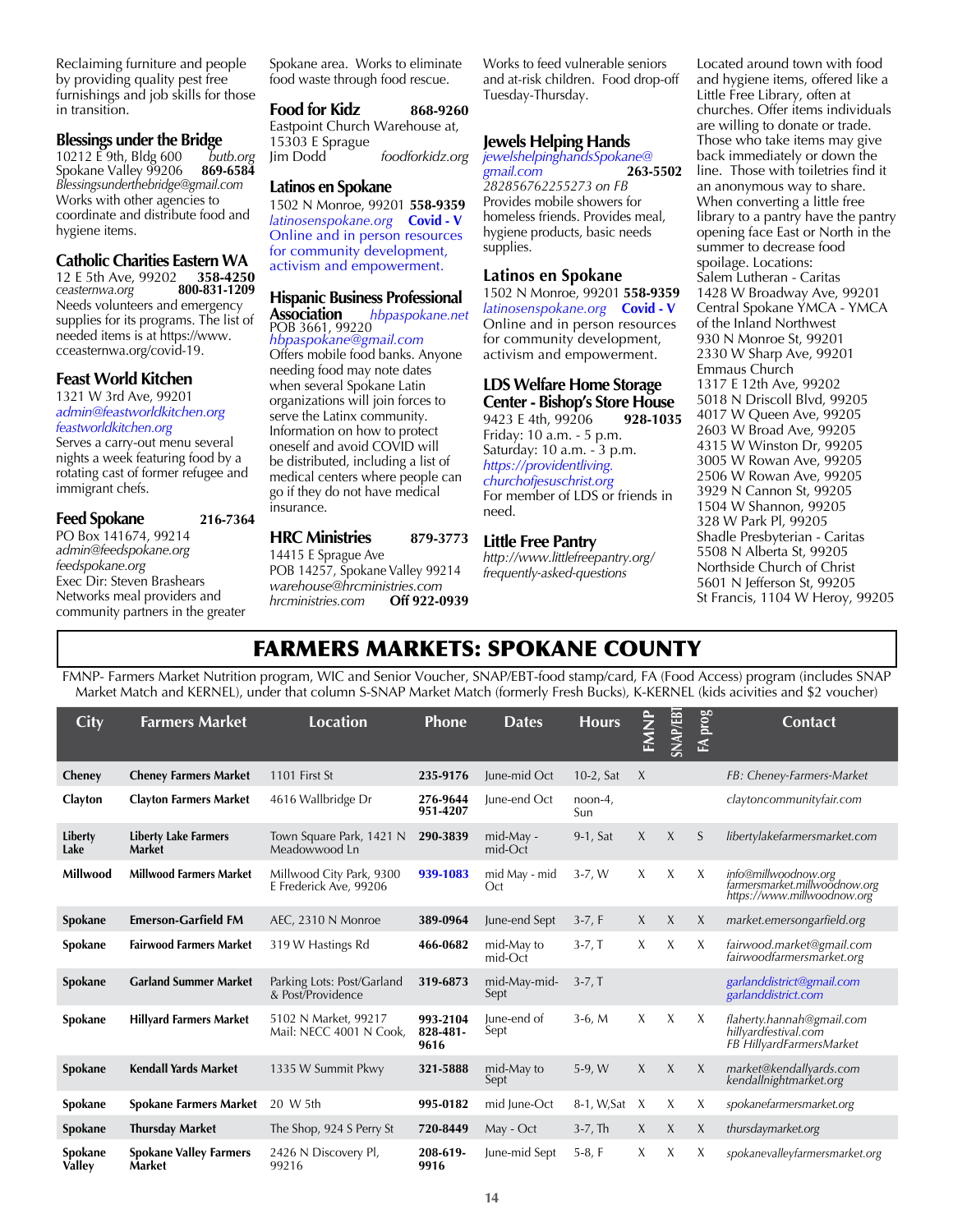Reclaiming furniture and people by providing quality pest free furnishings and job skills for those in transition.

### Blessings under the Bridge

10212 E 9th, Bldg 600 *butb.org*
Spokane Valley 99206 **869-6584**
*Blessingsunderthebridge@gmail.com*
Works with other agencies to coordinate and distribute food and hygiene items.

### Catholic Charities Eastern WA

12 E 5th Ave, 99202 **358-4250**
*ceasternwa.org* **800-831-1209**
Needs volunteers and emergency supplies for its programs. The list of needed items is at https://www.cceasternwa.org/covid-19.

### Feast World Kitchen

1321 W 3rd Ave, 99201
*admin@feastworldkitchen.org*
*feastworldkitchen.org*
Serves a carry-out menu several nights a week featuring food by a rotating cast of former refugee and immigrant chefs.

### Feed Spokane **216-7364**

PO Box 141674, 99214
*admin@feedspokane.org*
*feedspokane.org*
Exec Dir: Steven Brashears
Networks meal providers and community partners in the greater Spokane area. Works to eliminate food waste through food rescue.

### Food for Kidz **868-9260**

Eastpoint Church Warehouse at, 15303 E Sprague
Jim Dodd *foodforkidz.org*
Works to feed vulnerable seniors and at-risk children. Food drop-off Tuesday-Thursday.

### Latinos en Spokane

1502 N Monroe, 99201 **558-9359**
*latinosenspokane.org* **Covid - V**
Online and in person resources for community development, activism and empowerment.

### Hispanic Business Professional Association

*hbpaspokane.net*
POB 3661, 99220
*hbpaspokane@gmail.com*
Offers mobile food banks. Anyone needing food may note dates when several Spokane Latin organizations will join forces to serve the Latinx community. Information on how to protect oneself and avoid COVID will be distributed, including a list of medical centers where people can go if they do not have medical insurance.

### HRC Ministries **879-3773**

14415 E Sprague Ave
POB 14257, Spokane Valley 99214
*warehouse@hrcministries.com*
*hrcministries.com* **Off 922-0939**

### Jewels Helping Hands

*jewelshelpinghandsSpokane@gmail.com* **263-5502**
*282856762255273 on FB*
Provides mobile showers for homeless friends. Provides meal, hygiene products, basic needs supplies.

### Latinos en Spokane

1502 N Monroe, 99201 **558-9359**
*latinosenspokane.org* **Covid - V**
Online and in person resources for community development, activism and empowerment.

### LDS Welfare Home Storage Center - Bishop's Store House

9423 E 4th, 99206 **928-1035**
Friday: 10 a.m. - 5 p.m.
Saturday: 10 a.m. - 3 p.m.
*https://providentliving.churchofjesuschrist.org*
For member of LDS or friends in need.

### Little Free Pantry

*http://www.littlefreepantry.org/frequently-asked-questions*
Located around town with food and hygiene items, offered like a Little Free Library, often at churches. Offer items individuals are willing to donate or trade. Those who take items may give back immediately or down the line. Those with toiletries find it an anonymous way to share. When converting a little free library to a pantry have the pantry opening face East or North in the summer to decrease food spoilage. Locations:
Salem Lutheran - Caritas
1428 W Broadway Ave, 99201
Central Spokane YMCA - YMCA of the Inland Northwest
930 N Monroe St, 99201
2330 W Sharp Ave, 99201
Emmaus Church
1317 E 12th Ave, 99202
5018 N Driscoll Blvd, 99205
4017 W Queen Ave, 99205
2603 W Broad Ave, 99205
4315 W Winston Dr, 99205
3005 W Rowan Ave, 99205
2506 W Rowan Ave, 99205
3929 N Cannon St, 99205
1504 W Shannon, 99205
328 W Park Pl, 99205
Shadle Presbyterian - Caritas
5508 N Alberta St, 99205
Northside Church of Christ
5601 N Jefferson St, 99205
St Francis, 1104 W Heroy, 99205

## FARMERS MARKETS: SPOKANE COUNTY

FMNP- Farmers Market Nutrition program, WIC and Senior Voucher, SNAP/EBT-food stamp/card, FA (Food Access) program (includes SNAP Market Match and KERNEL), under that column S-SNAP Market Match (formerly Fresh Bucks), K-KERNEL (kids acivities and $2 voucher)

| City | Farmers Market | Location | Phone | Dates | Hours | FMNP | SNAP/EBT | FA prog | Contact |
|---|---|---|---|---|---|---|---|---|---|
| **Cheney** | **Cheney Farmers Market** | 1101 First St | **235-9176** | June-mid Oct | 10-2, Sat | X | | | *FB: Cheney-Farmers-Market* |
| **Clayton** | **Clayton Farmers Market** | 4616 Wallbridge Dr | **276-9644 951-4207** | June-end Oct | noon-4, Sun | | | | *claytoncommunityfair.com* |
| **Liberty Lake** | **Liberty Lake Farmers Market** | Town Square Park, 1421 N Meadowwood Ln | **290-3839** | mid-May - mid-Oct | 9-1, Sat | X | X | S | *libertylakefarmersmarket.com* |
| **Millwood** | **Millwood Farmers Market** | Millwood City Park, 9300 E Frederick Ave, 99206 | **939-1083** | mid May - mid Oct | 3-7, W | X | X | X | *info@millwoodnow.org farmersmarket.millwoodnow.org https://www.millwoodnow.org* |
| **Spokane** | **Emerson-Garfield FM** | AEC, 2310 N Monroe | **389-0964** | June-end Sept | 3-7, F | X | X | X | *market.emersongarfield.org* |
| **Spokane** | **Fairwood Farmers Market** | 319 W Hastings Rd | **466-0682** | mid-May to mid-Oct | 3-7, T | X | X | X | *fairwood.market@gmail.com fairwoodfarmersmarket.org* |
| **Spokane** | **Garland Summer Market** | Parking Lots: Post/Garland & Post/Providence | **319-6873** | mid-May-mid-Sept | 3-7, T | | | | *garlanddistrict@gmail.com garlanddistrict.com* |
| **Spokane** | **Hillyard Farmers Market** | 5102 N Market, 99217 Mail: NECC 4001 N Cook, | **993-2104 828-481-9616** | June-end of Sept | 3-6, M | X | X | X | *flaherty.hannah@gmail.com hillyardfestival.com FB HillyardFarmersMarket* |
| **Spokane** | **Kendall Yards Market** | 1335 W Summit Pkwy | **321-5888** | mid-May to Sept | 5-9, W | X | X | X | *market@kendallyards.com kendallnightmarket.org* |
| **Spokane** | **Spokane Farmers Market** | 20 W 5th | **995-0182** | mid June-Oct | 8-1, W,Sat | X | X | X | *spokanefarmersmarket.org* |
| **Spokane** | **Thursday Market** | The Shop, 924 S Perry St | **720-8449** | May - Oct | 3-7, Th | X | X | X | *thursdaymarket.org* |
| **Spokane Valley** | **Spokane Valley Farmers Market** | 2426 N Discovery Pl, 99216 | **208-619-9916** | June-mid Sept | 5-8, F | X | X | X | *spokanevalleyfarmersmarket.org* |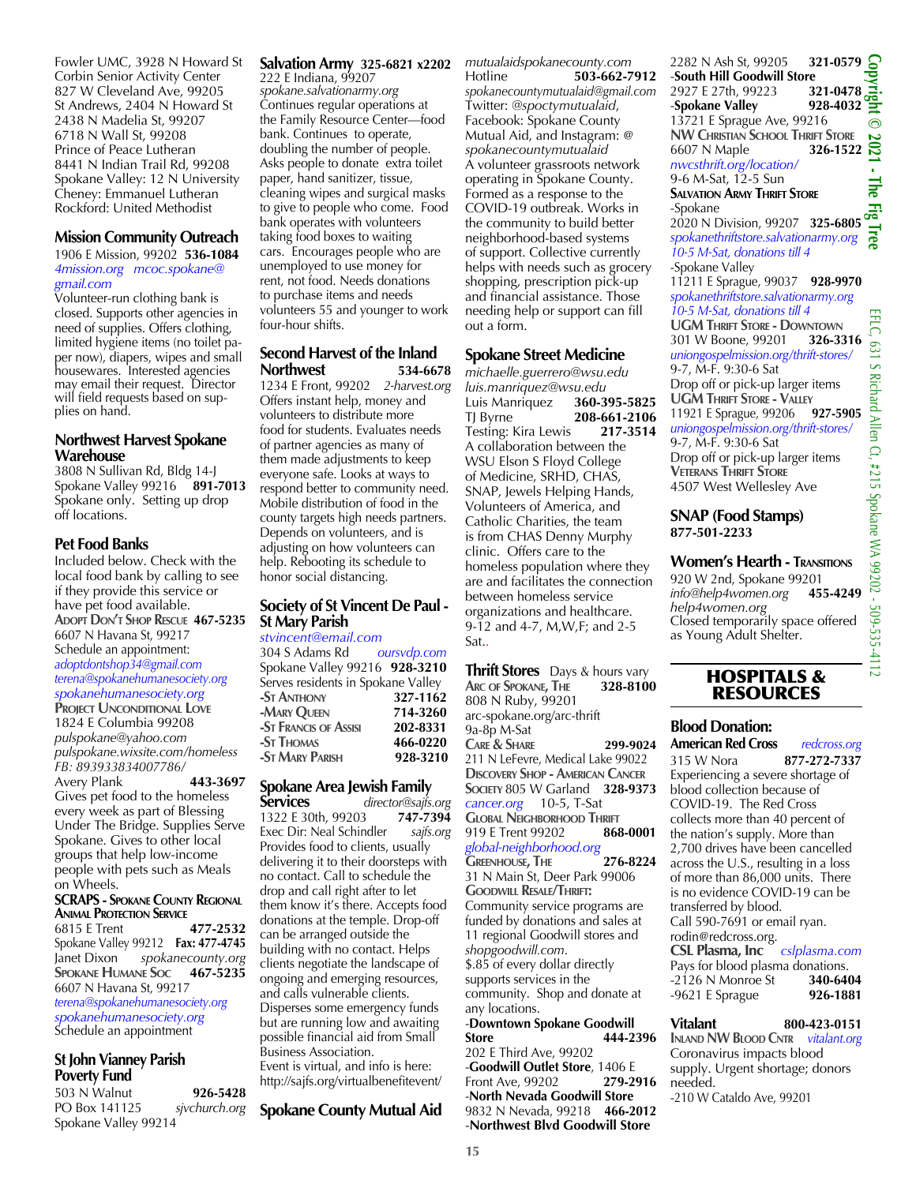Fowler UMC, 3928 N Howard St
Corbin Senior Activity Center
827 W Cleveland Ave, 99205
St Andrews, 2404 N Howard St
2438 N Madelia St, 99207
6718 N Wall St, 99208
Prince of Peace Lutheran
8441 N Indian Trail Rd, 99208
Spokane Valley: 12 N University
Cheney: Emmanuel Lutheran
Rockford: United Methodist

### Mission Community Outreach

1906 E Mission, 99202 **536-1084**
*4mission.org mcoc.spokane@gmail.com*
Volunteer-run clothing bank is closed. Supports other agencies in need of supplies. Offers clothing, limited hygiene items (no toilet paper now), diapers, wipes and small housewares. Interested agencies may email their request. Director will field requests based on supplies on hand.

### Northwest Harvest Spokane Warehouse

3808 N Sullivan Rd, Bldg 14-J
Spokane Valley 99216 **891-7013**
Spokane only. Setting up drop off locations.

### Pet Food Banks

Included below. Check with the local food bank by calling to see if they provide this service or have pet food available.

**Adopt Don't Shop Rescue 467-5235**
6607 N Havana St, 99217
Schedule an appointment:
*adoptdontshop34@gmail.com*
*terena@spokanehumanesociety.org*
*spokanehumanesociety.org*

**Project Unconditional Love**
1824 E Columbia 99208
*pulspokane@yahoo.com*
*pulspokane.wixsite.com/homeless*
*FB: 893933834007786/*
Avery Plank **443-3697**
Gives pet food to the homeless every week as part of Blessing Under The Bridge. Supplies Serve Spokane. Gives to other local groups that help low-income people with pets such as Meals on Wheels.

**SCRAPS - Spokane County Regional Animal Protection Service**
6815 E Trent **477-2532**
Spokane Valley 99212 **Fax: 477-4745**
Janet Dixon *spokanecounty.org*

**Spokane Humane Soc 467-5235**
6607 N Havana St, 99217
*terena@spokanehumanesociety.org*
*spokanehumanesociety.org*
Schedule an appointment

### St John Vianney Parish Poverty Fund

503 N Walnut **926-5428**
PO Box 141125 *sjvchurch.org*
Spokane Valley 99214

### Salvation Army 325-6821 x2202

222 E Indiana, 99207
*spokane.salvationarmy.org*
Continues regular operations at the Family Resource Center—food bank. Continues to operate, doubling the number of people. Asks people to donate extra toilet paper, hand sanitizer, tissue, cleaning wipes and surgical masks to give to people who come. Food bank operates with volunteers taking food boxes to waiting cars. Encourages people who are unemployed to use money for rent, not food. Needs donations to purchase items and needs volunteers 55 and younger to work four-hour shifts.

### Second Harvest of the Inland Northwest 534-6678

1234 E Front, 99202 *2-harvest.org*
Offers instant help, money and volunteers to distribute more food for students. Evaluates needs of partner agencies as many of them made adjustments to keep everyone safe. Looks at ways to respond better to community need. Mobile distribution of food in the county targets high needs partners. Depends on volunteers, and is adjusting on how volunteers can help. Rebooting its schedule to honor social distancing.

### Society of St Vincent De Paul - St Mary Parish

*stvincent@email.com*
304 S Adams Rd *oursvdp.com*
Spokane Valley 99216 **928-3210**
Serves residents in Spokane Valley

| | |
|---|---|
| -St Anthony | 327-1162 |
| -Mary Queen | 714-3260 |
| -St Francis of Assisi | 202-8331 |
| -St Thomas | 466-0220 |
| -St Mary Parish | 928-3210 |

### Spokane Area Jewish Family Services

*director@sajfs.org*
1322 E 30th, 99203 **747-7394**
Exec Dir: Neal Schindler *sajfs.org*
Provides food to clients, usually delivering it to their doorsteps with no contact. Call to schedule the drop and call right after to let them know it's there. Accepts food donations at the temple. Drop-off can be arranged outside the building with no contact. Helps clients negotiate the landscape of ongoing and emerging resources, and calls vulnerable clients. Disperses some emergency funds but are running low and awaiting possible financial aid from Small Business Association.
Event is virtual, and info is here: http://sajfs.org/virtualbenefitevent/

### Spokane County Mutual Aid

*mutualaidspokanecounty.com*
Hotline **503-662-7912**
*spokanecountymutualaid@gmail.com*
Twitter: *@spoctymutualaid*, Facebook: Spokane County Mutual Aid, and Instagram: *@spokanecountymutualaid*
A volunteer grassroots network operating in Spokane County. Formed as a response to the COVID-19 outbreak. Works in the community to build better neighborhood-based systems of support. Collective currently helps with needs such as grocery shopping, prescription pick-up and financial assistance. Those needing help or support can fill out a form.

### Spokane Street Medicine

*michaelle.guerrero@wsu.edu*
*luis.manriquez@wsu.edu*
Luis Manriquez **360-395-5825**
TJ Byrne **208-661-2106**
Testing: Kira Lewis **217-3514**
A collaboration between the WSU Elson S Floyd College of Medicine, SRHD, CHAS, SNAP, Jewels Helping Hands, Volunteers of America, and Catholic Charities, the team is from CHAS Denny Murphy clinic. Offers care to the homeless population where they are and facilitates the connection between homeless service organizations and healthcare. 9-12 and 4-7, M,W,F; and 2-5 Sat..

### Thrift Stores

Days & hours vary

**Arc of Spokane, The 328-8100**
808 N Ruby, 99201
arc-spokane.org/arc-thrift
9a-8p M-Sat

**Care & Share 299-9024**
211 N LeFevre, Medical Lake 99022

**Discovery Shop - American Cancer Society** 805 W Garland **328-9373**
*cancer.org* 10-5, T-Sat

**Global Neighborhood Thrift**
919 E Trent 99202 **868-0001**
*global-neighborhood.org*

**Greenhouse, The 276-8224**
31 N Main St, Deer Park 99006

**Goodwill Resale/Thrift:**
Community service programs are funded by donations and sales at 11 regional Goodwill stores and *shopgoodwill.com*.
$.85 of every dollar directly supports services in the community. Shop and donate at any locations.

-**Downtown Spokane Goodwill Store 444-2396**
202 E Third Ave, 99202
-**Goodwill Outlet Store**, 1406 E Front Ave, 99202 **279-2916**
-**North Nevada Goodwill Store**
9832 N Nevada, 99218 **466-2012**
-**Northwest Blvd Goodwill Store**
2282 N Ash St, 99205 **321-0579**
-**South Hill Goodwill Store**
2927 E 27th, 99223 **321-0478**
-**Spokane Valley 928-4032**
13721 E Sprague Ave, 99216

**NW Christian School Thrift Store**
6607 N Maple **326-1522**
*nwcsthrift.org/location/*
9-6 M-Sat, 12-5 Sun

**Salvation Army Thrift Store**
-Spokane
2020 N Division, 99207 **325-6805**
*spokanethriftstore.salvationarmy.org*
*10-5 M-Sat, donations till 4*
-Spokane Valley
11211 E Sprague, 99037 **928-9970**
*spokanethriftstore.salvationarmy.org*
*10-5 M-Sat, donations till 4*

**UGM Thrift Store - Downtown**
301 W Boone, 99201 **326-3316**
*uniongospelmission.org/thrift-stores/*
9-7, M-F. 9:30-6 Sat
Drop off or pick-up larger items

**UGM Thrift Store - Valley**
11921 E Sprague, 99206 **927-5905**
*uniongospelmission.org/thrift-stores/*
9-7, M-F. 9:30-6 Sat
Drop off or pick-up larger items

**Veterans Thrift Store**
4507 West Wellesley Ave

### SNAP (Food Stamps)

**877-501-2233**

### Women's Hearth - Transitions

920 W 2nd, Spokane 99201
*info@help4women.org* **455-4249**
*help4women.org*
Closed temporarily space offered as Young Adult Shelter.

## HOSPITALS & RESOURCES

### Blood Donation:

**American Red Cross** *redcross.org*
315 W Nora **877-272-7337**
Experiencing a severe shortage of blood collection because of COVID-19. The Red Cross collects more than 40 percent of the nation's supply. More than 2,700 drives have been cancelled across the U.S., resulting in a loss of more than 86,000 units. There is no evidence COVID-19 can be transferred by blood.
Call 590-7691 or email ryan.rodin@redcross.org.

**CSL Plasma, Inc** *cslplasma.com*
Pays for blood plasma donations.
-2126 N Monroe St **340-6404**
-9621 E Sprague **926-1881**

**Vitalant 800-423-0151**
**Inland NW Blood Cntr** *vitalant.org*
Coronavirus impacts blood supply. Urgent shortage; donors needed.
-210 W Cataldo Ave, 99201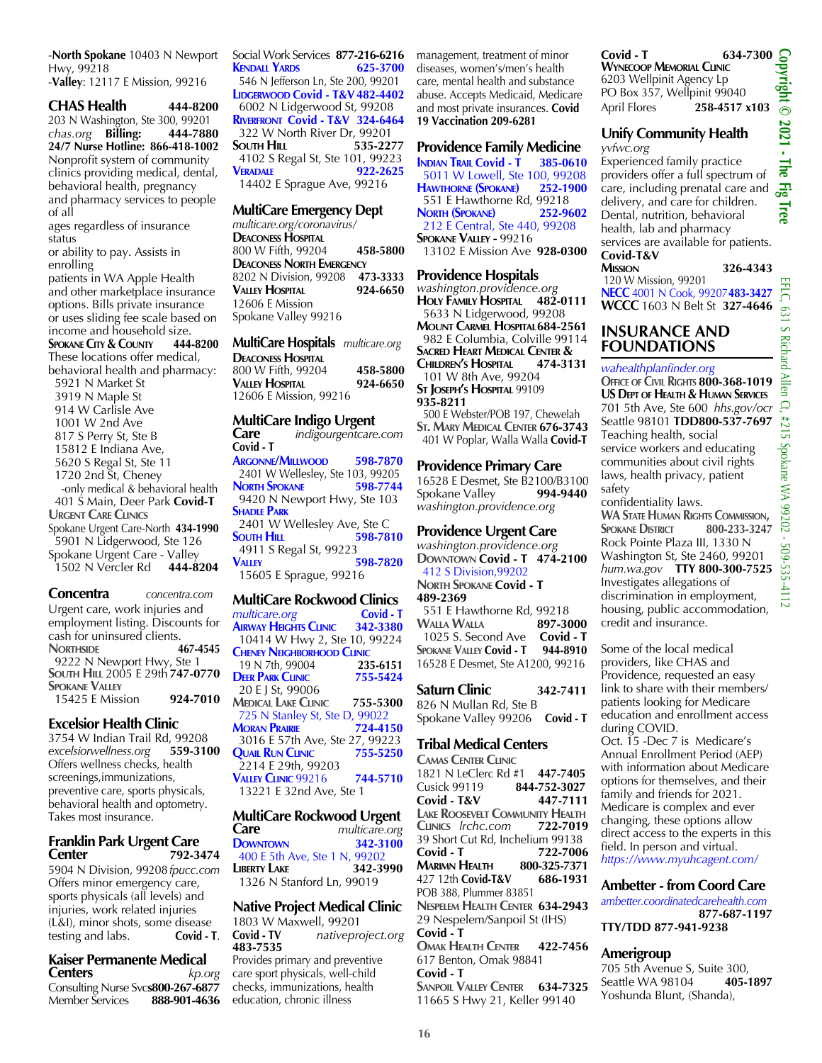-**North Spokane** 10403 N Newport Hwy, 99218
-**Valley**: 12117 E Mission, 99216

## CHAS Health 444-8200

203 N Washington, Ste 300, 99201
*chas.org* **Billing: 444-7880**
**24/7 Nurse Hotline: 866-418-1002**
Nonprofit system of community clinics providing medical, dental, behavioral health, pregnancy and pharmacy services to people of all
ages regardless of insurance status
or ability to pay. Assists in enrolling
patients in WA Apple Health and other marketplace insurance options. Bills private insurance or uses sliding fee scale based on income and household size.
**Spokane City & County 444-8200**
These locations offer medical, behavioral health and pharmacy:
5921 N Market St
3919 N Maple St
914 W Carlisle Ave
1001 W 2nd Ave
817 S Perry St, Ste B
15812 E Indiana Ave,
5620 S Regal St, Ste 11
1720 2nd St, Cheney
-only medical & behavioral health
401 S Main, Deer Park **Covid-T**
**Urgent Care Clinics**
Spokane Urgent Care-North **434-1990**
5901 N Lidgerwood, Ste 126
Spokane Urgent Care - Valley
1502 N Vercler Rd **444-8204**

## Concentra

*concentra.com*
Urgent care, work injuries and employment listing. Discounts for cash for uninsured clients.
**Northside 467-4545**
9222 N Newport Hwy, Ste 1
**South Hill** 2005 E 29th **747-0770**
**Spokane Valley**
15425 E Mission **924-7010**

## Excelsior Health Clinic

3754 W Indian Trail Rd, 99208
*excelsiorwellness.org* **559-3100**
Offers wellness checks, health screenings,immunizations, preventive care, sports physicals, behavioral health and optometry. Takes most insurance.

## Franklin Park Urgent Care Center 792-3474

5904 N Division, 99208 *fpucc.com*
Offers minor emergency care, sports physicals (all levels) and injuries, work related injuries (L&I), minor shots, some disease testing and labs. **Covid - T.**

## Kaiser Permanente Medical Centers

*kp.org*
Consulting Nurse Svcs **800-267-6877**
Member Services **888-901-4636**
Social Work Services **877-216-6216**
**Kendall Yards 625-3700**
546 N Jefferson Ln, Ste 200, 99201
**Lidgerwood Covid - T&V 482-4402**
6002 N Lidgerwood St, 99208
**Riverfront Covid - T&V 324-6464**
322 W North River Dr, 99201
**South Hill 535-2277**
4102 S Regal St, Ste 101, 99223
**Veradale 922-2625**
14402 E Sprague Ave, 99216

## MultiCare Emergency Dept

*multicare.org/coronavirus/*
**Deaconess Hospital**
800 W Fifth, 99204 **458-5800**
**Deaconess North Emergency**
8202 N Division, 99208 **473-3333**
**Valley Hospital 924-6650**
12606 E Mission
Spokane Valley 99216

## MultiCare Hospitals

*multicare.org*
**Deaconess Hospital**
800 W Fifth, 99204 **458-5800**
**Valley Hospital 924-6650**
12606 E Mission, 99216

## MultiCare Indigo Urgent Care

*indigourgentcare.com*
**Covid - T**
**Argonne/Millwood 598-7870**
2401 W Wellesley, Ste 103, 99205
**North Spokane 598-7744**
9420 N Newport Hwy, Ste 103
**Shadle Park**
2401 W Wellesley Ave, Ste C
**South Hill 598-7810**
4911 S Regal St, 99223
**Valley 598-7820**
15605 E Sprague, 99216

## MultiCare Rockwood Clinics

*multicare.org* **Covid - T**
**Airway Heights Clinic 342-3380**
10414 W Hwy 2, Ste 10, 99224
**Cheney Neighborhood Clinic**
19 N 7th, 99004 **235-6151**
**Deer Park Clinic 755-5424**
20 E J St, 99006
**Medical Lake Clinic 755-5300**
725 N Stanley St, Ste D, 99022
**Moran Prairie 724-4150**
3016 E 57th Ave, Ste 27, 99223
**Quail Run Clinic 755-5250**
2214 E 29th, 99203
**Valley Clinic** 99216 **744-5710**
13221 E 32nd Ave, Ste 1

## MultiCare Rockwood Urgent Care

*multicare.org*
**Downtown 342-3100**
400 E 5th Ave, Ste 1 N, 99202
**Liberty Lake 342-3990**
1326 N Stanford Ln, 99019

## Native Project Medical Clinic

1803 W Maxwell, 99201
**Covid - TV** *nativeproject.org*
**483-7535**
Provides primary and preventive care sport physicals, well-child checks, immunizations, health education, chronic illness management, treatment of minor diseases, women's/men's health care, mental health and substance abuse. Accepts Medicaid, Medicare and most private insurances. **Covid 19 Vaccination 209-6281**

## Providence Family Medicine

**Indian Trail Covid - T 385-0610**
5011 W Lowell, Ste 100, 99208
**Hawthorne (Spokane) 252-1900**
551 E Hawthorne Rd, 99218
**North (Spokane) 252-9602**
212 E Central, Ste 440, 99208
**Spokane Valley -** 99216
13102 E Mission Ave **928-0300**

## Providence Hospitals

*washington.providence.org*
**Holy Family Hospital 482-0111**
5633 N Lidgerwood, 99208
**Mount Carmel Hospital 684-2561**
982 E Columbia, Colville 99114
**Sacred Heart Medical Center & Children's Hospital 474-3131**
101 W 8th Ave, 99204
**St Joseph's Hospital** 99109
**935-8211**
500 E Webster/POB 197, Chewelah
**St. Mary Medical Center 676-3743**
401 W Poplar, Walla Walla **Covid-T**

## Providence Primary Care

16528 E Desmet, Ste B2100/B3100
Spokane Valley **994-9440**
*washington.providence.org*

## Providence Urgent Care

*washington.providence.org*
**Downtown Covid - T 474-2100**
412 S Division,99202
**North Spokane Covid - T**
**489-2369**
551 E Hawthorne Rd, 99218
**Walla Walla 897-3000**
1025 S. Second Ave **Covid - T**
**Spokane Valley Covid - T 944-8910**
16528 E Desmet, Ste A1200, 99216

## Saturn Clinic 342-7411

826 N Mullan Rd, Ste B
Spokane Valley 99206 **Covid - T**

## Tribal Medical Centers

**Camas Center Clinic**
1821 N LeClerc Rd #1 **447-7405**
Cusick 99119 **844-752-3027**
**Covid - T&V 447-7111**
**Lake Roosevelt Community Health Clinics** *lrchc.com* **722-7019**
39 Short Cut Rd, Inchelium 99138
**Covid - T 722-7006**
**Marimn Health 800-325-7371**
427 12th **Covid-T&V 686-1931**
POB 388, Plummer 83851
**Nespelem Health Center 634-2943**
29 Nespelem/Sanpoil St (IHS)
**Covid - T**
**Omak Health Center 422-7456**
617 Benton, Omak 98841
**Covid - T**
**Sanpoil Valley Center 634-7325**
11665 S Hwy 21, Keller 99140
**Covid - T 634-7300**
**Wynecoop Memorial Clinic**
6203 Wellpinit Agency Lp
PO Box 357, Wellpinit 99040
April Flores **258-4517 x103**

## Unify Community Health

*yvfwc.org*
Experienced family practice providers offer a full spectrum of care, including prenatal care and delivery, and care for children. Dental, nutrition, behavioral health, lab and pharmacy services are available for patients.
**Covid-T&V**
**Mission 326-4343**
120 W Mission, 99201
**NECC** 4001 N Cook, 99207 **483-3427**
**WCCC** 1603 N Belt St **327-4646**

# INSURANCE AND FOUNDATIONS

*wahealthplanfinder.org*
**Office of Civil Rights 800-368-1019**
**US Dept of Health & Human Services**
701 5th Ave, Ste 600 *hhs.gov/ocr*
Seattle 98101 **TDD800-537-7697**
Teaching health, social service workers and educating communities about civil rights laws, health privacy, patient safety
confidentiality laws.
**WA State Human Rights Commission, Spokane District 800-233-3247**
Rock Pointe Plaza III, 1330 N Washington St, Ste 2460, 99201
*hum.wa.gov* **TTY 800-300-7525**
Investigates allegations of discrimination in employment, housing, public accommodation, credit and insurance.

Some of the local medical providers, like CHAS and Providence, requested an easy link to share with their members/patients looking for Medicare education and enrollment access during COVID.
Oct. 15 -Dec 7 is Medicare's Annual Enrollment Period (AEP) with information about Medicare options for themselves, and their family and friends for 2021. Medicare is complex and ever changing, these options allow direct access to the experts in this field. In person and virtual.
*https://www.myuhcagent.com/*

## Ambetter - from Coord Care

*ambetter.coordinatedcarehealth.com*
**877-687-1197**
**TTY/TDD 877-941-9238**

## Amerigroup

705 5th Avenue S, Suite 300,
Seattle WA 98104 **405-1897**
Yoshunda Blunt, (Shanda),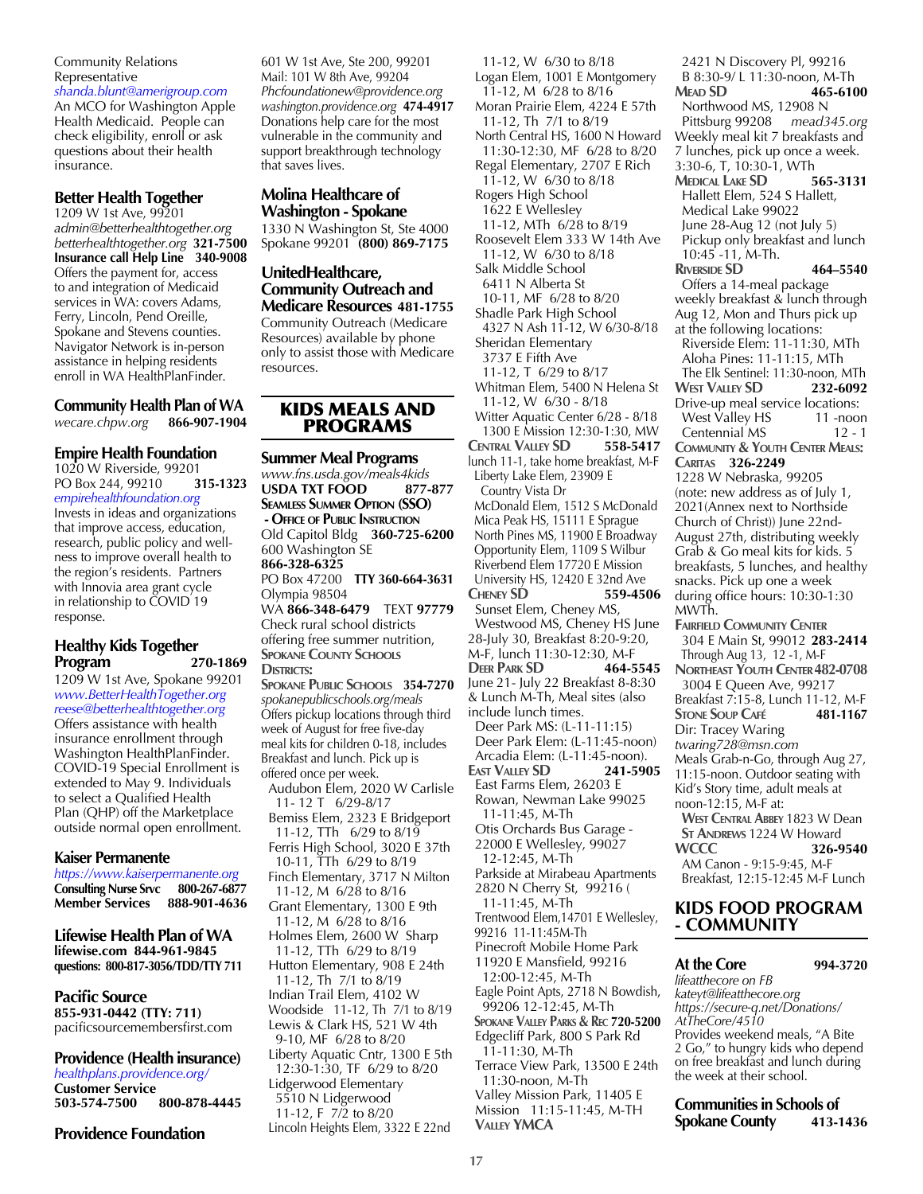Community Relations Representative
*shanda.blunt@amerigroup.com*
An MCO for Washington Apple Health Medicaid. People can check eligibility, enroll or ask questions about their health insurance.

### Better Health Together

1209 W 1st Ave, 99201
*admin@betterhealthtogether.org*
*betterhealthtogether.org* **321-7500**
**Insurance call Help Line 340-9008**
Offers the payment for, access to and integration of Medicaid services in WA: covers Adams, Ferry, Lincoln, Pend Oreille, Spokane and Stevens counties. Navigator Network is in-person assistance in helping residents enroll in WA HealthPlanFinder.

### Community Health Plan of WA

*wecare.chpw.org* **866-907-1904**

### Empire Health Foundation

1020 W Riverside, 99201
PO Box 244, 99210 **315-1323**
*empirehealthfoundation.org*
Invests in ideas and organizations that improve access, education, research, public policy and wellness to improve overall health to the region's residents. Partners with Innovia area grant cycle in relationship to COVID 19 response.

### Healthy Kids Together Program **270-1869**

1209 W 1st Ave, Spokane 99201
*www.BetterHealthTogether.org*
*reese@betterhealthtogether.org*
Offers assistance with health insurance enrollment through Washington HealthPlanFinder. COVID-19 Special Enrollment is extended to May 9. Individuals to select a Qualified Health Plan (QHP) off the Marketplace outside normal open enrollment.

### Kaiser Permanente

*https://www.kaiserpermanente.org*
**Consulting Nurse Srvc 800-267-6877**
**Member Services 888-901-4636**

### Lifewise Health Plan of WA

**lifewise.com 844-961-9845**
**questions: 800-817-3056/TDD/TTY 711**

### Pacific Source

**855-931-0442 (TTY: 711)**
pacificsourcemembersfirst.com

### Providence (Health insurance)

*healthplans.providence.org/*
**Customer Service**
**503-574-7500 800-878-4445**

### Providence Foundation

601 W 1st Ave, Ste 200, 99201
Mail: 101 W 8th Ave, 99204
*Phcfoundationew@providence.org*
*washington.providence.org* **474-4917**
Donations help care for the most vulnerable in the community and support breakthrough technology that saves lives.

### Molina Healthcare of Washington - Spokane

1330 N Washington St, Ste 4000
Spokane 99201 **(800) 869-7175**

### UnitedHealthcare, Community Outreach and Medicare Resources **481-1755**

Community Outreach (Medicare Resources) available by phone only to assist those with Medicare resources.

## KIDS MEALS AND PROGRAMS

### Summer Meal Programs

*www.fns.usda.gov/meals4kids*
**USDA TXT FOOD 877-877**
**Seamless Summer Option (SSO) - Office of Public Instruction**
Old Capitol Bldg **360-725-6200**
600 Washington SE
**866-328-6325**
PO Box 47200 **TTY 360-664-3631**
Olympia 98504
WA **866-348-6479** TEXT **97779**
Check rural school districts offering free summer nutrition,
**Spokane County Schools Districts:**
**Spokane Public Schools 354-7270**
*spokanepublicschools.org/meals*
Offers pickup locations through third week of August for free five-day meal kits for children 0-18, includes Breakfast and lunch. Pick up is offered once per week.
Audubon Elem, 2020 W Carlisle 11- 12 T 6/29-8/17
Bemiss Elem, 2323 E Bridgeport 11-12, TTh 6/29 to 8/19
Ferris High School, 3020 E 37th 10-11, TTh 6/29 to 8/19
Finch Elementary, 3717 N Milton 11-12, M 6/28 to 8/16
Grant Elementary, 1300 E 9th 11-12, M 6/28 to 8/16
Holmes Elem, 2600 W Sharp 11-12, TTh 6/29 to 8/19
Hutton Elementary, 908 E 24th 11-12, Th 7/1 to 8/19
Indian Trail Elem, 4102 W Woodside 11-12, Th 7/1 to 8/19
Lewis & Clark HS, 521 W 4th 9-10, MF 6/28 to 8/20
Liberty Aquatic Cntr, 1300 E 5th 12:30-1:30, TF 6/29 to 8/20
Lidgerwood Elementary 5510 N Lidgerwood 11-12, F 7/2 to 8/20
Lincoln Heights Elem, 3322 E 22nd 11-12, W 6/30 to 8/18
Logan Elem, 1001 E Montgomery 11-12, M 6/28 to 8/16
Moran Prairie Elem, 4224 E 57th 11-12, Th 7/1 to 8/19
North Central HS, 1600 N Howard 11:30-12:30, MF 6/28 to 8/20
Regal Elementary, 2707 E Rich 11-12, W 6/30 to 8/18
Rogers High School 1622 E Wellesley 11-12, MTh 6/28 to 8/19
Roosevelt Elem 333 W 14th Ave 11-12, W 6/30 to 8/18
Salk Middle School 6411 N Alberta St 10-11, MF 6/28 to 8/20
Shadle Park High School 4327 N Ash 11-12, W 6/30-8/18
Sheridan Elementary 3737 E Fifth Ave 11-12, T 6/29 to 8/17
Whitman Elem, 5400 N Helena St 11-12, W 6/30 - 8/18
Witter Aquatic Center 6/28 - 8/18 1300 E Mission 12:30-1:30, MW
**Central Valley SD 558-5417**
lunch 11-1, take home breakfast, M-F
Liberty Lake Elem, 23909 E Country Vista Dr
McDonald Elem, 1512 S McDonald
Mica Peak HS, 15111 E Sprague
North Pines MS, 11900 E Broadway
Opportunity Elem, 1109 S Wilbur
Riverbend Elem 17720 E Mission
University HS, 12420 E 32nd Ave
**Cheney SD 559-4506**
Sunset Elem, Cheney MS, Westwood MS, Cheney HS June 28-July 30, Breakfast 8:20-9:20, M-F, lunch 11:30-12:30, M-F
**Deer Park SD 464-5545**
June 21- July 22 Breakfast 8-8:30 & Lunch M-Th, Meal sites (also include lunch times.
Deer Park MS: (L-11-11:15)
Deer Park Elem: (L-11:45-noon)
Arcadia Elem: (L-11:45-noon).
**East Valley SD 241-5905**
East Farms Elem, 26203 E Rowan, Newman Lake 99025 11-11:45, M-Th
Otis Orchards Bus Garage - 22000 E Wellesley, 99027 12-12:45, M-Th
Parkside at Mirabeau Apartments 2820 N Cherry St, 99216 ( 11-11:45, M-Th
Trentwood Elem,14701 E Wellesley, 99216 11-11:45M-Th
Pinecroft Mobile Home Park 11920 E Mansfield, 99216 12:00-12:45, M-Th
Eagle Point Apts, 2718 N Bowdish, 99206 12-12:45, M-Th
**Spokane Valley Parks & Rec 720-5200**
Edgecliff Park, 800 S Park Rd 11-11:30, M-Th
Terrace View Park, 13500 E 24th 11:30-noon, M-Th
Valley Mission Park, 11405 E Mission 11:15-11:45, M-TH
**Valley YMCA**
2421 N Discovery Pl, 99216
B 8:30-9/ L 11:30-noon, M-Th
**Mead SD 465-6100**
Northwood MS, 12908 N Pittsburg 99208 *mead345.org*
Weekly meal kit 7 breakfasts and 7 lunches, pick up once a week. 3:30-6, T, 10:30-1, WTh
**Medical Lake SD 565-3131**
Hallett Elem, 524 S Hallett, Medical Lake 99022
June 28-Aug 12 (not July 5)
Pickup only breakfast and lunch 10:45 -11, M-Th.
**Riverside SD 464-5540**
Offers a 14-meal package weekly breakfast & lunch through Aug 12, Mon and Thurs pick up at the following locations:
Riverside Elem: 11-11:30, MTh
Aloha Pines: 11-11:15, MTh
The Elk Sentinel: 11:30-noon, MTh
**West Valley SD 232-6092**
Drive-up meal service locations:
West Valley HS 11 -noon
Centennial MS 12 - 1
**Community & Youth Center Meals:**
**Caritas 326-2249**
1228 W Nebraska, 99205 (note: new address as of July 1, 2021(Annex next to Northside Church of Christ)) June 22nd-August 27th, distributing weekly Grab & Go meal kits for kids. 5 breakfasts, 5 lunches, and healthy snacks. Pick up one a week during office hours: 10:30-1:30 MWTh.
**Fairfield Community Center**
304 E Main St, 99012 **283-2414**
Through Aug 13, 12 -1, M-F
**Northeast Youth Center 482-0708**
3004 E Queen Ave, 99217
Breakfast 7:15-8, Lunch 11-12, M-F
**Stone Soup Café 481-1167**
Dir: Tracey Waring
*twaring728@msn.com*
Meals Grab-n-Go, through Aug 27, 11:15-noon. Outdoor seating with Kid's Story time, adult meals at noon-12:15, M-F at:
**West Central Abbey** 1823 W Dean
**St Andrews** 1224 W Howard
**WCCC 326-9540**
AM Canon - 9:15-9:45, M-F Breakfast, 12:15-12:45 M-F Lunch

## KIDS FOOD PROGRAM - COMMUNITY

### At the Core **994-3720**

*lifeatthecore on FB*
*kateyt@lifeatthecore.org*
*https://secure-q.net/Donations/AtTheCore/4510*
Provides weekend meals, "A Bite 2 Go," to hungry kids who depend on free breakfast and lunch during the week at their school.

### Communities in Schools of Spokane County **413-1436**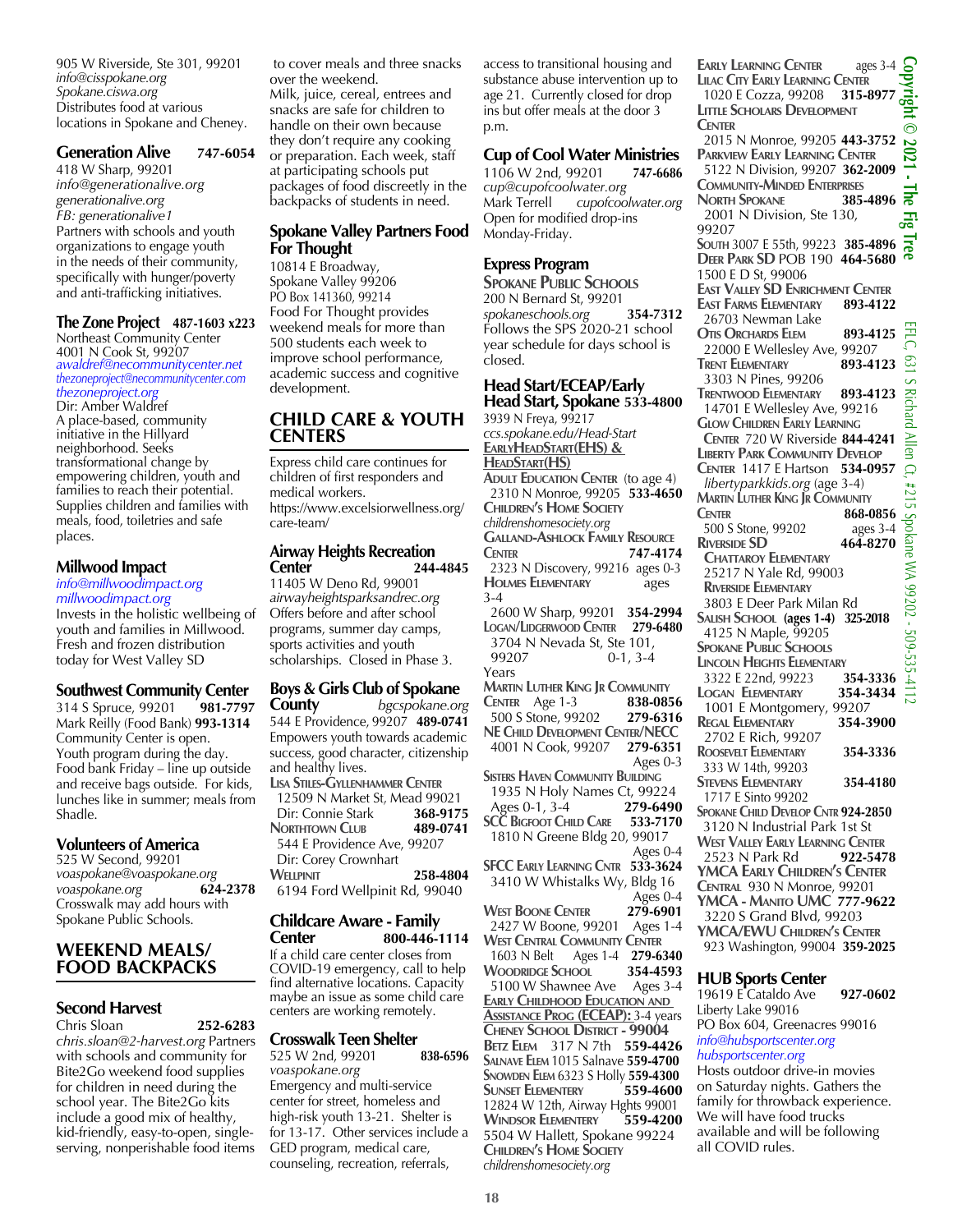905 W Riverside, Ste 301, 99201
*info@cisspokane.org*
*Spokane.ciswa.org*
Distributes food at various locations in Spokane and Cheney.

### Generation Alive **747-6054**

418 W Sharp, 99201
*info@generationalive.org*
*generationalive.org*
*FB: generationalive1*
Partners with schools and youth organizations to engage youth in the needs of their community, specifically with hunger/poverty and anti-trafficking initiatives.

### The Zone Project **487-1603 x223**

Northeast Community Center
4001 N Cook St, 99207
*awaldref@necommunitycenter.net*
*thezoneproject@necommunitycenter.com*
*thezoneproject.org*
Dir: Amber Waldref
A place-based, community initiative in the Hillyard neighborhood. Seeks transformational change by empowering children, youth and families to reach their potential. Supplies children and families with meals, food, toiletries and safe places.

### Millwood Impact

*info@millwoodimpact.org*
*millwoodimpact.org*
Invests in the holistic wellbeing of youth and families in Millwood. Fresh and frozen distribution today for West Valley SD

### Southwest Community Center

314 S Spruce, 99201 **981-7797**
Mark Reilly (Food Bank) **993-1314**
Community Center is open. Youth program during the day. Food bank Friday – line up outside and receive bags outside. For kids, lunches like in summer; meals from Shadle.

### Volunteers of America

525 W Second, 99201
*voaspokane@voaspokane.org*
*voaspokane.org* **624-2378**
Crosswalk may add hours with Spokane Public Schools.

## WEEKEND MEALS/ FOOD BACKPACKS

### Second Harvest

Chris Sloan **252-6283**
*chris.sloan@2-harvest.org* Partners with schools and community for Bite2Go weekend food supplies for children in need during the school year. The Bite2Go kits include a good mix of healthy, kid-friendly, easy-to-open, single-serving, nonperishable food items to cover meals and three snacks over the weekend.
Milk, juice, cereal, entrees and snacks are safe for children to handle on their own because they don't require any cooking or preparation. Each week, staff at participating schools put packages of food discreetly in the backpacks of students in need.

### Spokane Valley Partners Food For Thought

10814 E Broadway,
Spokane Valley 99206
PO Box 141360, 99214
Food For Thought provides weekend meals for more than 500 students each week to improve school performance, academic success and cognitive development.

## CHILD CARE & YOUTH CENTERS

Express child care continues for children of first responders and medical workers.
https://www.excelsiorwellness.org/care-team/

### Airway Heights Recreation Center **244-4845**

11405 W Deno Rd, 99001
*airwayheightsparksandrec.org*
Offers before and after school programs, summer day camps, sports activities and youth scholarships. Closed in Phase 3.

### Boys & Girls Club of Spokane County *bgcspokane.org*

544 E Providence, 99207 **489-0741**
Empowers youth towards academic success, good character, citizenship and healthy lives.
**Lisa Stiles-Gyllenhammer Center**
12509 N Market St, Mead 99021
Dir: Connie Stark **368-9175**
**Northtown Club** **489-0741**
544 E Providence Ave, 99207
Dir: Corey Crownhart
**Wellpinit** **258-4804**
6194 Ford Wellpinit Rd, 99040

### Childcare Aware - Family Center **800-446-1114**

If a child care center closes from COVID-19 emergency, call to help find alternative locations. Capacity maybe an issue as some child care centers are working remotely.

### Crosswalk Teen Shelter

525 W 2nd, 99201 **838-6596**
*voaspokane.org*
Emergency and multi-service center for street, homeless and high-risk youth 13-21. Shelter is for 13-17. Other services include a GED program, medical care, counseling, recreation, referrals, access to transitional housing and substance abuse intervention up to age 21. Currently closed for drop ins but offer meals at the door 3 p.m.

### Cup of Cool Water Ministries

1106 W 2nd, 99201 **747-6686**
*cup@cupofcoolwater.org*
Mark Terrell *cupofcoolwater.org*
Open for modified drop-ins Monday-Friday.

### Express Program

**Spokane Public Schools**
200 N Bernard St, 99201
*spokaneschools.org* **354-7312**
Follows the SPS 2020-21 school year schedule for days school is closed.

### Head Start/ECEAP/Early Head Start, Spokane **533-4800**

3939 N Freya, 99217
*ccs.spokane.edu/Head-Start*
**EarlyHeadStart(EHS) & HeadStart(HS)**
**Adult Education Center** (to age 4)
2310 N Monroe, 99205 **533-4650**
**Children's Home Society**
*childrenshomesociety.org*
**Galland-Ashlock Family Resource Center** **747-4174**
2323 N Discovery, 99216 ages 0-3
**Holmes Elementary** ages 3-4
2600 W Sharp, 99201 **354-2994**
**Logan/Lidgerwood Center** **279-6480**
3704 N Nevada St, Ste 101, 99207 0-1, 3-4 Years
**Martin Luther King Jr Community Center** Age 1-3 **838-0856**
500 S Stone, 99202 **279-6316**
**NE Child Development Center/NECC**
4001 N Cook, 99207 **279-6351**
Ages 0-3
**Sisters Haven Community Building**
1935 N Holy Names Ct, 99224
Ages 0-1, 3-4 **279-6490**
**SCC Bigfoot Child Care** **533-7170**
1810 N Greene Bldg 20, 99017
Ages 0-4
**SFCC Early Learning Cntr** **533-3624**
3410 W Whistalks Wy, Bldg 16
Ages 0-4
**West Boone Center** **279-6901**
2427 W Boone, 99201 Ages 1-4
**West Central Community Center**
1603 N Belt Ages 1-4 **279-6340**
**Woodridge School** **354-4593**
5100 W Shawnee Ave Ages 3-4
**Early Childhood Education and Assistance Prog (ECEAP):** 3-4 years
**Cheney School District - 99004**
**Betz Elem** 317 N 7th **559-4426**
**Salnave Elem** 1015 Salnave **559-4700**
**Snowden Elem** 6323 S Holly **559-4300**
**Sunset Elementery** **559-4600**
12824 W 12th, Airway Hghts 99001
**Windsor Elementery** **559-4200**
5504 W Hallett, Spokane 99224
**Children's Home Society**
*childrenshomesociety.org*
**Early Learning Center** ages 3-4
**Lilac City Early Learning Center**
1020 E Cozza, 99208 **315-8977**
**Little Scholars Development Center**
2015 N Monroe, 99205 **443-3752**
**Parkview Early Learning Center**
5122 N Division, 99207 **362-2009**
**Community-Minded Enterprises**
**North Spokane** **385-4896**
2001 N Division, Ste 130, 99207
**South** 3007 E 55th, 99223 **385-4896**
**Deer Park SD** POB 190 **464-5680**
1500 E D St, 99006
**East Valley SD Enrichment Center**
**East Farms Elementary** **893-4122**
26703 Newman Lake
**Otis Orchards Elem** **893-4125**
22000 E Wellesley Ave, 99207
**Trent Elementary** **893-4123**
3303 N Pines, 99206
**Trentwood Elementary** **893-4123**
14701 E Wellesley Ave, 99216
**Glow Children Early Learning Center** 720 W Riverside **844-4241**
**Liberty Park Community Develop Center** 1417 E Hartson **534-0957**
*libertyparkkids.org* (age 3-4)
**Martin Luther King Jr Community Center** **868-0856**
500 S Stone, 99202 ages 3-4
**Riverside SD** **464-8270**
**Chattaroy Elementary**
25217 N Yale Rd, 99003
**Riverside Elementary**
3803 E Deer Park Milan Rd
**Salish School (ages 1-4)** **325-2018**
4125 N Maple, 99205
**Spokane Public Schools**
**Lincoln Heights Elementary**
3322 E 22nd, 99223 **354-3336**
**Logan Elementary** **354-3434**
1001 E Montgomery, 99207
**Regal Elementary** **354-3900**
2702 E Rich, 99207
**Roosevelt Elementary** **354-3336**
333 W 14th, 99203
**Stevens Elementary** **354-4180**
1717 E Sinto 99202
**Spokane Child Develop Cntr** **924-2850**
3120 N Industrial Park 1st St
**West Valley Early Learning Center**
2523 N Park Rd **922-5478**
**YMCA Early Children's Center**
**Central** 930 N Monroe, 99201
**YMCA - Manito UMC** **777-9622**
3220 S Grand Blvd, 99203
**YMCA/EWU Children's Center**
923 Washington, 99004 **359-2025**

### HUB Sports Center

19619 E Cataldo Ave **927-0602**
Liberty Lake 99016
PO Box 604, Greenacres 99016
*info@hubsportscenter.org*
*hubsportscenter.org*
Hosts outdoor drive-in movies on Saturday nights. Gathers the family for throwback experience. We will have food trucks available and will be following all COVID rules.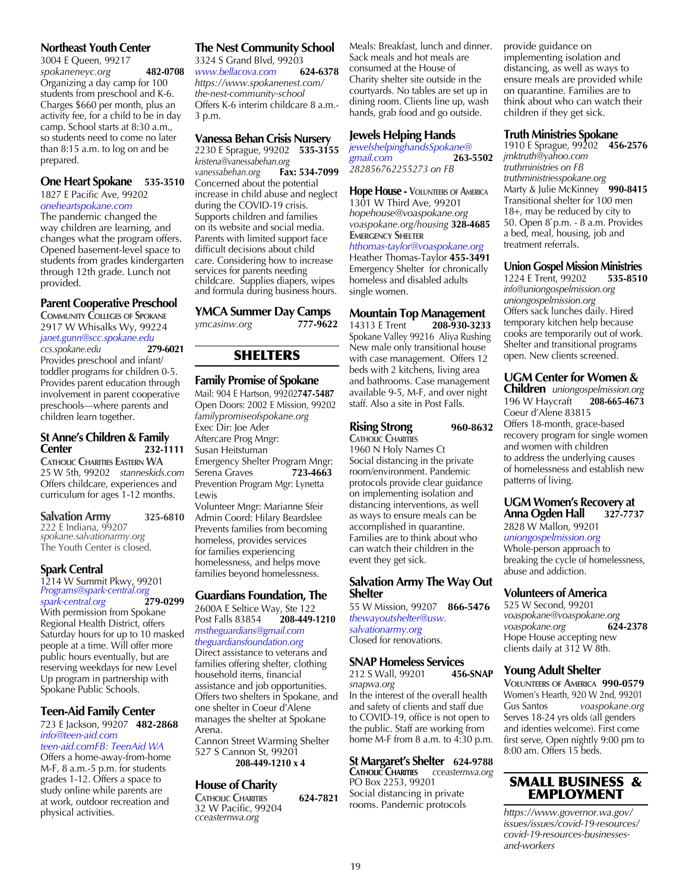### Northeast Youth Center

3004 E Queen, 99217
*spokaneneyc.org* **482-0708**
Organizing a day camp for 100 students from preschool and K-6. Charges $660 per month, plus an activity fee, for a child to be in day camp. School starts at 8:30 a.m., so students need to come no later than 8:15 a.m. to log on and be prepared.

### One Heart Spokane **535-3510**

1827 E Pacific Ave, 99202
*oneheartspokane.com*
The pandemic changed the way children are learning, and changes what the program offers. Opened basement-level space to students from grades kindergarten through 12th grade. Lunch not provided.

### Parent Cooperative Preschool

COMMUNITY COLLEGES OF SPOKANE
2917 W Whisalks Wy, 99224
*janet.gunn@scc.spokane.edu*
*ccs.spokane.edu* **279-6021**
Provides preschool and infant/toddler programs for children 0-5. Provides parent education through involvement in parent cooperative preschools—where parents and children learn together.

### St Anne's Children & Family Center **232-1111**

CATHOLIC CHARITIES EASTERN WA
25 W 5th, 99202 *stanneskids.com*
Offers childcare, experiences and curriculum for ages 1-12 months.

### Salvation Army **325-6810**

222 E Indiana, 99207
*spokane.salvationarmy.org*
The Youth Center is closed.

### Spark Central

1214 W Summit Pkwy, 99201
*Programs@spark-central.org*
*spark-central.org* **279-0299**
With permission from Spokane Regional Health District, offers Saturday hours for up to 10 masked people at a time. Will offer more public hours eventually, but are reserving weekdays for new Level Up program in partnership with Spokane Public Schools.

### Teen-Aid Family Center

723 E Jackson, 99207 **482-2868**
*info@teen-aid.com*
*teen-aid.comFB: TeenAid WA*
Offers a home-away-from-home M-F, 8 a.m.-5 p.m. for students grades 1-12. Offers a space to study online while parents are at work, outdoor recreation and physical activities.

### The Nest Community School

3324 S Grand Blvd, 99203
*www.bellacova.com* **624-6378**
*https://www.spokanenest.com/the-nest-community-school*
Offers K-6 interim childcare 8 a.m.-3 p.m.

### Vanessa Behan Crisis Nursery

2230 E Sprague, 99202 **535-3155**
*kristena@vanessabehan.org*
*vanessabehan.org* **Fax: 534-7099**
Concerned about the potential increase in child abuse and neglect during the COVID-19 crisis. Supports children and families on its website and social media. Parents with limited support face difficult decisions about child care. Considering how to increase services for parents needing childcare. Supplies diapers, wipes and formula during business hours.

### YMCA Summer Day Camps

*ymcasinw.org* **777-9622**

## SHELTERS

### Family Promise of Spokane

Mail: 904 E Hartson, 99202 **747-5487**
Open Doors: 2002 E Mission, 99202
*familypromiseofspokane.org*
Exec Dir: Joe Ader
Aftercare Prog Mngr: Susan Heitstuman
Emergency Shelter Program Mngr: Serena Graves **723-4663**
Prevention Program Mgr: Lynetta Lewis
Volunteer Mngr: Marianne Sfeir
Admin Coord: Hilary Beardslee
Prevents families from becoming homeless, provides services for families experiencing homelessness, and helps move families beyond homelessness.

### Guardians Foundation, The

2600A E Seltice Way, Ste 122
Post Falls 83854 **208-449-1210**
*mstheguardians@gmail.com*
*theguardiansfoundation.org*
Direct assistance to veterans and families offering shelter, clothing household items, financial assistance and job opportunities. Offers two shelters in Spokane, and one shelter in Coeur d'Alene manages the shelter at Spokane Arena.
Cannon Street Warming Shelter
527 S Cannon St, 99201
**208-449-1210 x 4**

### House of Charity

CATHOLIC CHARITIES **624-7821**
32 W Pacific, 99204
*cceasternwa.org*
Meals: Breakfast, lunch and dinner. Sack meals and hot meals are consumed at the House of Charity shelter site outside in the courtyards. No tables are set up in dining room. Clients line up, wash hands, grab food and go outside.

### Jewels Helping Hands

*jewelshelpinghandsSpokane@gmail.com* **263-5502**
*282856762255273 on FB*

### Hope House - VOLUNTEERS OF AMERICA

1301 W Third Ave, 99201
*hopehouse@voaspokane.org*
*voaspokane.org/housing* **328-4685**
EMERGENCY SHELTER
*hthomas-taylor@voaspokane.org*
Heather Thomas-Taylor **455-3491**
Emergency Shelter for chronically homeless and disabled adults single women.

### Mountain Top Management

14313 E Trent **208-930-3233**
Spokane Valley 99216 Aliya Rushing
New male only transitional house with case management. Offers 12 beds with 2 kitchens, living area and bathrooms. Case management available 9-5, M-F, and over night staff. Also a site in Post Falls.

### Rising Strong **960-8632**

CATHOLIC CHARITIES
1960 N Holy Names Ct
Social distancing in the private room/environment. Pandemic protocols provide clear guidance on implementing isolation and distancing interventions, as well as ways to ensure meals can be accomplished in quarantine. Families are to think about who can watch their children in the event they get sick.

### Salvation Army The Way Out Shelter

55 W Mission, 99207 **866-5476**
*thewayoutshelter@usw.salvationarmy.org*
Closed for renovations.

### SNAP Homeless Services

212 S Wall, 99201 **456-SNAP**
*snapwa.org*
In the interest of the overall health and safety of clients and staff due to COVID-19, office is not open to the public. Staff are working from home M-F from 8 a.m. to 4:30 p.m.

### St Margaret's Shelter **624-9788**

CATHOLIC CHARITIES *cceasternwa.org*
PO Box 2253, 99201
Social distancing in private rooms. Pandemic protocols provide guidance on implementing isolation and distancing, as well as ways to ensure meals are provided while on quarantine. Families are to think about who can watch their children if they get sick.

### Truth Ministries Spokane

1910 E Sprague, 99202 **456-2576**
*jmktruth@yahoo.com*
*truthministries on FB*
*truthministriesspokane.org*
Marty & Julie McKinney **990-8415**
Transitional shelter for 100 men 18+, may be reduced by city to 50. Open 8`p.m. - 8 a.m. Provides a bed, meal, housing, job and treatment referrals.

### Union Gospel Mission Ministries

1224 E Trent, 99202 **535-8510**
*info@uniongospelmission.org*
*uniongospelmission.org*
Offers sack lunches daily. Hired temporary kitchen help because cooks are temporarily out of work. Shelter and transitional programs open. New clients screened.

### UGM Center for Women & Children *uniongospelmission.org*

196 W Haycraft **208-665-4673**
Coeur d'Alene 83815
Offers 18-month, grace-based recovery program for single women and women with children to address the underlying causes of homelessness and establish new patterns of living.

### UGM Women's Recovery at Anna Ogden Hall **327-7737**

2828 W Mallon, 99201
*uniongospelmission.org*
Whole-person approach to breaking the cycle of homelessness, abuse and addiction.

### Volunteers of America

525 W Second, 99201
*voaspokane@voaspokane.org*
*voaspokane.org* **624-2378**
Hope House accepting new clients daily at 312 W 8th.

### Young Adult Shelter

VOLUNTEERS OF AMERICA **990-0579**
Women's Hearth, 920 W 2nd, 99201
Gus Santos *voaspokane.org*
Serves 18-24 yrs olds (all genders and identies welcome). First come first serve, Open nightly 9:00 pm to 8:00 am. Offers 15 beds.

## SMALL BUSINESS & EMPLOYMENT

*https://www.governor.wa.gov/issues/issues/covid-19-resources/covid-19-resources-businesses-and-workers*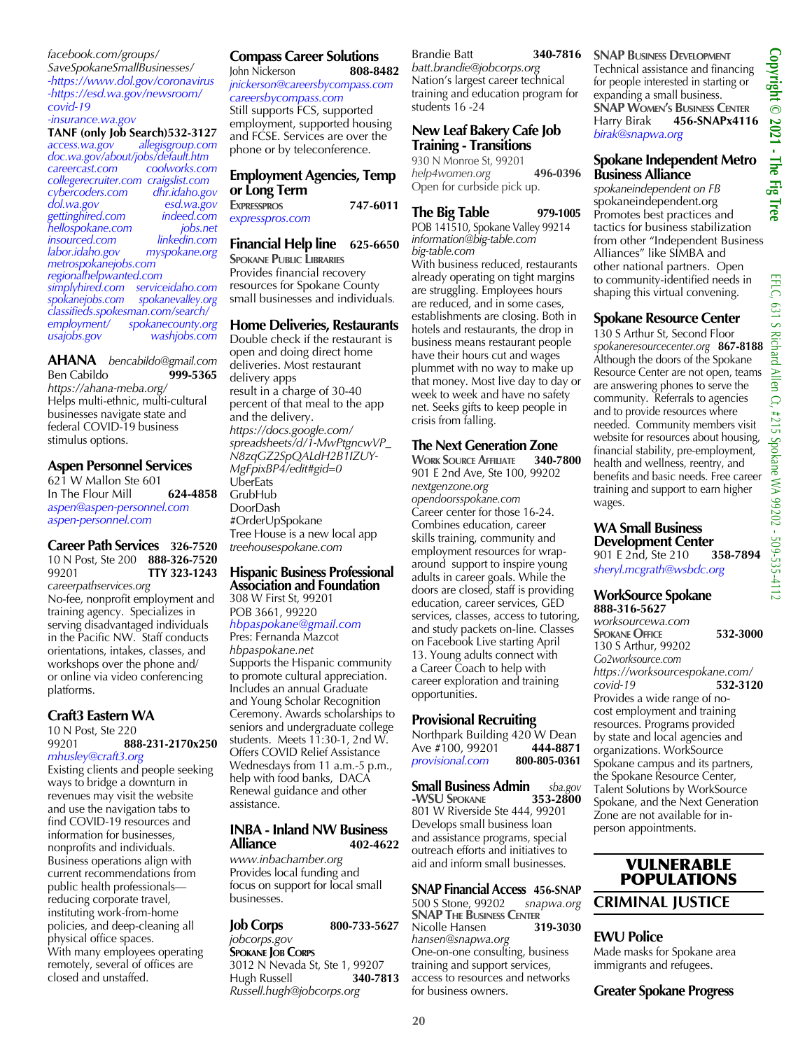*facebook.com/groups/SaveSpokaneSmallBusinesses/*
*-https://www.dol.gov/coronavirus*
*-https://esd.wa.gov/newsroom/covid-19*
*-insurance.wa.gov*

**TANF (only Job Search)** **532-3127**
*access.wa.gov* *allegisgroup.com*
*doc.wa.gov/about/jobs/default.htm*
*careercast.com* *coolworks.com*
*collegerecruiter.com* *craigslist.com*
*cybercoders.com* *dhr.idaho.gov*
*dol.wa.gov* *esd.wa.gov*
*gettinghired.com* *indeed.com*
*hellospokane.com* *jobs.net*
*insourced.com* *linkedin.com*
*labor.idaho.gov* *myspokane.org*
*metrospokanejobs.com*
*regionalhelpwanted.com*
*simplyhired.com* *serviceidaho.com*
*spokanejobs.com* *spokanevalley.org*
*classifieds.spokesman.com/search/employment/* *spokanecounty.org*
*usajobs.gov* *washjobs.com*

## AHANA
*bencabildo@gmail.com*
Ben Cabildo **999-5365**
*https://ahana-meba.org/*
Helps multi-ethnic, multi-cultural businesses navigate state and federal COVID-19 business stimulus options.

## Aspen Personnel Services
621 W Mallon Ste 601
In The Flour Mill **624-4858**
*aspen@aspen-personnel.com*
*aspen-personnel.com*

## Career Path Services **326-7520**
10 N Post, Ste 200 **888-326-7520**
99201 **TTY 323-1243**
*careerpathservices.org*
No-fee, nonprofit employment and training agency. Specializes in serving disadvantaged individuals in the Pacific NW. Staff conducts orientations, intakes, classes, and workshops over the phone and/or online via video conferencing platforms.

## Craft3 Eastern WA
10 N Post, Ste 220
99201 **888-231-2170x250**
*mhusley@craft3.org*
Existing clients and people seeking ways to bridge a downturn in revenues may visit the website and use the navigation tabs to find COVID-19 resources and information for businesses, nonprofits and individuals. Business operations align with current recommendations from public health professionals—reducing corporate travel, instituting work-from-home policies, and deep-cleaning all physical office spaces. With many employees operating remotely, several of offices are closed and unstaffed.

## Compass Career Solutions
John Nickerson **808-8482**
*jnickerson@careersbycompass.com*
*careersbycompass.com*
Still supports FCS, supported employment, supported housing and FCSE. Services are over the phone or by teleconference.

## Employment Agencies, Temp or Long Term
**Expresspros** **747-6011**
*expresspros.com*

## Financial Help line **625-6650**
**Spokane Public Libraries**
Provides financial recovery resources for Spokane County small businesses and individuals.

## Home Deliveries, Restaurants
Double check if the restaurant is open and doing direct home deliveries. Most restaurant delivery apps result in a charge of 30-40 percent of that meal to the app and the delivery.
*https://docs.google.com/spreadsheets/d/1-MwPtgncwVP_N8zqGZ2SpQALdH2B1lZUY-MgFpixBP4/edit#gid=0*
UberEats
GrubHub
DoorDash
#OrderUpSpokane
Tree House is a new local app
*treehousespokane.com*

## Hispanic Business Professional Association and Foundation
308 W First St, 99201
POB 3661, 99220
*hbpaspokane@gmail.com*
Pres: Fernanda Mazcot
*hbpaspokane.net*
Supports the Hispanic community to promote cultural appreciation. Includes an annual Graduate and Young Scholar Recognition Ceremony. Awards scholarships to seniors and undergraduate college students. Meets 11:30-1, 2nd W. Offers COVID Relief Assistance Wednesdays from 11 a.m.-5 p.m., help with food banks, DACA Renewal guidance and other assistance.

## INBA - Inland NW Business Alliance **402-4622**
*www.inbachamber.org*
Provides local funding and focus on support for local small businesses.

## Job Corps **800-733-5627**
*jobcorps.gov*
**Spokane Job Corps**
3012 N Nevada St, Ste 1, 99207
Hugh Russell **340-7813**
*Russell.hugh@jobcorps.org*
Brandie Batt **340-7816**
*batt.brandie@jobcorps.org*
Nation's largest career technical training and education program for students 16 -24

## New Leaf Bakery Cafe Job Training - Transitions
930 N Monroe St, 99201
*help4women.org* **496-0396**
Open for curbside pick up.

## The Big Table **979-1005**
POB 141510, Spokane Valley 99214
*information@big-table.com*
*big-table.com*
With business reduced, restaurants already operating on tight margins are struggling. Employees hours are reduced, and in some cases, establishments are closing. Both in hotels and restaurants, the drop in business means restaurant people have their hours cut and wages plummet with no way to make up that money. Most live day to day or week to week and have no safety net. Seeks gifts to keep people in crisis from falling.

## The Next Generation Zone
**Work Source Affiliate** **340-7800**
901 E 2nd Ave, Ste 100, 99202
*nextgenzone.org*
*opendoorsspokane.com*
Career center for those 16-24. Combines education, career skills training, community and employment resources for wrap-around support to inspire young adults in career goals. While the doors are closed, staff is providing education, career services, GED services, classes, access to tutoring, and study packets on-line. Classes on Facebook Live starting April 13. Young adults connect with a Career Coach to help with career exploration and training opportunities.

## Provisional Recruiting
Northpark Building 420 W Dean Ave #100, 99201 **444-8871**
*provisional.com* **800-805-0361**

## Small Business Admin -WSU Spokane
*sba.gov* **353-2800**
801 W Riverside Ste 444, 99201
Develops small business loan and assistance programs, special outreach efforts and initiatives to aid and inform small businesses.

## SNAP Financial Access **456-SNAP**
500 S Stone, 99202 *snapwa.org*
**SNAP The Business Center**
Nicolle Hansen **319-3030**
*hansen@snapwa.org*
One-on-one consulting, business training and support services, access to resources and networks for business owners.

**SNAP Business Development**
Technical assistance and financing for people interested in starting or expanding a small business.
**SNAP Women's Business Center**
Harry Birak **456-SNAPx4116**
*birak@snapwa.org*

## Spokane Independent Metro Business Alliance
*spokaneindependent on FB*
spokaneindependent.org
Promotes best practices and tactics for business stabilization from other "Independent Business Alliances" like SIMBA and other national partners. Open to community-identified needs in shaping this virtual convening.

## Spokane Resource Center
130 S Arthur St, Second Floor
*spokaneresourcecenter.org* **867-8188**
Although the doors of the Spokane Resource Center are not open, teams are answering phones to serve the community. Referrals to agencies and to provide resources where needed. Community members visit website for resources about housing, financial stability, pre-employment, health and wellness, reentry, and benefits and basic needs. Free career training and support to earn higher wages.

## WA Small Business Development Center
901 E 2nd, Ste 210 **358-7894**
*sheryl.mcgrath@wsbdc.org*

## WorkSource Spokane
**888-316-5627**
*worksourcewa.com*
**Spokane Office** **532-3000**
130 S Arthur, 99202
*Go2worksource.com*
*https://worksourcespokane.com/covid-19* **532-3120**
Provides a wide range of no-cost employment and training resources. Programs provided by state and local agencies and organizations. WorkSource Spokane campus and its partners, the Spokane Resource Center, Talent Solutions by WorkSource Spokane, and the Next Generation Zone are not available for in-person appointments.

# VULNERABLE POPULATIONS

# CRIMINAL JUSTICE

## EWU Police
Made masks for Spokane area immigrants and refugees.

## Greater Spokane Progress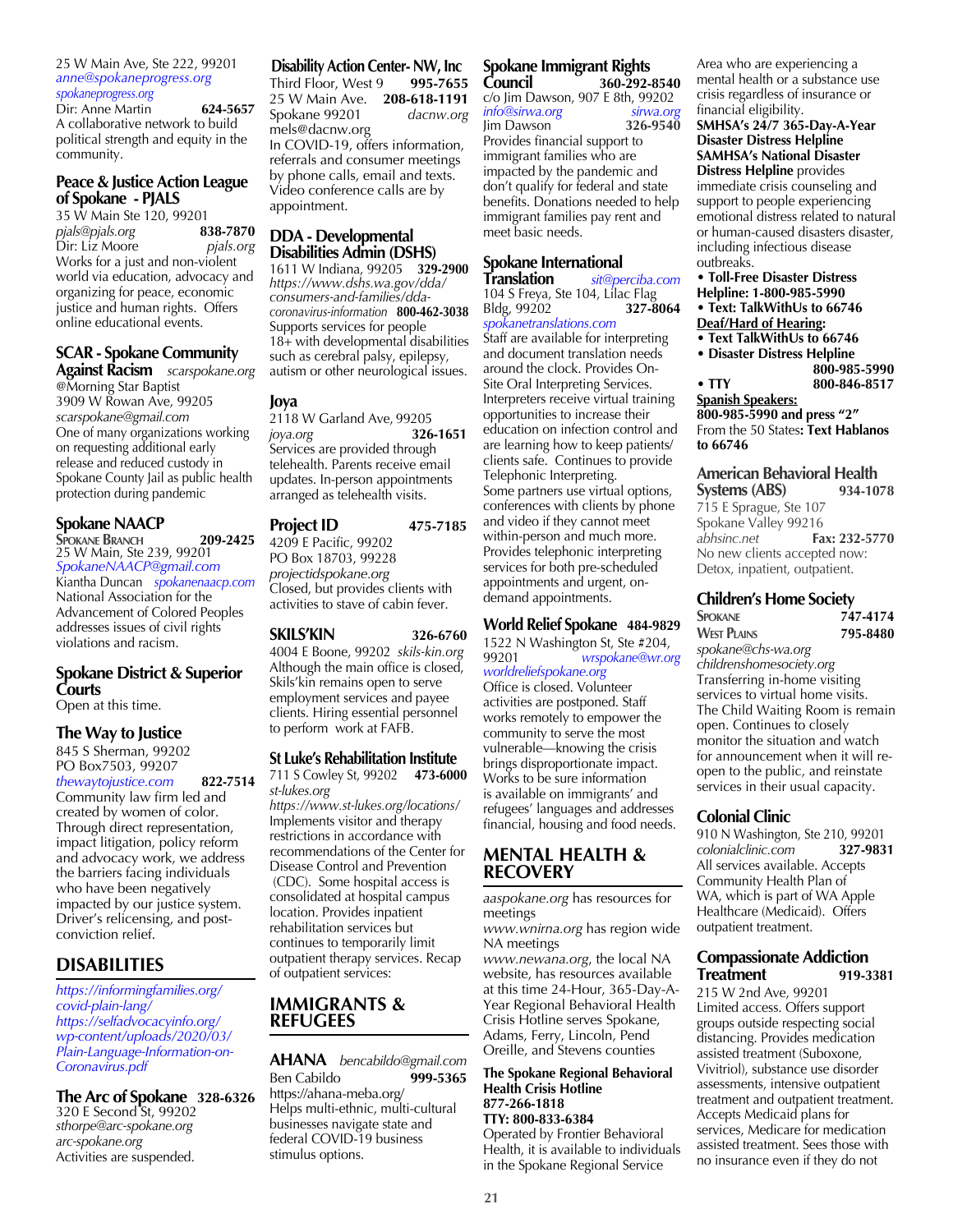25 W Main Ave, Ste 222, 99201
*anne@spokaneprogress.org*
*spokaneprogress.org*
Dir: Anne Martin **624-5657**
A collaborative network to build political strength and equity in the community.

### Peace & Justice Action League of Spokane - PJALS

35 W Main Ste 120, 99201
*pjals@pjals.org* **838-7870**
Dir: Liz Moore *pjals.org*
Works for a just and non-violent world via education, advocacy and organizing for peace, economic justice and human rights. Offers online educational events.

### SCAR - Spokane Community Against Racism *scarspokane.org*

@Morning Star Baptist
3909 W Rowan Ave, 99205
*scarspokane@gmail.com*
One of many organizations working on requesting additional early release and reduced custody in Spokane County Jail as public health protection during pandemic

### Spokane NAACP

Spokane Branch **209-2425**
25 W Main, Ste 239, 99201
*SpokaneNAACP@gmail.com*
Kiantha Duncan *spokanenaacp.com*
National Association for the Advancement of Colored Peoples addresses issues of civil rights violations and racism.

### Spokane District & Superior Courts

Open at this time.

### The Way to Justice

845 S Sherman, 99202
PO Box7503, 99207
*thewaytojustice.com* **822-7514**
Community law firm led and created by women of color. Through direct representation, impact litigation, policy reform and advocacy work, we address the barriers facing individuals who have been negatively impacted by our justice system. Driver's relicensing, and post-conviction relief.

## DISABILITIES

*https://informingfamilies.org/covid-plain-lang/*
*https://selfadvocacyinfo.org/wp-content/uploads/2020/03/Plain-Language-Information-on-Coronavirus.pdf*

### The Arc of Spokane 328-6326

320 E Second St, 99202
*sthorpe@arc-spokane.org*
*arc-spokane.org*
Activities are suspended.

### Disability Action Center- NW, Inc

Third Floor, West 9 **995-7655**
25 W Main Ave. **208-618-1191**
Spokane 99201 *dacnw.org*
mels@dacnw.org
In COVID-19, offers information, referrals and consumer meetings by phone calls, email and texts. Video conference calls are by appointment.

### DDA - Developmental Disabilities Admin (DSHS)

1611 W Indiana, 99205 **329-2900**
*https://www.dshs.wa.gov/dda/consumers-and-families/dda-coronavirus-information* **800-462-3038**
Supports services for people 18+ with developmental disabilities such as cerebral palsy, epilepsy, autism or other neurological issues.

### Joya

2118 W Garland Ave, 99205
*joya.org* **326-1651**
Services are provided through telehealth. Parents receive email updates. In-person appointments arranged as telehealth visits.

### Project ID 475-7185

4209 E Pacific, 99202
PO Box 18703, 99228
*projectidspokane.org*
Closed, but provides clients with activities to stave of cabin fever.

### SKILS'KIN 326-6760

4004 E Boone, 99202 *skils-kin.org*
Although the main office is closed, Skils'kin remains open to serve employment services and payee clients. Hiring essential personnel to perform work at FAFB.

### St Luke's Rehabilitation Institute

711 S Cowley St, 99202 **473-6000**
*st-lukes.org*
*https://www.st-lukes.org/locations/*
Implements visitor and therapy restrictions in accordance with recommendations of the Center for Disease Control and Prevention (CDC). Some hospital access is consolidated at hospital campus location. Provides inpatient rehabilitation services but continues to temporarily limit outpatient therapy services. Recap of outpatient services:

## IMMIGRANTS & REFUGEES

### AHANA *bencabildo@gmail.com*

Ben Cabildo **999-5365**
https://ahana-meba.org/
Helps multi-ethnic, multi-cultural businesses navigate state and federal COVID-19 business stimulus options.

### Spokane Immigrant Rights Council 360-292-8540

c/o Jim Dawson, 907 E 8th, 99202
*info@sirwa.org* *sirwa.org*
Jim Dawson **326-9540**
Provides financial support to immigrant families who are impacted by the pandemic and don't qualify for federal and state benefits. Donations needed to help immigrant families pay rent and meet basic needs.

### Spokane International Translation *sit@perciba.com*

104 S Freya, Ste 104, Lilac Flag Bldg, 99202 **327-8064**
*spokanetranslations.com*
Staff are available for interpreting and document translation needs around the clock. Provides On-Site Oral Interpreting Services. Interpreters receive virtual training opportunities to increase their education on infection control and are learning how to keep patients/clients safe. Continues to provide Telephonic Interpreting.
Some partners use virtual options, conferences with clients by phone and video if they cannot meet within-person and much more. Provides telephonic interpreting services for both pre-scheduled appointments and urgent, on-demand appointments.

### World Relief Spokane 484-9829

1522 N Washington St, Ste #204, 99201 *wrspokane@wr.org*
*worldreliefspokane.org*
Office is closed. Volunteer activities are postponed. Staff works remotely to empower the community to serve the most vulnerable—knowing the crisis brings disproportionate impact. Works to be sure information is available on immigrants' and refugees' languages and addresses financial, housing and food needs.

## MENTAL HEALTH & RECOVERY

*aaspokane.org* has resources for meetings
*www.wnirna.org* has region wide NA meetings
*www.newana.org*, the local NA website, has resources available at this time 24-Hour, 365-Day-A-Year Regional Behavioral Health Crisis Hotline serves Spokane, Adams, Ferry, Lincoln, Pend Oreille, and Stevens counties

**The Spokane Regional Behavioral Health Crisis Hotline**
**877-266-1818**
**TTY: 800-833-6384**
Operated by Frontier Behavioral Health, it is available to individuals in the Spokane Regional Service Area who are experiencing a mental health or a substance use crisis regardless of insurance or financial eligibility.

**SMHSA's 24/7 365-Day-A-Year Disaster Distress Helpline**
**SAMHSA's National Disaster Distress Helpline** provides immediate crisis counseling and support to people experiencing emotional distress related to natural or human-caused disasters disaster, including infectious disease outbreaks.

- **Toll-Free Disaster Distress Helpline: 1-800-985-5990**
- **Text: TalkWithUs to 66746**

**Deaf/Hard of Hearing:**

- **Text TalkWithUs to 66746**
- **Disaster Distress Helpline 800-985-5990**
- **TTY 800-846-8517**

**Spanish Speakers:**
**800-985-5990 and press "2"**
From the 50 States**: Text Hablanos to 66746**

### American Behavioral Health Systems (ABS) 934-1078

715 E Sprague, Ste 107
Spokane Valley 99216
*abhsinc.net* **Fax: 232-5770**
No new clients accepted now: Detox, inpatient, outpatient.

### Children's Home Society

Spokane **747-4174**
West Plains **795-8480**
*spokane@chs-wa.org*
*childrenshomesociety.org*
Transferring in-home visiting services to virtual home visits. The Child Waiting Room is remain open. Continues to closely monitor the situation and watch for announcement when it will re-open to the public, and reinstate services in their usual capacity.

### Colonial Clinic

910 N Washington, Ste 210, 99201
*colonialclinic.com* **327-9831**
All services available. Accepts Community Health Plan of WA, which is part of WA Apple Healthcare (Medicaid). Offers outpatient treatment.

### Compassionate Addiction Treatment 919-3381

215 W 2nd Ave, 99201
Limited access. Offers support groups outside respecting social distancing. Provides medication assisted treatment (Suboxone, Vivitriol), substance use disorder assessments, intensive outpatient treatment and outpatient treatment. Accepts Medicaid plans for services, Medicare for medication assisted treatment. Sees those with no insurance even if they do not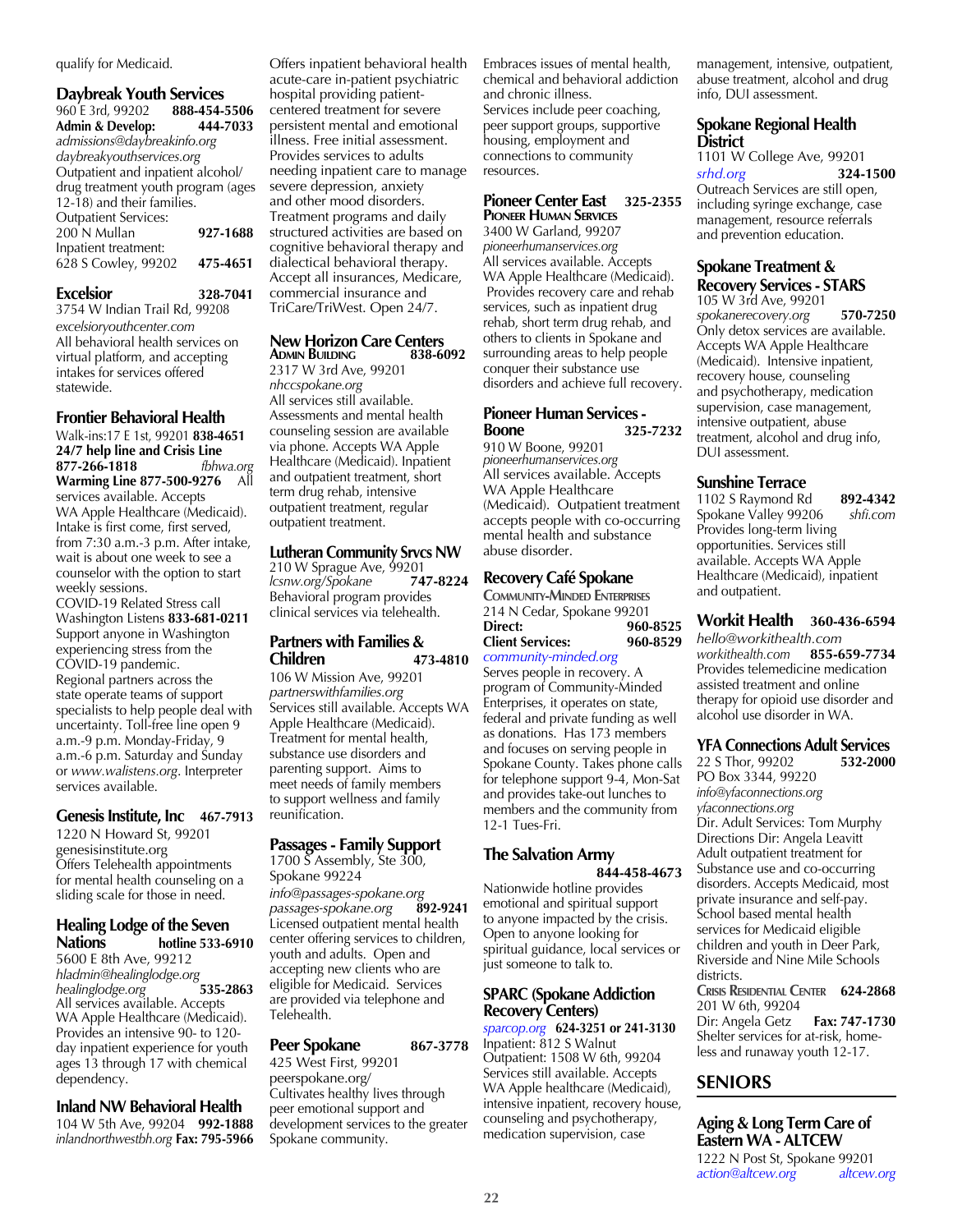qualify for Medicaid.

### Daybreak Youth Services

960 E 3rd, 99202 **888-454-5506**
**Admin & Develop: 444-7033**
*admissions@daybreakinfo.org*
*daybreakyouthservices.org*
Outpatient and inpatient alcohol/drug treatment youth program (ages 12-18) and their families.
Outpatient Services:
200 N Mullan **927-1688**
Inpatient treatment:
628 S Cowley, 99202 **475-4651**

### Excelsior **328-7041**

3754 W Indian Trail Rd, 99208
*excelsioryouthcenter.com*
All behavioral health services on virtual platform, and accepting intakes for services offered statewide.

### Frontier Behavioral Health

Walk-ins:17 E 1st, 99201 **838-4651**
**24/7 help line and Crisis Line 877-266-1818** *fbhwa.org*
**Warming Line 877-500-9276** All services available. Accepts WA Apple Healthcare (Medicaid). Intake is first come, first served, from 7:30 a.m.-3 p.m. After intake, wait is about one week to see a counselor with the option to start weekly sessions.
COVID-19 Related Stress call Washington Listens **833-681-0211** Support anyone in Washington experiencing stress from the COVID-19 pandemic.
Regional partners across the state operate teams of support specialists to help people deal with uncertainty. Toll-free line open 9 a.m.-9 p.m. Monday-Friday, 9 a.m.-6 p.m. Saturday and Sunday or *www.walistens.org*. Interpreter services available.

### Genesis Institute, Inc **467-7913**

1220 N Howard St, 99201
genesisinstitute.org
Offers Telehealth appointments for mental health counseling on a sliding scale for those in need.

### Healing Lodge of the Seven Nations **hotline 533-6910**

5600 E 8th Ave, 99212
*hladmin@healinglodge.org*
*healinglodge.org* **535-2863**
All services available. Accepts WA Apple Healthcare (Medicaid). Provides an intensive 90- to 120-day inpatient experience for youth ages 13 through 17 with chemical dependency.

### Inland NW Behavioral Health

104 W 5th Ave, 99204 **992-1888**
*inlandnorthwestbh.org* **Fax: 795-5966**
Offers inpatient behavioral health acute-care in-patient psychiatric hospital providing patient-centered treatment for severe persistent mental and emotional illness. Free initial assessment. Provides services to adults needing inpatient care to manage severe depression, anxiety and other mood disorders. Treatment programs and daily structured activities are based on cognitive behavioral therapy and dialectical behavioral therapy. Accept all insurances, Medicare, commercial insurance and TriCare/TriWest. Open 24/7.

### New Horizon Care Centers

**Admin Building 838-6092**
2317 W 3rd Ave, 99201
*nhccspokane.org*
All services still available. Assessments and mental health counseling session are available via phone. Accepts WA Apple Healthcare (Medicaid). Inpatient and outpatient treatment, short term drug rehab, intensive outpatient treatment, regular outpatient treatment.

### Lutheran Community Srvcs NW

210 W Sprague Ave, 99201
*lcsnw.org/Spokane* **747-8224**
Behavioral program provides clinical services via telehealth.

### Partners with Families & Children **473-4810**

106 W Mission Ave, 99201
*partnerswithfamilies.org*
Services still available. Accepts WA Apple Healthcare (Medicaid). Treatment for mental health, substance use disorders and parenting support. Aims to meet needs of family members to support wellness and family reunification.

### Passages - Family Support

1700 S Assembly, Ste 300, Spokane 99224
*info@passages-spokane.org*
*passages-spokane.org* **892-9241**
Licensed outpatient mental health center offering services to children, youth and adults. Open and accepting new clients who are eligible for Medicaid. Services are provided via telephone and Telehealth.

### Peer Spokane **867-3778**

425 West First, 99201
peerspokane.org/
Cultivates healthy lives through peer emotional support and development services to the greater Spokane community.
Embraces issues of mental health, chemical and behavioral addiction and chronic illness.
Services include peer coaching, peer support groups, supportive housing, employment and connections to community resources.

### Pioneer Center East **325-2355**

**Pioneer Human Services**
3400 W Garland, 99207
*pioneerhumanservices.org*
All services available. Accepts WA Apple Healthcare (Medicaid). Provides recovery care and rehab services, such as inpatient drug rehab, short term drug rehab, and others to clients in Spokane and surrounding areas to help people conquer their substance use disorders and achieve full recovery.

### Pioneer Human Services - Boone **325-7232**

910 W Boone, 99201
*pioneerhumanservices.org*
All services available. Accepts WA Apple Healthcare (Medicaid). Outpatient treatment accepts people with co-occurring mental health and substance abuse disorder.

### Recovery Café Spokane

**Community-Minded Enterprises**
214 N Cedar, Spokane 99201
**Direct: 960-8525**
**Client Services: 960-8529**
*community-minded.org*
Serves people in recovery. A program of Community-Minded Enterprises, it operates on state, federal and private funding as well as donations. Has 173 members and focuses on serving people in Spokane County. Takes phone calls for telephone support 9-4, Mon-Sat and provides take-out lunches to members and the community from 12-1 Tues-Fri.

### The Salvation Army

**844-458-4673**
Nationwide hotline provides emotional and spiritual support to anyone impacted by the crisis. Open to anyone looking for spiritual guidance, local services or just someone to talk to.

### SPARC (Spokane Addiction Recovery Centers)

*sparcop.org* **624-3251 or 241-3130**
Inpatient: 812 S Walnut
Outpatient: 1508 W 6th, 99204
Services still available. Accepts WA Apple healthcare (Medicaid), intensive inpatient, recovery house, counseling and psychotherapy, medication supervision, case management, intensive, outpatient, abuse treatment, alcohol and drug info, DUI assessment.

### Spokane Regional Health District

1101 W College Ave, 99201
*srhd.org* **324-1500**
Outreach Services are still open, including syringe exchange, case management, resource referrals and prevention education.

### Spokane Treatment & Recovery Services - STARS

105 W 3rd Ave, 99201
*spokanerecovery.org* **570-7250**
Only detox services are available. Accepts WA Apple Healthcare (Medicaid). Intensive inpatient, recovery house, counseling and psychotherapy, medication supervision, case management, intensive outpatient, abuse treatment, alcohol and drug info, DUI assessment.

### Sunshine Terrace

1102 S Raymond Rd **892-4342**
Spokane Valley 99206 *shfi.com*
Provides long-term living opportunities. Services still available. Accepts WA Apple Healthcare (Medicaid), inpatient and outpatient.

### Workit Health **360-436-6594**

*hello@workithealth.com*
*workithealth.com* **855-659-7734**
Provides telemedicine medication assisted treatment and online therapy for opioid use disorder and alcohol use disorder in WA.

### YFA Connections Adult Services

22 S Thor, 99202 **532-2000**
PO Box 3344, 99220
*info@yfaconnections.org*
*yfaconnections.org*
Dir. Adult Services: Tom Murphy
Directions Dir: Angela Leavitt
Adult outpatient treatment for Substance use and co-occurring disorders. Accepts Medicaid, most private insurance and self-pay. School based mental health services for Medicaid eligible children and youth in Deer Park, Riverside and Nine Mile Schools districts.
**Crisis Residential Center 624-2868**
201 W 6th, 99204
Dir: Angela Getz **Fax: 747-1730**
Shelter services for at-risk, homeless and runaway youth 12-17.

## SENIORS

### Aging & Long Term Care of Eastern WA - ALTCEW

1222 N Post St, Spokane 99201
*action@altcew.org* *altcew.org*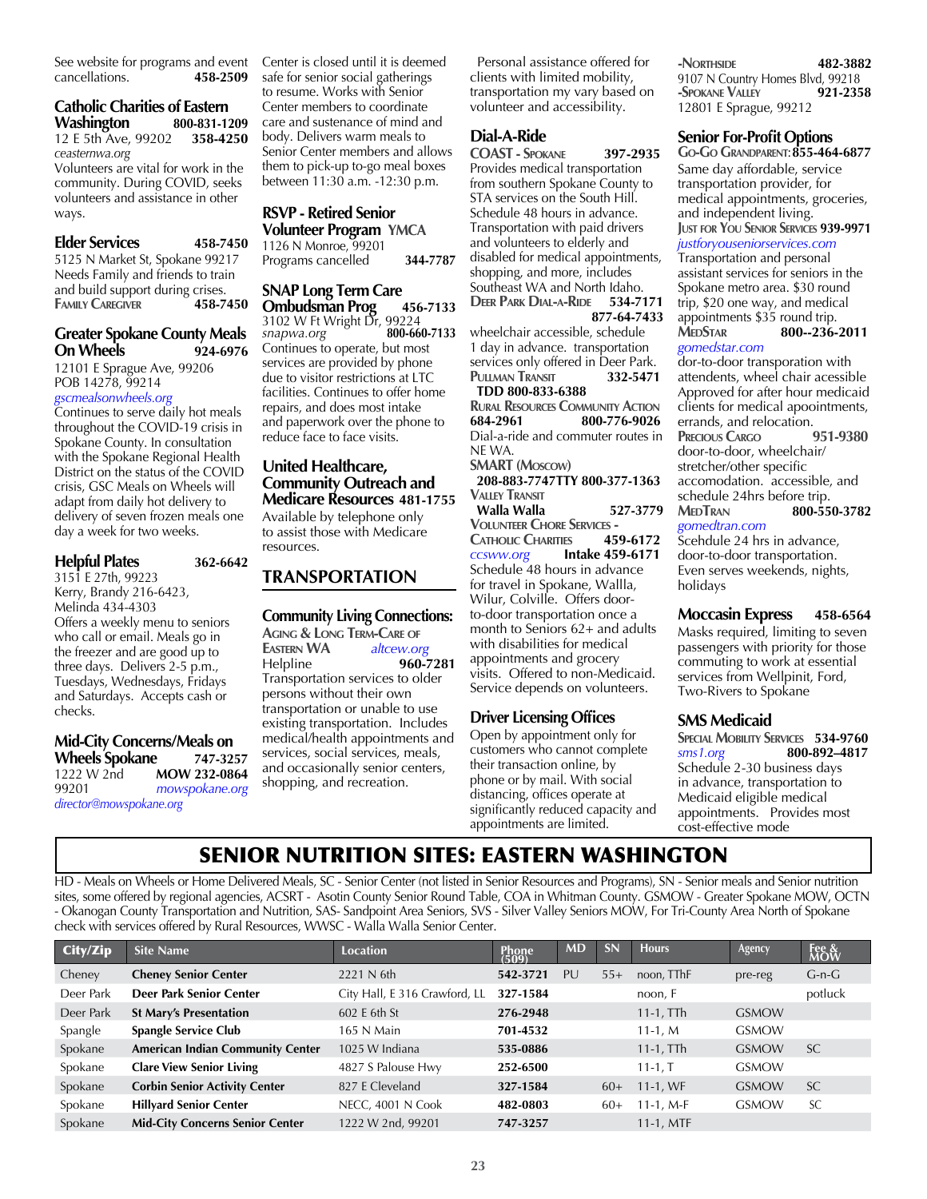See website for programs and event cancellations. **458-2509**

### Catholic Charities of Eastern Washington **800-831-1209**

12 E 5th Ave, 99202 **358-4250**
*ceasternwa.org*
Volunteers are vital for work in the community. During COVID, seeks volunteers and assistance in other ways.

### Elder Services **458-7450**

5125 N Market St, Spokane 99217
Needs Family and friends to train and build support during crises.
**Family Caregiver 458-7450**

### Greater Spokane County Meals On Wheels **924-6976**

12101 E Sprague Ave, 99206
POB 14278, 99214
*gscmealsonwheels.org*
Continues to serve daily hot meals throughout the COVID-19 crisis in Spokane County. In consultation with the Spokane Regional Health District on the status of the COVID crisis, GSC Meals on Wheels will adapt from daily hot delivery to delivery of seven frozen meals one day a week for two weeks.

### Helpful Plates **362-6642**

3151 E 27th, 99223
Kerry, Brandy 216-6423,
Melinda 434-4303
Offers a weekly menu to seniors who call or email. Meals go in the freezer and are good up to three days. Delivers 2-5 p.m., Tuesdays, Wednesdays, Fridays and Saturdays. Accepts cash or checks.

### Mid-City Concerns/Meals on Wheels Spokane **747-3257**

1222 W 2nd **MOW 232-0864**
99201 *mowspokane.org*
*director@mowspokane.org*
Center is closed until it is deemed safe for senior social gatherings to resume. Works with Senior Center members to coordinate care and sustenance of mind and body. Delivers warm meals to Senior Center members and allows them to pick-up to-go meal boxes between 11:30 a.m. -12:30 p.m.

### RSVP - Retired Senior Volunteer Program YMCA

1126 N Monroe, 99201
Programs cancelled **344-7787**

### SNAP Long Term Care Ombudsman Prog **456-7133**

3102 W Ft Wright Dr, 99224
*snapwa.org* **800-660-7133**
Continues to operate, but most services are provided by phone due to visitor restrictions at LTC facilities. Continues to offer home repairs, and does most intake and paperwork over the phone to reduce face to face visits.

### United Healthcare, Community Outreach and Medicare Resources **481-1755**

Available by telephone only to assist those with Medicare resources.

## TRANSPORTATION

### Community Living Connections:

**Aging & Long Term-Care of Eastern WA** *altcew.org*
Helpline **960-7281**
Transportation services to older persons without their own transportation or unable to use existing transportation. Includes medical/health appointments and services, social services, meals, and occasionally senior centers, shopping, and recreation.

Personal assistance offered for clients with limited mobility, transportation my vary based on volunteer and accessibility.

### Dial-A-Ride

**COAST - Spokane 397-2935**
Provides medical transportation from southern Spokane County to STA services on the South Hill. Schedule 48 hours in advance. Transportation with paid drivers and volunteers to elderly and disabled for medical appointments, shopping, and more, includes Southeast WA and North Idaho.

**Deer Park Dial-a-Ride 534-7171**
**877-64-7433**
wheelchair accessible, schedule 1 day in advance. transportation services only offered in Deer Park.

**Pullman Transit 332-5471**
**TDD 800-833-6388**

**Rural Resources Community Action**
**684-2961 800-776-9026**
Dial-a-ride and commuter routes in NE WA.

**SMART (Moscow)**
**208-883-7747TTY 800-377-1363**

**Valley Transit**
**Walla Walla 527-3779**

**Volunteer Chore Services - Catholic Charities 459-6172**
*ccsww.org* **Intake 459-6171**
Schedule 48 hours in advance for travel in Spokane, Wallla, Wilur, Colville. Offers door-to-door transportation once a month to Seniors 62+ and adults with disabilities for medical appointments and grocery visits. Offered to non-Medicaid. Service depends on volunteers.

### Driver Licensing Offices

Open by appointment only for customers who cannot complete their transaction online, by phone or by mail. With social distancing, offices operate at significantly reduced capacity and appointments are limited.

**-Northside 482-3882**
9107 N Country Homes Blvd, 99218
**-Spokane Valley 921-2358**
12801 E Sprague, 99212

### Senior For-Profit Options

**Go-Go Grandparent: 855-464-6877**
Same day affordable, service transportation provider, for medical appointments, groceries, and independent living.

**Just for You Senior Services 939-9971**
*justforyouseniorservices.com*
Transportation and personal assistant services for seniors in the Spokane metro area. $30 round trip, $20 one way, and medical appointments $35 round trip.

**MedStar 800--236-2011**
*gomedstar.com*
dor-to-door transporation with attendents, wheel chair accesible Approved for after hour medicaid clients for medical apoointments, errands, and relocation.

**Precious Cargo 951-9380**
door-to-door, wheelchair/ stretcher/other specific accomodation. accessible, and schedule 24hrs before trip.

**MedTran 800-550-3782**
*gomedtran.com*
Scehdule 24 hrs in advance, door-to-door transportation. Even serves weekends, nights, holidays

### Moccasin Express **458-6564**

Masks required, limiting to seven passengers with priority for those commuting to work at essential services from Wellpinit, Ford, Two-Rivers to Spokane

### SMS Medicaid

**Special Mobility Services 534-9760**
*sms1.org* **800-892–4817**
Schedule 2-30 business days in advance, transportation to Medicaid eligible medical appointments. Provides most cost-effective mode

## SENIOR NUTRITION SITES: EASTERN WASHINGTON

HD - Meals on Wheels or Home Delivered Meals, SC - Senior Center (not listed in Senior Resources and Programs), SN - Senior meals and Senior nutrition sites, some offered by regional agencies, ACSRT - Asotin County Senior Round Table, COA in Whitman County. GSMOW - Greater Spokane MOW, OCTN - Okanogan County Transportation and Nutrition, SAS- Sandpoint Area Seniors, SVS - Silver Valley Seniors MOW, For Tri-County Area North of Spokane check with services offered by Rural Resources, WWSC - Walla Walla Senior Center.

| City/Zip | Site Name | Location | Phone (509) | MD | SN | Hours | Agency | Fee & MOW |
|---|---|---|---|---|---|---|---|---|
| Cheney | **Cheney Senior Center** | 2221 N 6th | **542-3721** | PU | 55+ | noon, TThF | pre-reg | G-n-G |
| Deer Park | **Deer Park Senior Center** | City Hall, E 316 Crawford, LL | **327-1584** | | | noon, F | | potluck |
| Deer Park | **St Mary's Presentation** | 602 E 6th St | **276-2948** | | | 11-1, TTh | GSMOW | |
| Spangle | **Spangle Service Club** | 165 N Main | **701-4532** | | | 11-1, M | GSMOW | |
| Spokane | **American Indian Community Center** | 1025 W Indiana | **535-0886** | | | 11-1, TTh | GSMOW | SC |
| Spokane | **Clare View Senior Living** | 4827 S Palouse Hwy | **252-6500** | | | 11-1, T | GSMOW | |
| Spokane | **Corbin Senior Activity Center** | 827 E Cleveland | **327-1584** | | 60+ | 11-1, WF | GSMOW | SC |
| Spokane | **Hillyard Senior Center** | NECC, 4001 N Cook | **482-0803** | | 60+ | 11-1, M-F | GSMOW | SC |
| Spokane | **Mid-City Concerns Senior Center** | 1222 W 2nd, 99201 | **747-3257** | | | 11-1, MTF | | |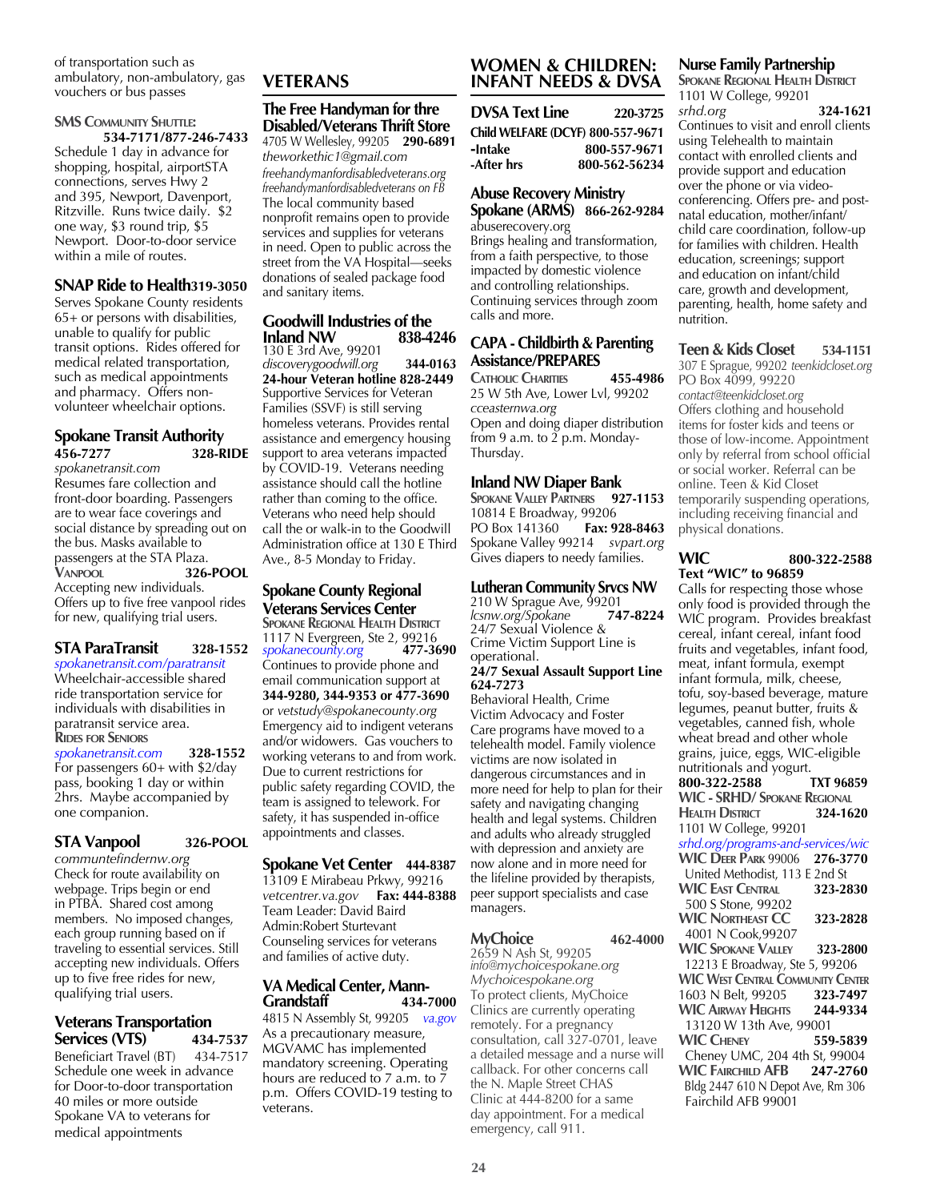of transportation such as ambulatory, non-ambulatory, gas vouchers or bus passes

**SMS Community Shuttle:**
**534-7171/877-246-7433**
Schedule 1 day in advance for shopping, hospital, airportSTA connections, serves Hwy 2 and 395, Newport, Davenport, Ritzville. Runs twice daily. $2 one way, $3 round trip, $5 Newport. Door-to-door service within a mile of routes.

### SNAP Ride to Health 319-3050

Serves Spokane County residents 65+ or persons with disabilities, unable to qualify for public transit options. Rides offered for medical related transportation, such as medical appointments and pharmacy. Offers non-volunteer wheelchair options.

### Spokane Transit Authority
**456-7277 328-RIDE**
*spokanetransit.com*
Resumes fare collection and front-door boarding. Passengers are to wear face coverings and social distance by spreading out on the bus. Masks available to passengers at the STA Plaza.
**Vanpool 326-POOL**
Accepting new individuals. Offers up to five free vanpool rides for new, qualifying trial users.

### STA ParaTransit 328-1552

*spokanetransit.com/paratransit*
Wheelchair-accessible shared ride transportation service for individuals with disabilities in paratransit service area.
**Rides for Seniors**
*spokanetransit.com* **328-1552**
For passengers 60+ with $2/day pass, booking 1 day or within 2hrs. Maybe accompanied by one companion.

### STA Vanpool 326-POOL

*communtefindernw.org*
Check for route availability on webpage. Trips begin or end in PTBA. Shared cost among members. No imposed changes, each group running based on if traveling to essential services. Still accepting new individuals. Offers up to five free rides for new, qualifying trial users.

### Veterans Transportation Services (VTS) 434-7537

Beneficiart Travel (BT) 434-7517
Schedule one week in advance for Door-to-door transportation 40 miles or more outside Spokane VA to veterans for medical appointments

## VETERANS

### The Free Handyman for thre Disabled/Veterans Thrift Store

4705 W Wellesley, 99205 **290-6891**
*theworkethic1@gmail.com*
*freehandymanfordisabledveterans.org*
*freehandymanfordisabledveterans on FB*
The local community based nonprofit remains open to provide services and supplies for veterans in need. Open to public across the street from the VA Hospital—seeks donations of sealed package food and sanitary items.

### Goodwill Industries of the Inland NW 838-4246

130 E 3rd Ave, 99201
*discoverygoodwill.org* **344-0163**
**24-hour Veteran hotline 828-2449**
Supportive Services for Veteran Families (SSVF) is still serving homeless veterans. Provides rental assistance and emergency housing support to area veterans impacted by COVID-19. Veterans needing assistance should call the hotline rather than coming to the office. Veterans who need help should call the or walk-in to the Goodwill Administration office at 130 E Third Ave., 8-5 Monday to Friday.

### Spokane County Regional Veterans Services Center

**Spokane Regional Health District**
1117 N Evergreen, Ste 2, 99216
*spokanecounty.org* **477-3690**
Continues to provide phone and email communication support at **344-9280, 344-9353 or 477-3690** or *vetstudy@spokanecounty.org*
Emergency aid to indigent veterans and/or widowers. Gas vouchers to working veterans to and from work. Due to current restrictions for public safety regarding COVID, the team is assigned to telework. For safety, it has suspended in-office appointments and classes.

### Spokane Vet Center 444-8387

13109 E Mirabeau Prkwy, 99216
*vetcentrer.va.gov* **Fax: 444-8388**
Team Leader: David Baird
Admin:Robert Sturtevant
Counseling services for veterans and families of active duty.

### VA Medical Center, Mann-Grandstaff 434-7000

4815 N Assembly St, 99205 *va.gov*
As a precautionary measure, MGVAMC has implemented mandatory screening. Operating hours are reduced to 7 a.m. to 7 p.m. Offers COVID-19 testing to veterans.

## WOMEN & CHILDREN: INFANT NEEDS & DVSA

### DVSA Text Line 220-3725

**Child WELFARE (DCYF) 800-557-9671**
**-Intake 800-557-9671**
**-After hrs 800-562-56234**

### Abuse Recovery Ministry Spokane (ARMS) 866-262-9284

abuserecovery.org
Brings healing and transformation, from a faith perspective, to those impacted by domestic violence and controlling relationships. Continuing services through zoom calls and more.

### CAPA - Childbirth & Parenting Assistance/PREPARES

**Catholic Charities 455-4986**
25 W 5th Ave, Lower Lvl, 99202
*cceasternwa.org*
Open and doing diaper distribution from 9 a.m. to 2 p.m. Monday-Thursday.

### Inland NW Diaper Bank

**Spokane Valley Partners 927-1153**
10814 E Broadway, 99206
PO Box 141360 **Fax: 928-8463**
Spokane Valley 99214 *svpart.org*
Gives diapers to needy families.

### Lutheran Community Srvcs NW

210 W Sprague Ave, 99201
*lcsnw.org/Spokane* **747-8224**
24/7 Sexual Violence & Crime Victim Support Line is operational.
**24/7 Sexual Assault Support Line 624-7273**
Behavioral Health, Crime Victim Advocacy and Foster Care programs have moved to a telehealth model. Family violence victims are now isolated in dangerous circumstances and in more need for help to plan for their safety and navigating changing health and legal systems. Children and adults who already struggled with depression and anxiety are now alone and in more need for the lifeline provided by therapists, peer support specialists and case managers.

### MyChoice 462-4000

2659 N Ash St, 99205
*info@mychoicespokane.org*
*Mychoicespokane.org*
To protect clients, MyChoice Clinics are currently operating remotely. For a pregnancy consultation, call 327-0701, leave a detailed message and a nurse will callback. For other concerns call the N. Maple Street CHAS Clinic at 444-8200 for a same day appointment. For a medical emergency, call 911.

### Nurse Family Partnership

**Spokane Regional Health District**
1101 W College, 99201
*srhd.org* **324-1621**
Continues to visit and enroll clients using Telehealth to maintain contact with enrolled clients and provide support and education over the phone or via video-conferencing. Offers pre- and post-natal education, mother/infant/child care coordination, follow-up for families with children. Health education, screenings; support and education on infant/child care, growth and development, parenting, health, home safety and nutrition.

### Teen & Kids Closet 534-1151

307 E Sprague, 99202 *teenkidcloset.org*
PO Box 4099, 99220
*contact@teenkidcloset.org*
Offers clothing and household items for foster kids and teens or those of low-income. Appointment only by referral from school official or social worker. Referral can be online. Teen & Kid Closet temporarily suspending operations, including receiving financial and physical donations.

### WIC 800-322-2588

**Text "WIC" to 96859**
Calls for respecting those whose only food is provided through the WIC program. Provides breakfast cereal, infant cereal, infant food fruits and vegetables, infant food, meat, infant formula, milk, cheese, tofu, soy-based beverage, mature legumes, peanut butter, fruits & vegetables, canned fish, whole wheat bread and other whole grains, juice, eggs, WIC-eligible nutritionals and yogurt.
**800-322-2588 TXT 96859**
**WIC - SRHD/ Spokane Regional Health District 324-1620**
1101 W College, 99201
*srhd.org/programs-and-services/wic*
**WIC Deer Park** 99006 **276-3770**
United Methodist, 113 E 2nd St
**WIC East Central 323-2830**
500 S Stone, 99202
**WIC Northeast CC 323-2828**
4001 N Cook,99207
**WIC Spokane Valley 323-2800**
12213 E Broadway, Ste 5, 99206
**WIC West Central Community Center**
1603 N Belt, 99205 **323-7497**
**WIC Airway Heights 244-9334**
13120 W 13th Ave, 99001
**WIC Cheney 559-5839**
Cheney UMC, 204 4th St, 99004
**WIC Fairchild AFB 247-2760**
Bldg 2447 610 N Depot Ave, Rm 306
Fairchild AFB 99001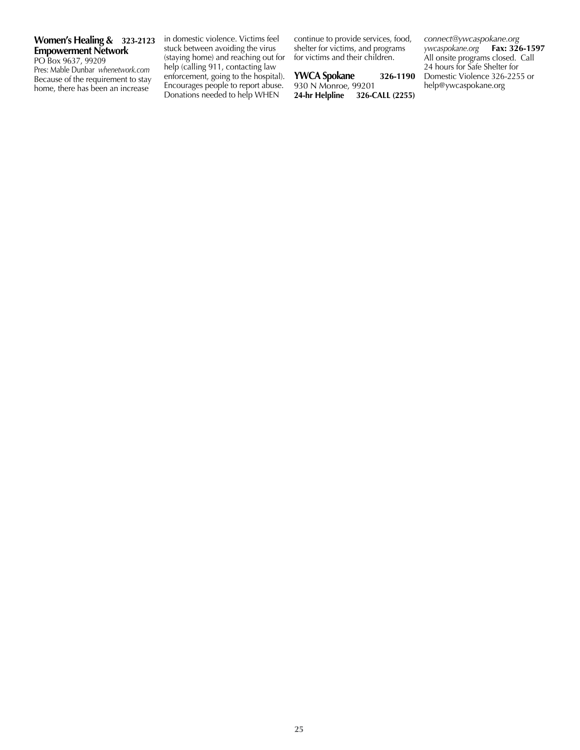**Women's Healing & Empowerment Network** **323-2123**
PO Box 9637, 99209
Pres: Mable Dunbar *whenetwork.com*
Because of the requirement to stay home, there has been an increase in domestic violence. Victims feel stuck between avoiding the virus (staying home) and reaching out for help (calling 911, contacting law enforcement, going to the hospital). Encourages people to report abuse. Donations needed to help WHEN continue to provide services, food, shelter for victims, and programs for victims and their children.

**YWCA Spokane** **326-1190**
930 N Monroe, 99201
**24-hr Helpline 326-CALL (2255)**
*connect@ywcaspokane.org*
*ywcaspokane.org* **Fax: 326-1597**
All onsite programs closed. Call 24 hours for Safe Shelter for Domestic Violence 326-2255 or help@ywcaspokane.org